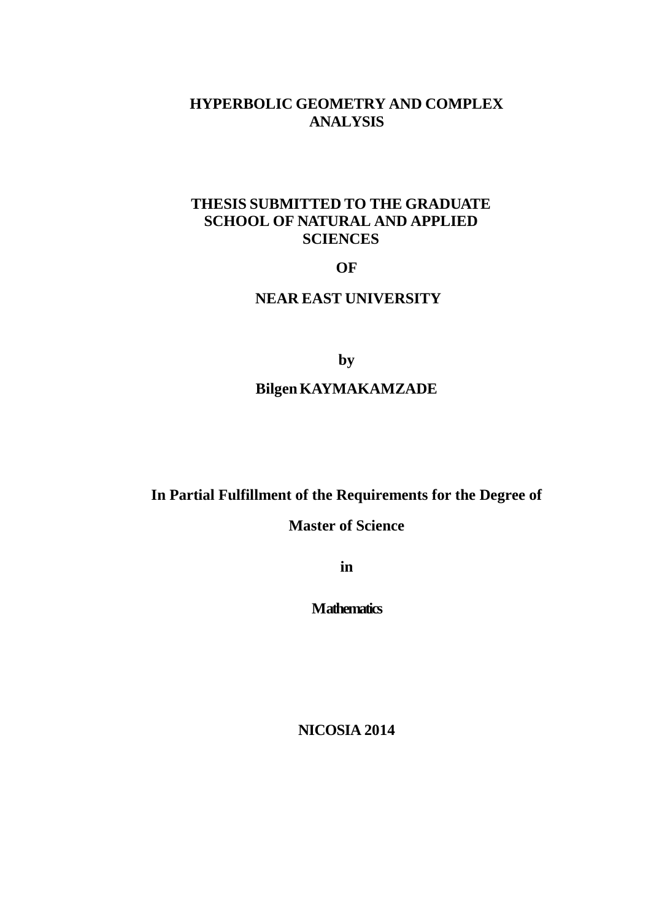# HYPERBOLIC GEOMETRY AND COMPLEX ANALYSIS

**THESIS SUBMITTED TO THE GRADUATE SCHOOL OF NATURAL AND APPLIED SCIENCES**

**OF**

**NEAR EAST UNIVERSITY**

**by**

**Bilgen KAYMAKAMZADE**

**In Partial Fulfillment of the Requirements for the Degree of**

**Master of Science**

**in**

**Mathematics**

**NICOSIA 2014**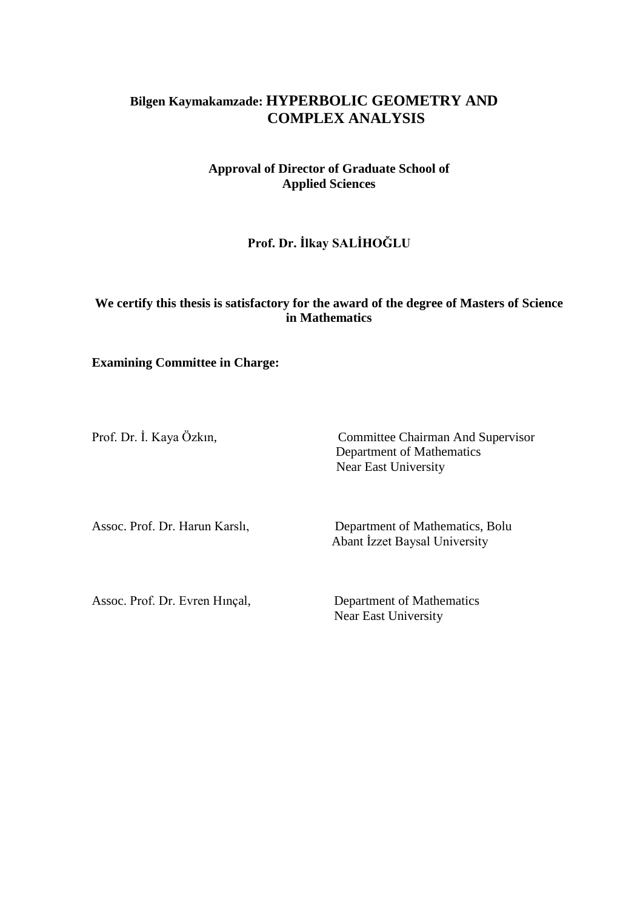**Bilgen Kaymakamzade: HYPERBOLIC GEOMETRY AND COMPLEX ANALYSIS**

**Approval of Director of Graduate School of Applied Sciences**

**Prof. Dr. İlkay SALİHOĞLU**

**We certify this thesis is satisfactory for the award of the degree of Masters of Science in Mathematics**

**Examining Committee in Charge:**

Prof. Dr. İ. Kaya Özkın, Committee Chairman And Supervisor
Department of Mathematics
Near East University

Assoc. Prof. Dr. Harun Karslı, Department of Mathematics, Bolu
Abant İzzet Baysal University

Assoc. Prof. Dr. Evren Hınçal, Department of Mathematics
Near East University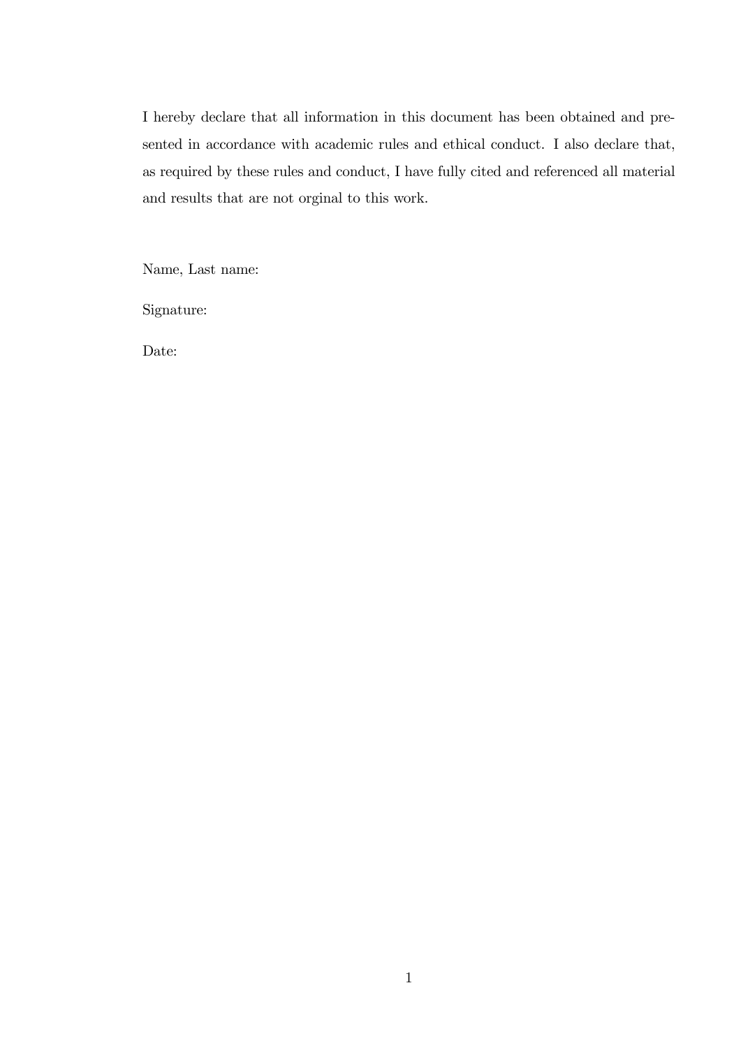I hereby declare that all information in this document has been obtained and presented in accordance with academic rules and ethical conduct. I also declare that, as required by these rules and conduct, I have fully cited and referenced all material and results that are not orginal to this work.

Name, Last name:

Signature:

Date: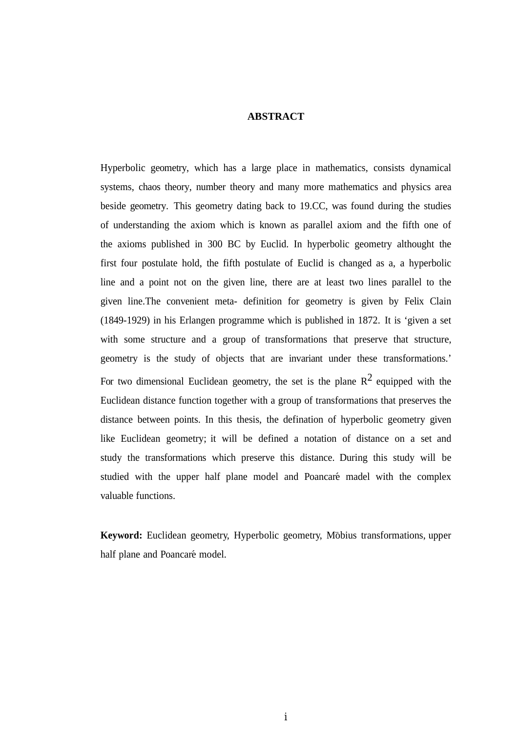# ABSTRACT

Hyperbolic geometry, which has a large place in mathematics, consists dynamical systems, chaos theory, number theory and many more mathematics and physics area beside geometry. This geometry dating back to 19.CC, was found during the studies of understanding the axiom which is known as parallel axiom and the fifth one of the axioms published in 300 BC by Euclid. In hyperbolic geometry althought the first four postulate hold, the fifth postulate of Euclid is changed as a, a hyperbolic line and a point not on the given line, there are at least two lines parallel to the given line.The convenient meta- definition for geometry is given by Felix Clain (1849-1929) in his Erlangen programme which is published in 1872. It is 'given a set with some structure and a group of transformations that preserve that structure, geometry is the study of objects that are invariant under these transformations.' For two dimensional Euclidean geometry, the set is the plane $R^2$ equipped with the Euclidean distance function together with a group of transformations that preserves the distance between points. In this thesis, the defination of hyperbolic geometry given like Euclidean geometry; it will be defined a notation of distance on a set and study the transformations which preserve this distance. During this study will be studied with the upper half plane model and Poancaré madel with the complex valuable functions.

**Keyword:** Euclidean geometry, Hyperbolic geometry, Möbius transformations, upper half plane and Poancaré model.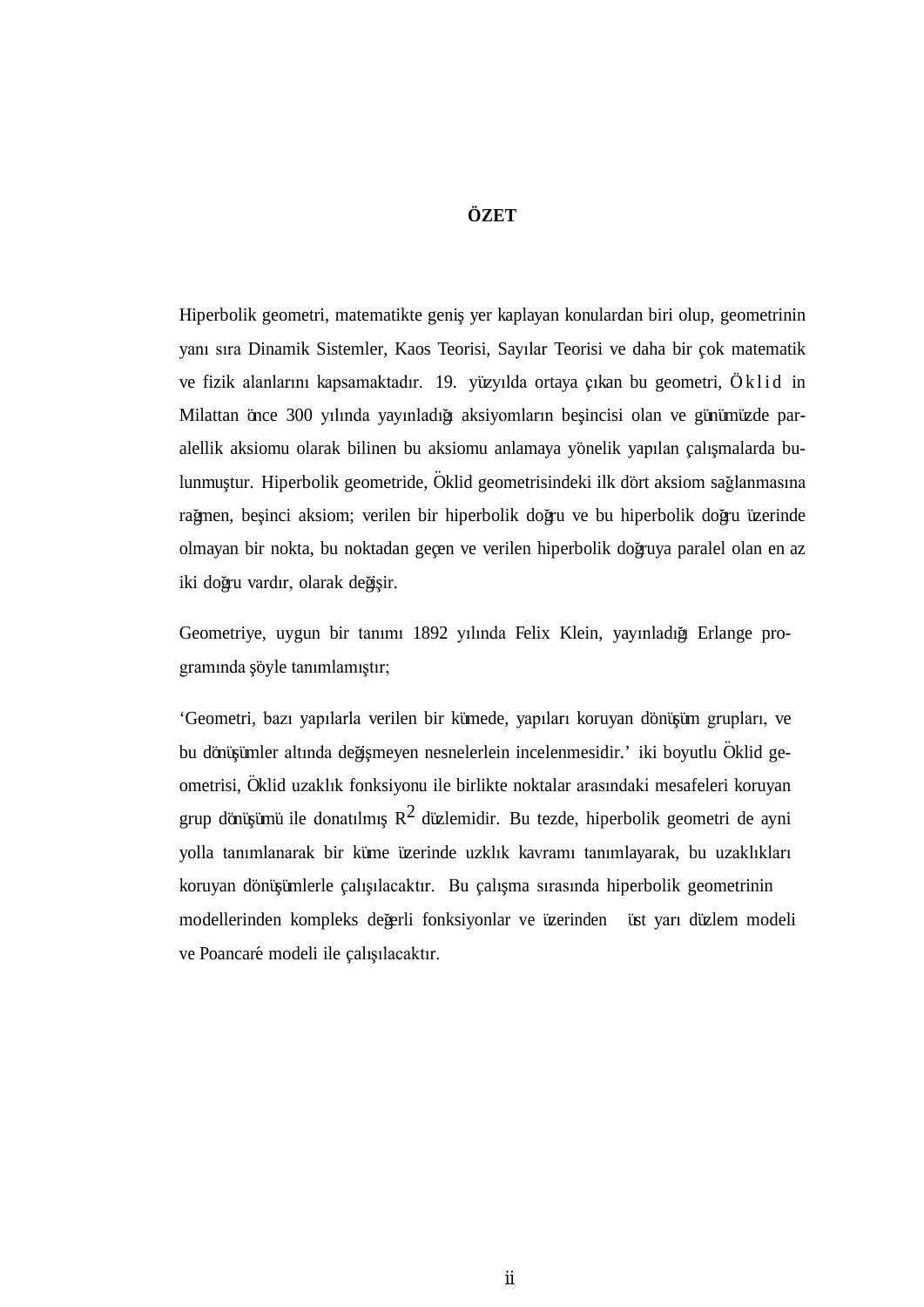# ÖZET

Hiperbolik geometri, matematikte geniş yer kaplayan konulardan biri olup, geometrinin yanı sıra Dinamik Sistemler, Kaos Teorisi, Sayılar Teorisi ve daha bir çok matematik ve fizik alanlarını kapsamaktadır. 19. yüzyılda ortaya çıkan bu geometri, Öklid in Milattan önce 300 yılında yayınladığı aksiyomların beşincisi olan ve günümüzde paralellik aksiomu olarak bilinen bu aksiomu anlamaya yönelik yapılan çalışmalarda bulunmuştur. Hiperbolik geometride, Öklid geometrisindeki ilk dört aksiom sağlanmasına rağmen, beşinci aksiom; verilen bir hiperbolik doğru ve bu hiperbolik doğru üzerinde olmayan bir nokta, bu noktadan geçen ve verilen hiperbolik doğruya paralel olan en az iki doğru vardır, olarak değişir.

Geometriye, uygun bir tanımı 1892 yılında Felix Klein, yayınladığı Erlange programında şöyle tanımlamıştır;

'Geometri, bazı yapılarla verilen bir kümede, yapıları koruyan dönüşüm grupları, ve bu dönüşümler altında değişmeyen nesnelerlein incelenmesidir.' iki boyutlu Öklid geometrisi, Öklid uzaklık fonksiyonu ile birlikte noktalar arasındaki mesafeleri koruyan grup dönüşümü ile donatılmış $R^2$ düzlemidir. Bu tezde, hiperbolik geometri de ayni yolla tanımlanarak bir küme üzerinde uzklık kavramı tanımlayarak, bu uzaklıkları koruyan dönüşümlerle çalışılacaktır. Bu çalışma sırasında hiperbolik geometrinin modellerinden kompleks değerli fonksiyonlar ve üzerinden üst yarı düzlem modeli ve Poancaré modeli ile çalışılacaktır.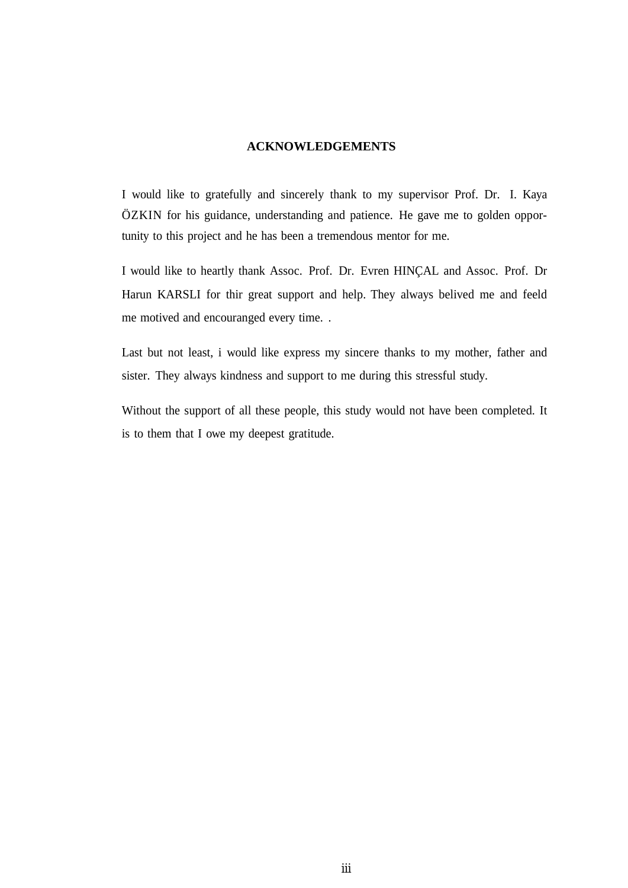# ACKNOWLEDGEMENTS

I would like to gratefully and sincerely thank to my supervisor Prof. Dr. I. Kaya ÖZKIN for his guidance, understanding and patience. He gave me to golden opportunity to this project and he has been a tremendous mentor for me.

I would like to heartly thank Assoc. Prof. Dr. Evren HINÇAL and Assoc. Prof. Dr Harun KARSLI for thir great support and help. They always belived me and feeld me motived and encouranged every time. .

Last but not least, i would like express my sincere thanks to my mother, father and sister. They always kindness and support to me during this stressful study.

Without the support of all these people, this study would not have been completed. It is to them that I owe my deepest gratitude.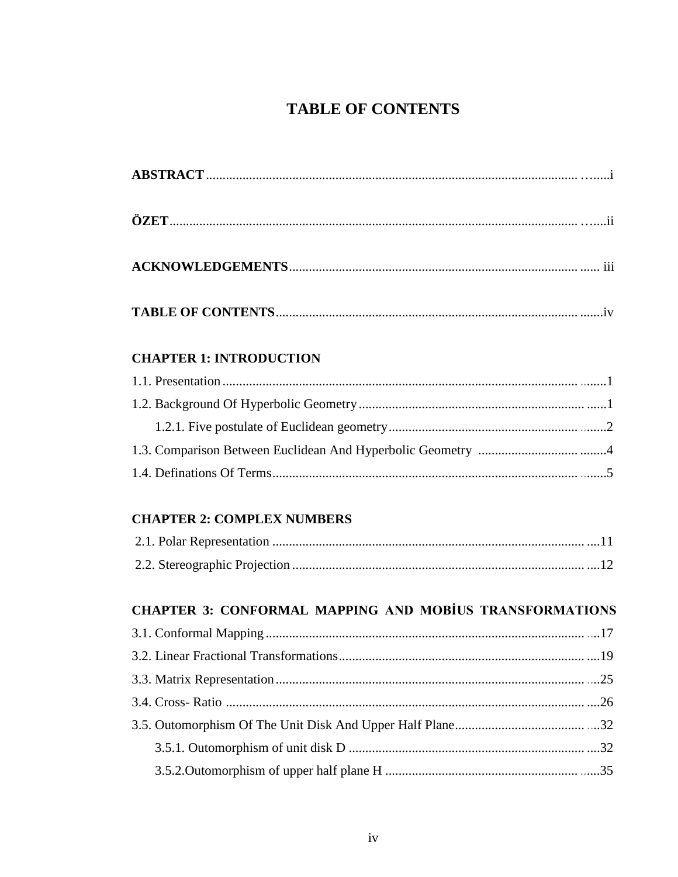# TABLE OF CONTENTS

**ABSTRACT** ........................................................................................................ i

**ÖZET** ................................................................................................................ ii

**ACKNOWLEDGEMENTS** ............................................................................... iii

**TABLE OF CONTENTS** .................................................................................. iv

**CHAPTER 1: INTRODUCTION**

1.1. Presentation ........................................................................................................ 1

1.2. Background Of Hyperbolic Geometry ................................................................. 1

  1.2.1. Five postulate of Euclidean geometry ......................................................... 2

1.3. Comparison Between Euclidean And Hyperbolic Geometry .............................. 4

1.4. Definations Of Terms .......................................................................................... 5

**CHAPTER 2: COMPLEX NUMBERS**

2.1. Polar Representation .......................................................................................... 11

2.2. Stereographic Projection .................................................................................... 12

**CHAPTER 3: CONFORMAL MAPPING AND MOBİUS TRANSFORMATIONS**

3.1. Conformal Mapping ........................................................................................... 17

3.2. Linear Fractional Transformations ..................................................................... 19

3.3. Matrix Representation ....................................................................................... 25

3.4. Cross- Ratio ....................................................................................................... 26

3.5. Outomorphism Of The Unit Disk And Upper Half Plane .................................. 32

  3.5.1. Outomorphism of unit disk D ................................................................... 32

  3.5.2.Outomorphism of upper half plane H ........................................................ 35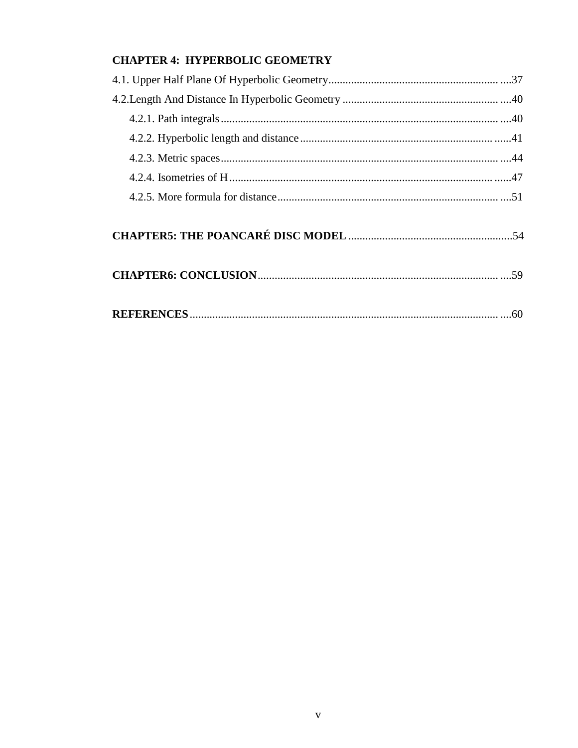**CHAPTER 4: HYPERBOLIC GEOMETRY**

4.1. Upper Half Plane Of Hyperbolic Geometry ....37

4.2.Length And Distance In Hyperbolic Geometry ....40

- 4.2.1. Path integrals ....40
- 4.2.2. Hyperbolic length and distance ......41
- 4.2.3. Metric spaces ....44
- 4.2.4. Isometries of H ......47
- 4.2.5. More formula for distance ....51

**CHAPTER5: THE POANCARÉ DISC MODEL** ....54

**CHAPTER6: CONCLUSION** ....59

**REFERENCES** ....60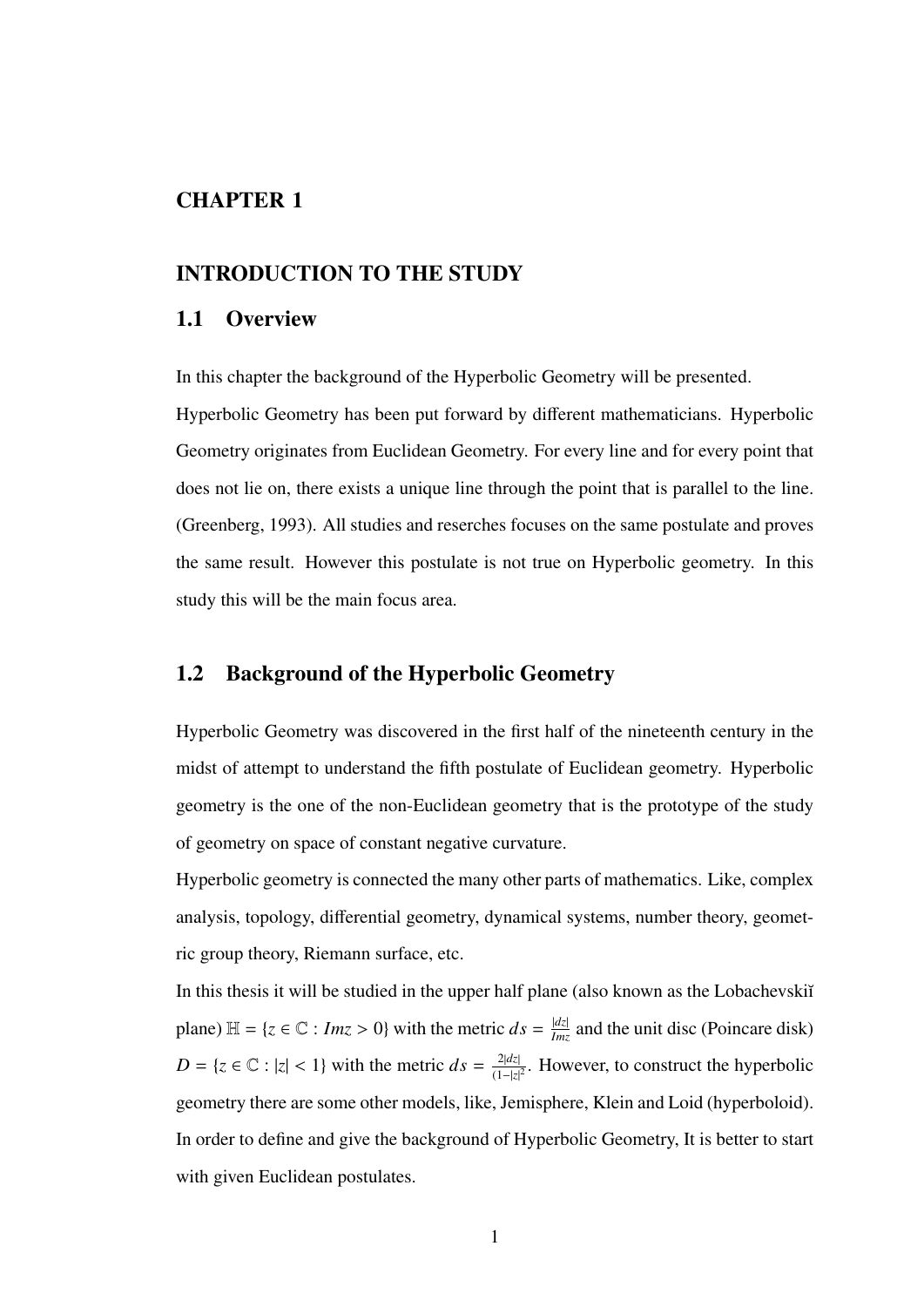# CHAPTER 1

# INTRODUCTION TO THE STUDY

## 1.1 Overview

In this chapter the background of the Hyperbolic Geometry will be presented.
Hyperbolic Geometry has been put forward by different mathematicians. Hyperbolic Geometry originates from Euclidean Geometry. For every line and for every point that does not lie on, there exists a unique line through the point that is parallel to the line. (Greenberg, 1993). All studies and reserches focuses on the same postulate and proves the same result. However this postulate is not true on Hyperbolic geometry. In this study this will be the main focus area.

## 1.2 Background of the Hyperbolic Geometry

Hyperbolic Geometry was discovered in the first half of the nineteenth century in the midst of attempt to understand the fifth postulate of Euclidean geometry. Hyperbolic geometry is the one of the non-Euclidean geometry that is the prototype of the study of geometry on space of constant negative curvature.
Hyperbolic geometry is connected the many other parts of mathematics. Like, complex analysis, topology, differential geometry, dynamical systems, number theory, geometric group theory, Riemann surface, etc.
In this thesis it will be studied in the upper half plane (also known as the Lobachevskiĭ plane) $\mathbb{H} = \{z \in \mathbb{C} : Imz > 0\}$ with the metric $ds = \frac{|dz|}{Imz}$ and the unit disc (Poincare disk) $D = \{z \in \mathbb{C} : |z| < 1\}$ with the metric $ds = \frac{2|dz|}{(1-|z|^2}$. However, to construct the hyperbolic geometry there are some other models, like, Jemisphere, Klein and Loid (hyperboloid). In order to define and give the background of Hyperbolic Geometry, It is better to start with given Euclidean postulates.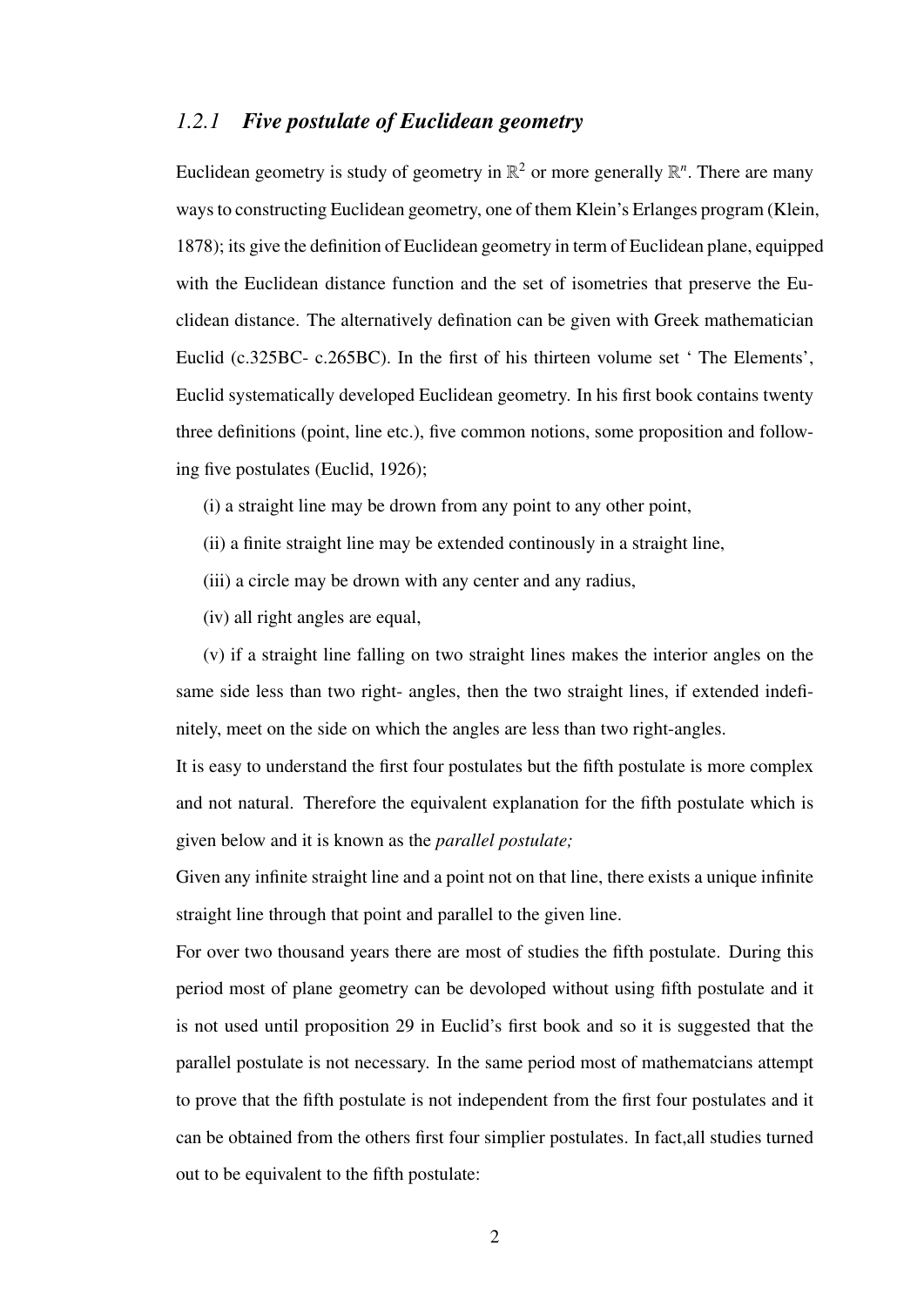### 1.2.1 *Five postulate of Euclidean geometry*

Euclidean geometry is study of geometry in $\mathbb{R}^2$ or more generally $\mathbb{R}^n$. There are many ways to constructing Euclidean geometry, one of them Klein's Erlanges program (Klein, 1878); its give the definition of Euclidean geometry in term of Euclidean plane, equipped with the Euclidean distance function and the set of isometries that preserve the Euclidean distance. The alternatively defination can be given with Greek mathematician Euclid (c.325BC- c.265BC). In the first of his thirteen volume set ' The Elements', Euclid systematically developed Euclidean geometry. In his first book contains twenty three definitions (point, line etc.), five common notions, some proposition and following five postulates (Euclid, 1926);

(i) a straight line may be drown from any point to any other point,

(ii) a finite straight line may be extended continously in a straight line,

(iii) a circle may be drown with any center and any radius,

(iv) all right angles are equal,

(v) if a straight line falling on two straight lines makes the interior angles on the same side less than two right- angles, then the two straight lines, if extended indefinitely, meet on the side on which the angles are less than two right-angles.

It is easy to understand the first four postulates but the fifth postulate is more complex and not natural. Therefore the equivalent explanation for the fifth postulate which is given below and it is known as the *parallel postulate;*

Given any infinite straight line and a point not on that line, there exists a unique infinite straight line through that point and parallel to the given line.

For over two thousand years there are most of studies the fifth postulate. During this period most of plane geometry can be devoloped without using fifth postulate and it is not used until proposition 29 in Euclid's first book and so it is suggested that the parallel postulate is not necessary. In the same period most of mathematcians attempt to prove that the fifth postulate is not independent from the first four postulates and it can be obtained from the others first four simplier postulates. In fact,all studies turned out to be equivalent to the fifth postulate: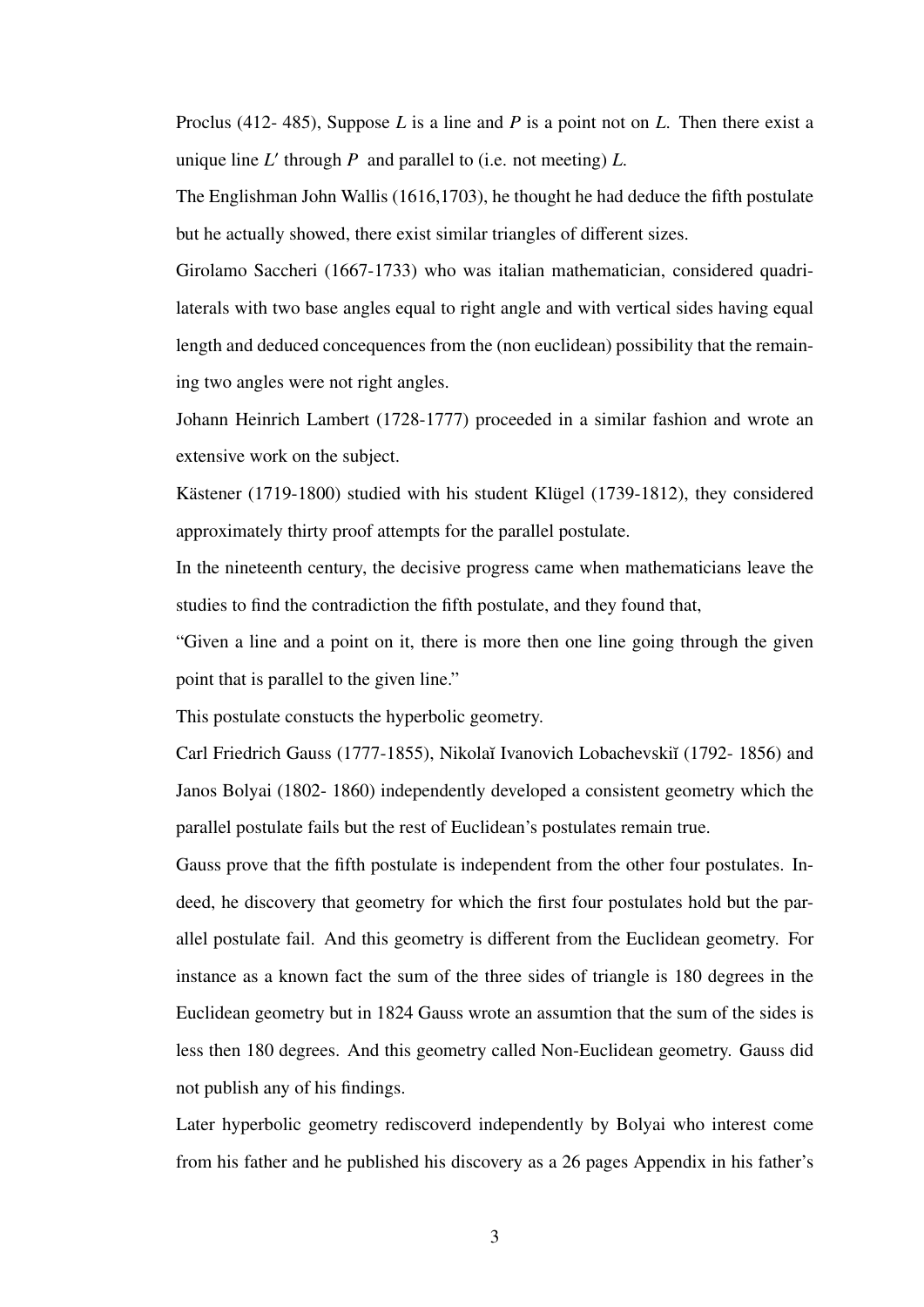Proclus (412- 485), Suppose $L$ is a line and $P$ is a point not on $L$. Then there exist a unique line $L'$ through $P$ and parallel to (i.e. not meeting) $L$.

The Englishman John Wallis (1616,1703), he thought he had deduce the fifth postulate but he actually showed, there exist similar triangles of different sizes.

Girolamo Saccheri (1667-1733) who was italian mathematician, considered quadrilaterals with two base angles equal to right angle and with vertical sides having equal length and deduced concequences from the (non euclidean) possibility that the remaining two angles were not right angles.

Johann Heinrich Lambert (1728-1777) proceeded in a similar fashion and wrote an extensive work on the subject.

Kästener (1719-1800) studied with his student Klügel (1739-1812), they considered approximately thirty proof attempts for the parallel postulate.

In the nineteenth century, the decisive progress came when mathematicians leave the studies to find the contradiction the fifth postulate, and they found that,

"Given a line and a point on it, there is more then one line going through the given point that is parallel to the given line."

This postulate constucts the hyperbolic geometry.

Carl Friedrich Gauss (1777-1855), Nikolaĭ Ivanovich Lobachevskiĭ (1792- 1856) and Janos Bolyai (1802- 1860) independently developed a consistent geometry which the parallel postulate fails but the rest of Euclidean's postulates remain true.

Gauss prove that the fifth postulate is independent from the other four postulates. Indeed, he discovery that geometry for which the first four postulates hold but the parallel postulate fail. And this geometry is different from the Euclidean geometry. For instance as a known fact the sum of the three sides of triangle is 180 degrees in the Euclidean geometry but in 1824 Gauss wrote an assumtion that the sum of the sides is less then 180 degrees. And this geometry called Non-Euclidean geometry. Gauss did not publish any of his findings.

Later hyperbolic geometry rediscoverd independently by Bolyai who interest come from his father and he published his discovery as a 26 pages Appendix in his father's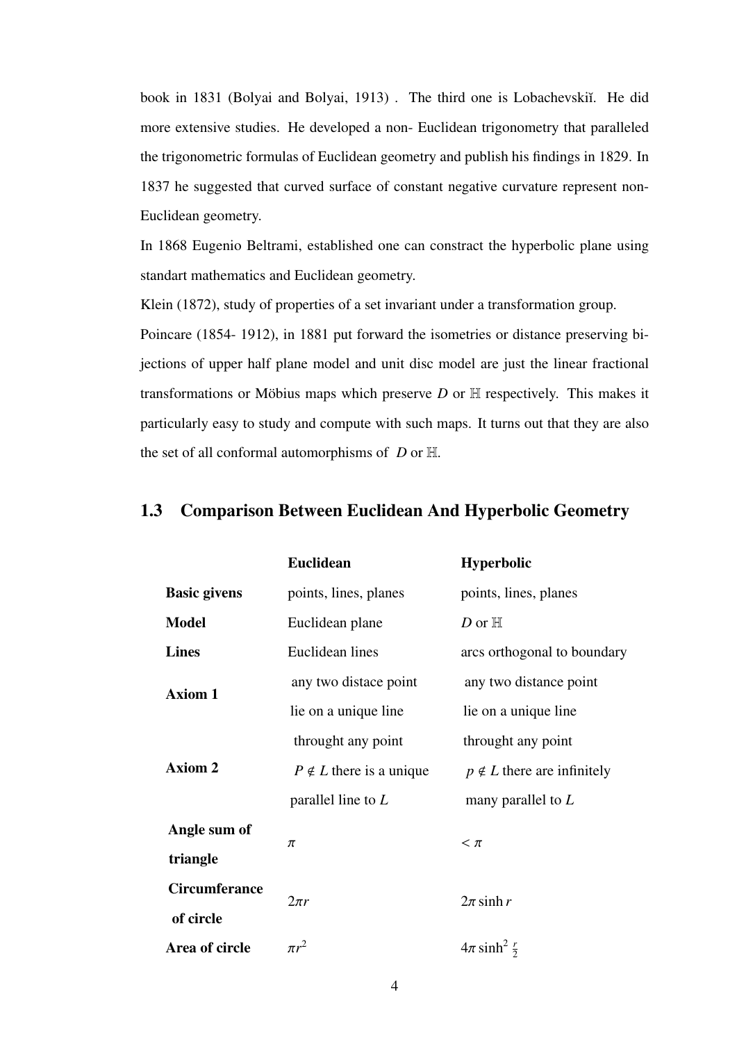book in 1831 (Bolyai and Bolyai, 1913) . The third one is Lobachevskiĭ. He did more extensive studies. He developed a non- Euclidean trigonometry that paralleled the trigonometric formulas of Euclidean geometry and publish his findings in 1829. In 1837 he suggested that curved surface of constant negative curvature represent non-Euclidean geometry.

In 1868 Eugenio Beltrami, established one can constract the hyperbolic plane using standart mathematics and Euclidean geometry.

Klein (1872), study of properties of a set invariant under a transformation group.

Poincare (1854- 1912), in 1881 put forward the isometries or distance preserving bijections of upper half plane model and unit disc model are just the linear fractional transformations or Möbius maps which preserve $D$ or $\mathbb{H}$ respectively. This makes it particularly easy to study and compute with such maps. It turns out that they are also the set of all conformal automorphisms of $D$ or $\mathbb{H}$.

## 1.3 Comparison Between Euclidean And Hyperbolic Geometry

| | **Euclidean** | **Hyperbolic** |
|---|---|---|
| **Basic givens** | points, lines, planes | points, lines, planes |
| **Model** | Euclidean plane | $D$ or $\mathbb{H}$ |
| **Lines** | Euclidean lines | arcs orthogonal to boundary |
| **Axiom 1** | any two distace point lie on a unique line | any two distance point lie on a unique line |
| **Axiom 2** | throught any point $P \notin L$ there is a unique parallel line to $L$ | throught any point $p \notin L$ there are infinitely many parallel to $L$ |
| **Angle sum of triangle** | $\pi$ | $< \pi$ |
| **Circumferance of circle** | $2\pi r$ | $2\pi \sinh r$ |
| **Area of circle** | $\pi r^2$ | $4\pi \sinh^2 \frac{r}{2}$ |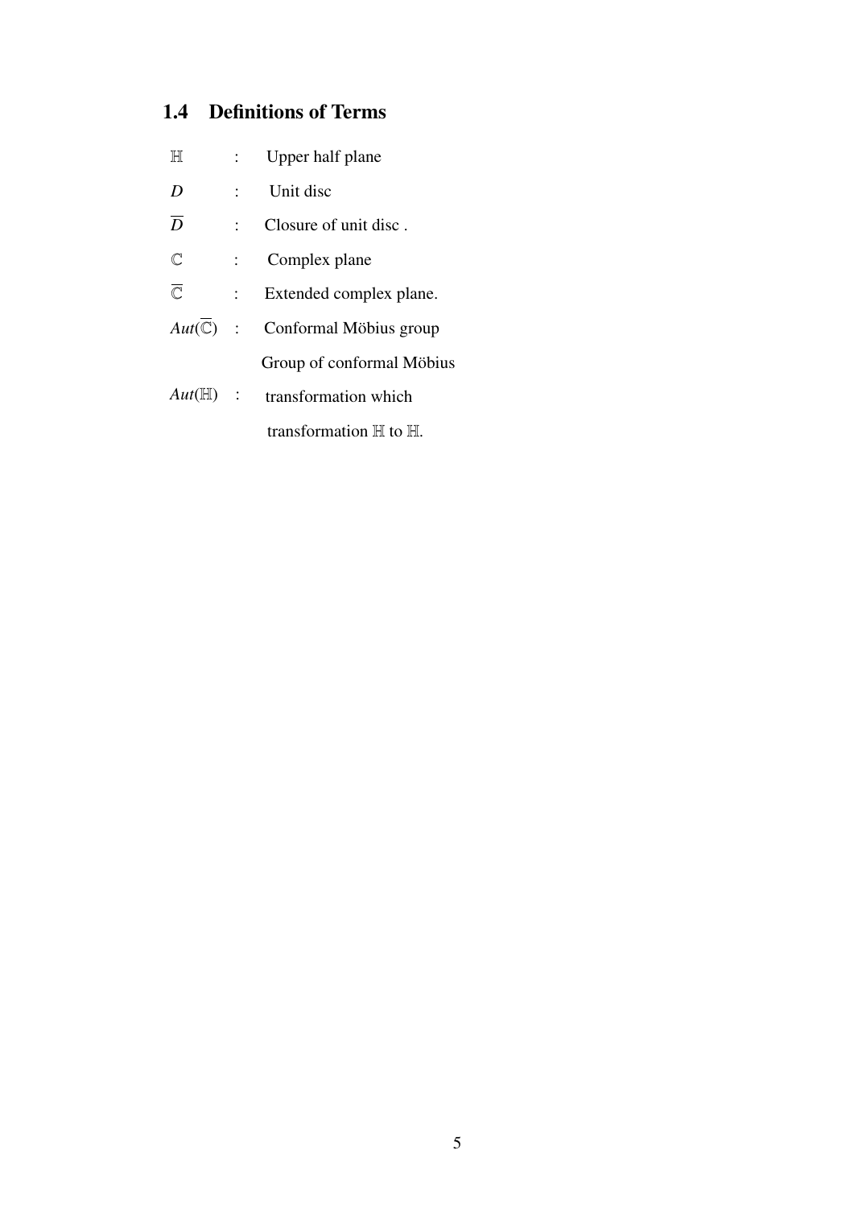### 1.4 Definitions of Terms

| | | |
|---|---|---|
| $\mathbb{H}$ | : | Upper half plane |
| $D$ | : | Unit disc |
| $\overline{D}$ | : | Closure of unit disc . |
| $\mathbb{C}$ | : | Complex plane |
| $\overline{\mathbb{C}}$ | : | Extended complex plane. |
| $Aut(\overline{\mathbb{C}})$ | : | Conformal Möbius group |
| $Aut(\mathbb{H})$ | : | Group of conformal Möbius transformation which transformation $\mathbb{H}$ to $\mathbb{H}$. |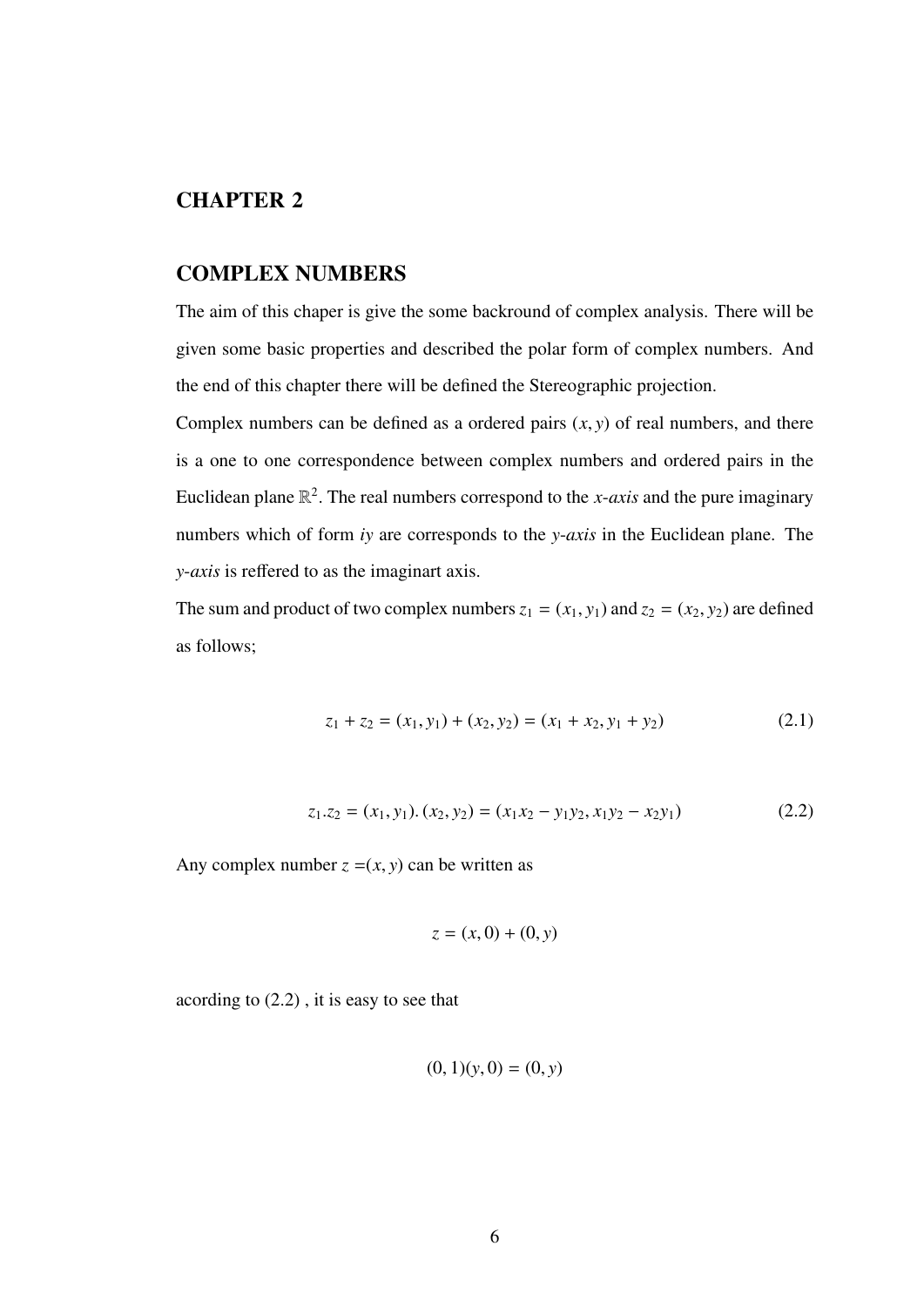# CHAPTER 2

# COMPLEX NUMBERS

The aim of this chaper is give the some backround of complex analysis. There will be given some basic properties and described the polar form of complex numbers. And the end of this chapter there will be defined the Stereographic projection.

Complex numbers can be defined as a ordered pairs $(x, y)$ of real numbers, and there is a one to one correspondence between complex numbers and ordered pairs in the Euclidean plane $\mathbb{R}^2$. The real numbers correspond to the *x-axis* and the pure imaginary numbers which of form *iy* are corresponds to the *y-axis* in the Euclidean plane. The *y-axis* is reffered to as the imaginart axis.

The sum and product of two complex numbers $z_1 = (x_1, y_1)$ and $z_2 = (x_2, y_2)$ are defined as follows;

$$z_1 + z_2 = (x_1, y_1) + (x_2, y_2) = (x_1 + x_2, y_1 + y_2) \tag{2.1}$$

$$z_1.z_2 = (x_1, y_1).(x_2, y_2) = (x_1x_2 - y_1y_2, x_1y_2 - x_2y_1) \tag{2.2}$$

Any complex number $z = (x, y)$ can be written as

$$z = (x, 0) + (0, y)$$

acording to (2.2) , it is easy to see that

$$(0, 1)(y, 0) = (0, y)$$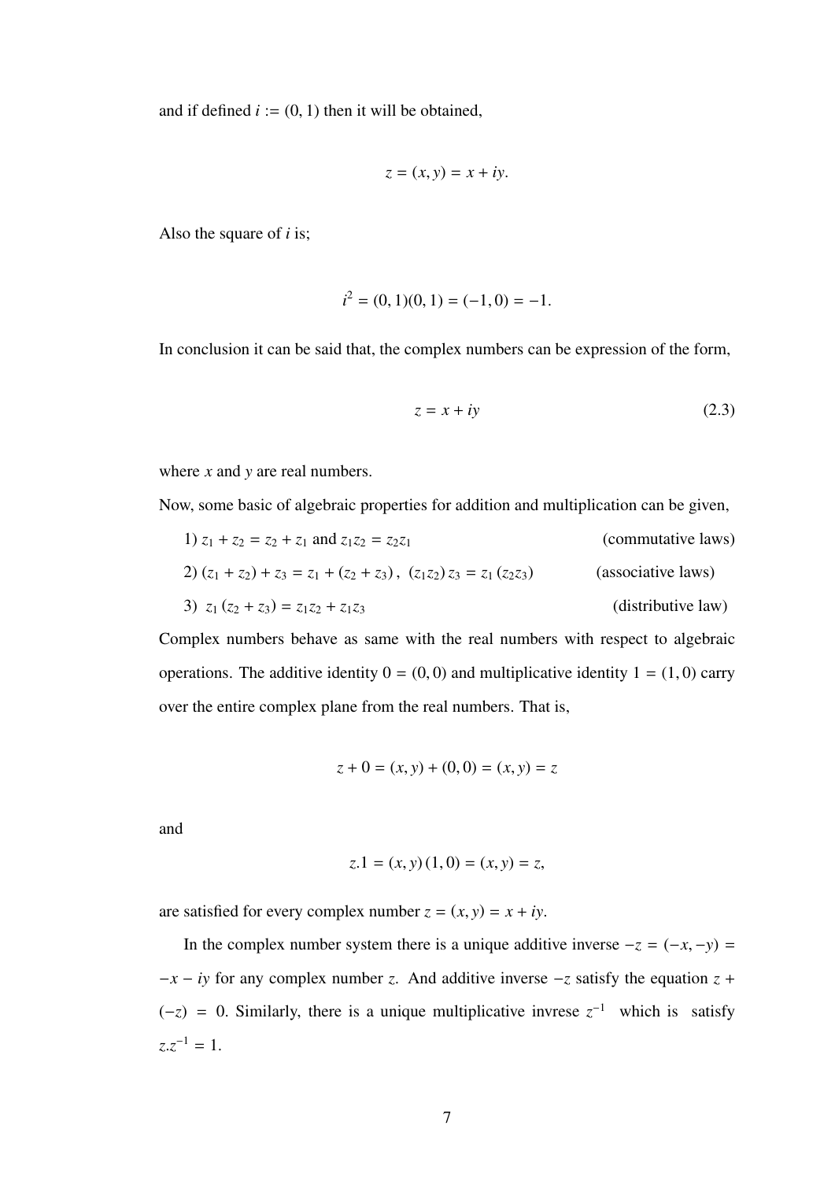and if defined $i := (0, 1)$ then it will be obtained,

$$z = (x, y) = x + iy.$$

Also the square of $i$ is;

$$i^2 = (0, 1)(0, 1) = (-1, 0) = -1.$$

In conclusion it can be said that, the complex numbers can be expression of the form,

$$z = x + iy \tag{2.3}$$

where $x$ and $y$ are real numbers.

Now, some basic of algebraic properties for addition and multiplication can be given,

1) $z_1 + z_2 = z_2 + z_1$ and $z_1 z_2 = z_2 z_1$ (commutative laws)

2) $(z_1 + z_2) + z_3 = z_1 + (z_2 + z_3)$, $(z_1 z_2) z_3 = z_1 (z_2 z_3)$ (associative laws)

3) $z_1 (z_2 + z_3) = z_1 z_2 + z_1 z_3$ (distributive law)

Complex numbers behave as same with the real numbers with respect to algebraic operations. The additive identity $0 = (0, 0)$ and multiplicative identity $1 = (1, 0)$ carry over the entire complex plane from the real numbers. That is,

$$z + 0 = (x, y) + (0, 0) = (x, y) = z$$

and

$$z.1 = (x, y)(1, 0) = (x, y) = z,$$

are satisfied for every complex number $z = (x, y) = x + iy$.

In the complex number system there is a unique additive inverse $-z = (-x, -y) = -x - iy$ for any complex number $z$. And additive inverse $-z$ satisfy the equation $z + (-z) = 0$. Similarly, there is a unique multiplicative invrese $z^{-1}$ which is satisfy $z.z^{-1} = 1$.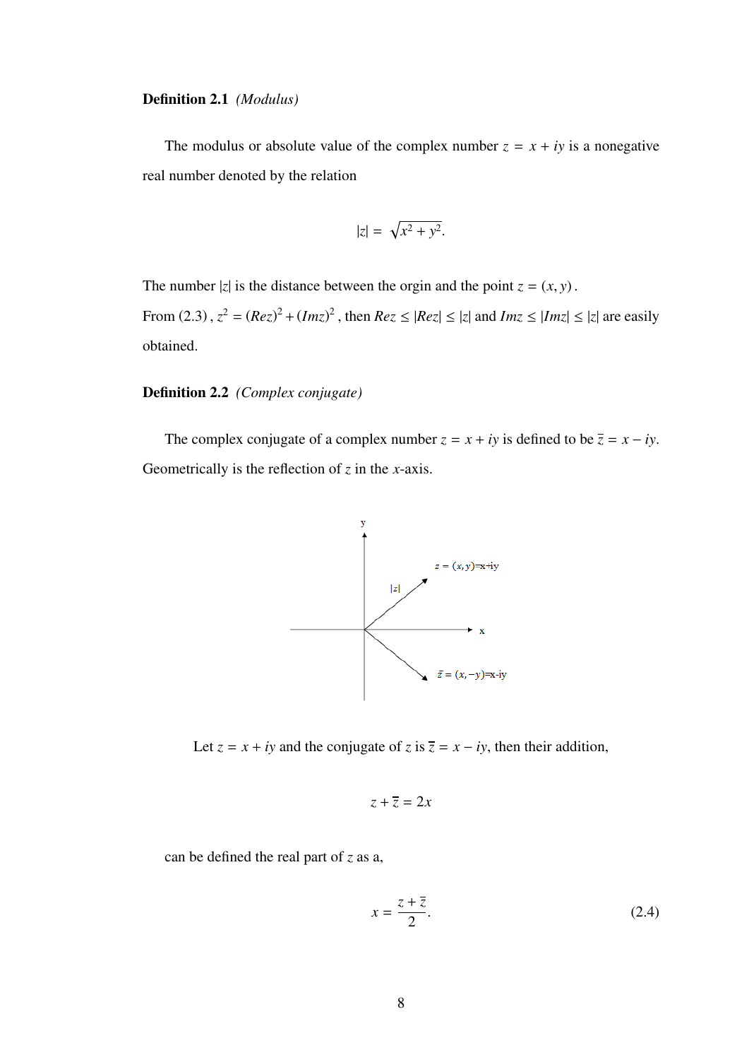**Definition 2.1** *(Modulus)*

The modulus or absolute value of the complex number $z = x + iy$ is a nonegative real number denoted by the relation

$$|z| = \sqrt{x^2 + y^2}.$$

The number $|z|$ is the distance between the orgin and the point $z = (x, y)$.
From (2.3), $z^2 = (Rez)^2 + (Imz)^2$, then $Rez \leq |Rez| \leq |z|$ and $Imz \leq |Imz| \leq |z|$ are easily obtained.

**Definition 2.2** *(Complex conjugate)*

The complex conjugate of a complex number $z = x + iy$ is defined to be $\overline{z} = x - iy$. Geometrically is the reflection of $z$ in the $x$-axis.

Let $z = x + iy$ and the conjugate of $z$ is $\overline{z} = x - iy$, then their addition,

$$z + \overline{z} = 2x$$

can be defined the real part of $z$ as a,

$$x = \frac{z + \overline{z}}{2}. \tag{2.4}$$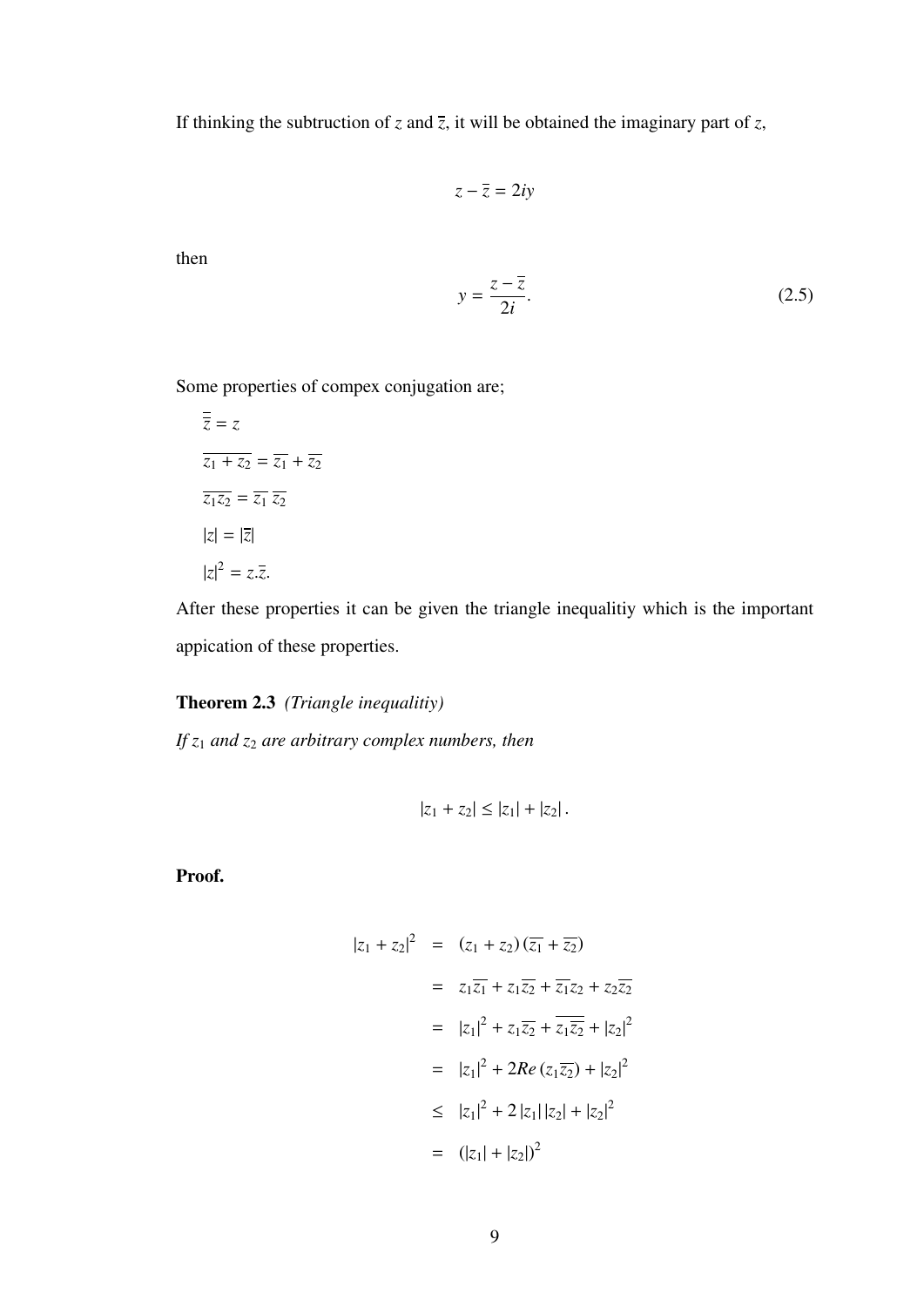If thinking the subtruction of $z$ and $\overline{z}$, it will be obtained the imaginary part of $z$,

$$z - \overline{z} = 2iy$$

then

$$y = \frac{z - \overline{z}}{2i}. \tag{2.5}$$

Some properties of compex conjugation are;

$\overline{\overline{z}} = z$

$\overline{z_1 + z_2} = \overline{z_1} + \overline{z_2}$

$\overline{z_1 z_2} = \overline{z_1}\,\overline{z_2}$

$|z| = |\overline{z}|$

$|z|^2 = z.\overline{z}.$

After these properties it can be given the triangle inequalitiy which is the important appication of these properties.

**Theorem 2.3** *(Triangle inequalitiy)*

*If $z_1$ and $z_2$ are arbitrary complex numbers, then*

$$|z_1 + z_2| \leq |z_1| + |z_2|\,.$$

**Proof.**

$$\begin{aligned}
|z_1 + z_2|^2 &= (z_1 + z_2)\,(\overline{z_1} + \overline{z_2}) \\
&= z_1\overline{z_1} + z_1\overline{z_2} + \overline{z_1}z_2 + z_2\overline{z_2} \\
&= |z_1|^2 + z_1\overline{z_2} + \overline{z_1\overline{z_2}} + |z_2|^2 \\
&= |z_1|^2 + 2Re\,(z_1\overline{z_2}) + |z_2|^2 \\
&\leq |z_1|^2 + 2\,|z_1|\,|z_2| + |z_2|^2 \\
&= (|z_1| + |z_2|)^2
\end{aligned}$$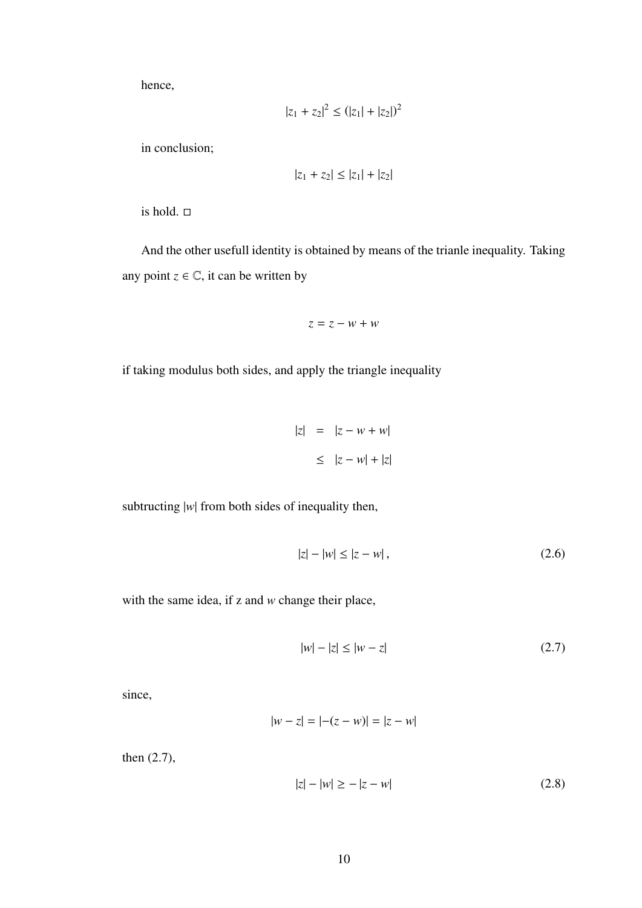hence,

$$|z_1 + z_2|^2 \leq (|z_1| + |z_2|)^2$$

in conclusion;

$$|z_1 + z_2| \leq |z_1| + |z_2|$$

is hold. □

And the other usefull identity is obtained by means of the trianle inequality. Taking any point $z \in \mathbb{C}$, it can be written by

$$z = z - w + w$$

if taking modulus both sides, and apply the triangle inequality

$$\begin{aligned} |z| &= |z - w + w| \\ &\leq |z - w| + |z| \end{aligned}$$

subtructing $|w|$ from both sides of inequality then,

$$|z| - |w| \leq |z - w|, \tag{2.6}$$

with the same idea, if z and $w$ change their place,

$$|w| - |z| \leq |w - z| \tag{2.7}$$

since,

$$|w - z| = |-(z - w)| = |z - w|$$

then (2.7),

$$|z| - |w| \geq -|z - w| \tag{2.8}$$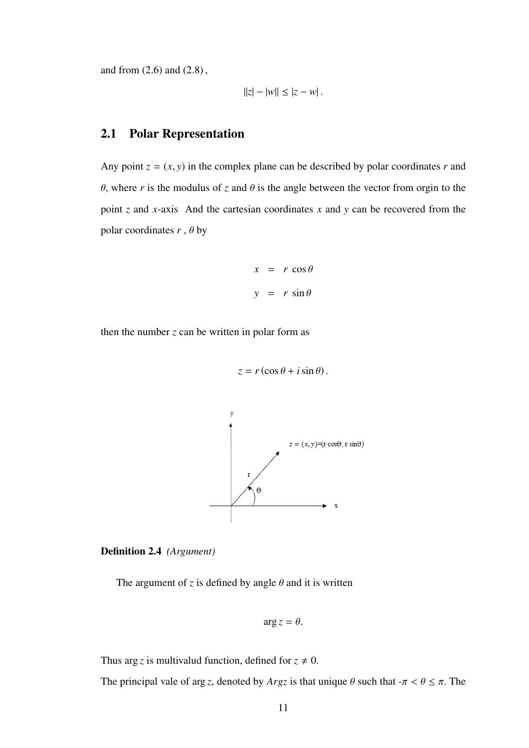and from (2.6) and (2.8) ,

$$||z| - |w|| \leq |z - w| .$$

## 2.1 Polar Representation

Any point $z = (x, y)$ in the complex plane can be described by polar coordinates $r$ and $\theta$, where $r$ is the modulus of $z$ and $\theta$ is the angle between the vector from orgin to the point $z$ and $x$-axis And the cartesian coordinates $x$ and $y$ can be recovered from the polar coordinates $r$ , $\theta$ by

$$x = r \cos\theta$$

$$y = r \sin\theta$$

then the number $z$ can be written in polar form as

$$z = r(\cos\theta + i\sin\theta) .$$

**Definition 2.4** *(Argument)*

The argument of $z$ is defined by angle $\theta$ and it is written

$$\arg z = \theta.$$

Thus $\arg z$ is multivalud function, defined for $z \neq 0$.

The principal vale of $\arg z$, denoted by $Argz$ is that unique $\theta$ such that $-\pi < \theta \leq \pi$. The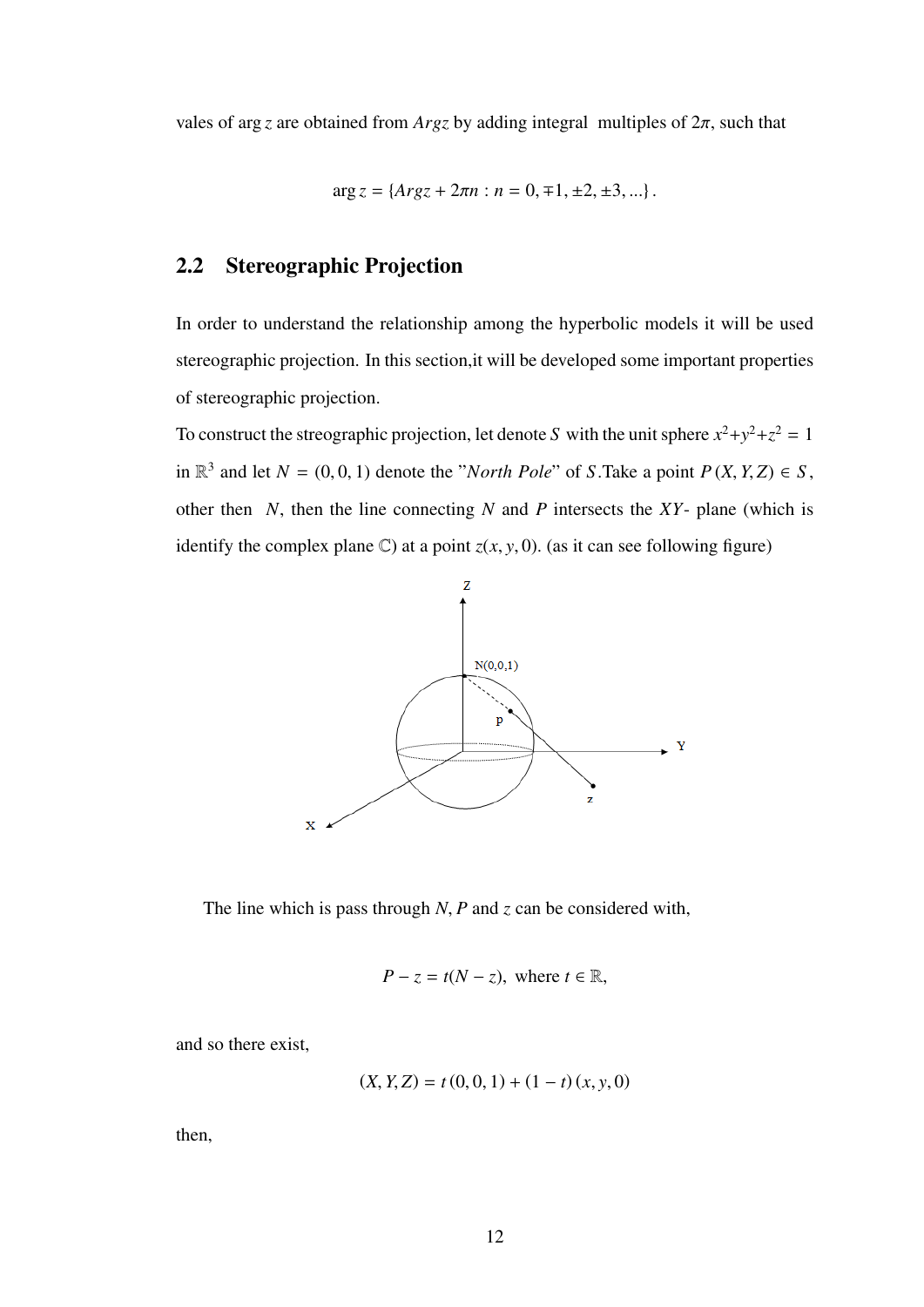vales of $\arg z$ are obtained from $Argz$ by adding integral multiples of $2\pi$, such that

$$\arg z = \{Argz + 2\pi n : n = 0, \mp 1, \pm 2, \pm 3, ...\}.$$

## 2.2 Stereographic Projection

In order to understand the relationship among the hyperbolic models it will be used stereographic projection. In this section,it will be developed some important properties of stereographic projection.

To construct the streographic projection, let denote $S$ with the unit sphere $x^2+y^2+z^2 = 1$ in $\mathbb{R}^3$ and let $N = (0, 0, 1)$ denote the "*North Pole*" of $S$.Take a point $P(X, Y, Z) \in S$, other then $N$, then the line connecting $N$ and $P$ intersects the $XY$- plane (which is identify the complex plane $\mathbb{C}$) at a point $z(x, y, 0)$. (as it can see following figure)

The line which is pass through $N$, $P$ and $z$ can be considered with,

$$P - z = t(N - z), \text{ where } t \in \mathbb{R},$$

and so there exist,

$$(X, Y, Z) = t(0, 0, 1) + (1 - t)(x, y, 0)$$

then,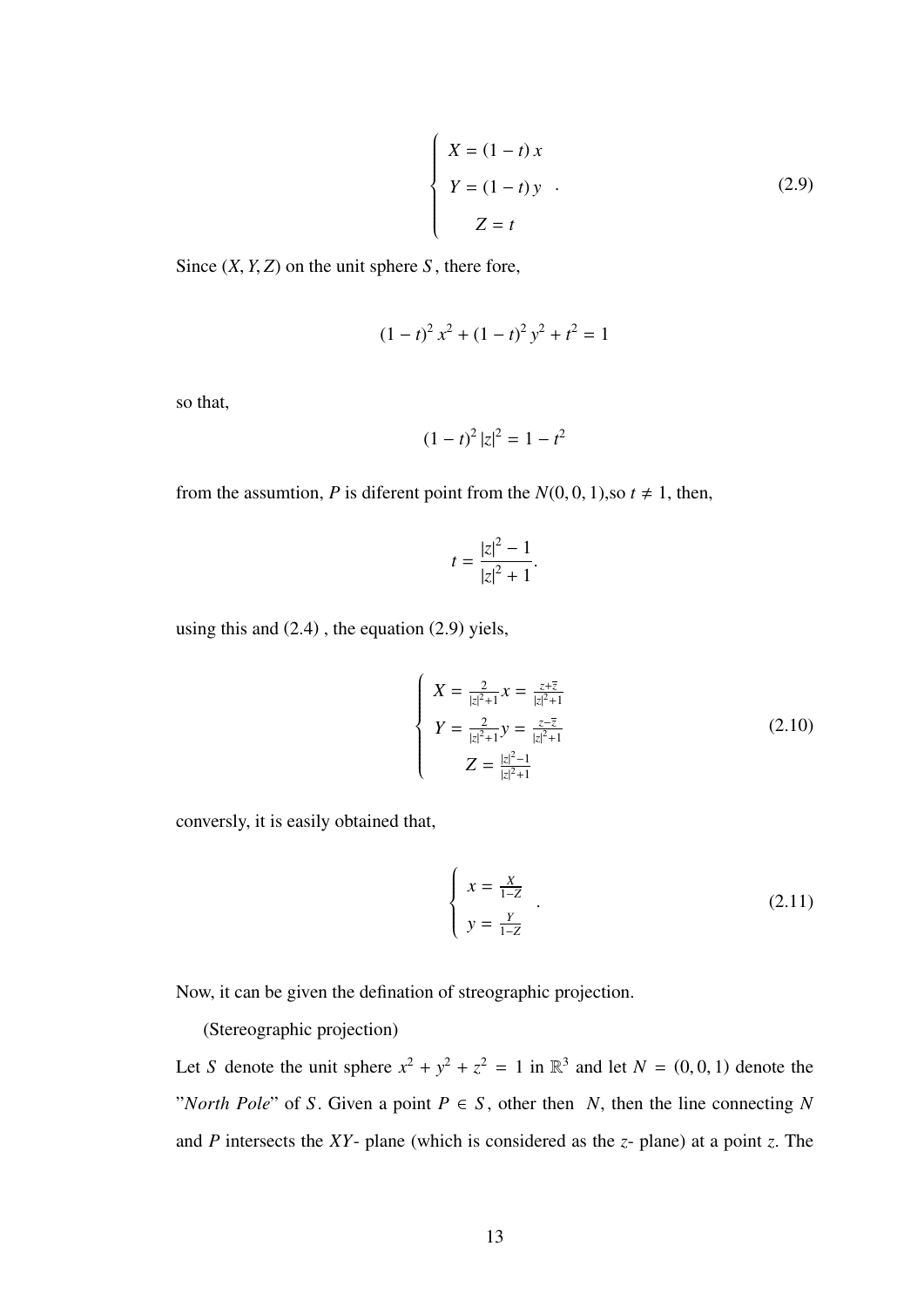$$\begin{cases} X = (1-t)\,x \\ Y = (1-t)\,y \\ \quad Z = t \end{cases} . \tag{2.9}$$

Since $(X, Y, Z)$ on the unit sphere $S$, there fore,

$$(1-t)^2\,x^2 + (1-t)^2\,y^2 + t^2 = 1$$

so that,

$$(1-t)^2\,|z|^2 = 1 - t^2$$

from the assumtion, $P$ is diferent point from the $N(0, 0, 1)$,so $t \neq 1$, then,

$$t = \frac{|z|^2 - 1}{|z|^2 + 1}.$$

using this and (2.4) , the equation (2.9) yiels,

$$\begin{cases} X = \frac{2}{|z|^2+1}x = \frac{z+\overline{z}}{|z|^2+1} \\ Y = \frac{2}{|z|^2+1}y = \frac{z-\overline{z}}{|z|^2+1} \\ \quad Z = \frac{|z|^2-1}{|z|^2+1} \end{cases} \tag{2.10}$$

conversly, it is easily obtained that,

$$\begin{cases} x = \frac{X}{1-Z} \\ y = \frac{Y}{1-Z} \end{cases} . \tag{2.11}$$

Now, it can be given the defination of streographic projection.

(Stereographic projection)

Let $S$ denote the unit sphere $x^2 + y^2 + z^2 = 1$ in $\mathbb{R}^3$ and let $N = (0, 0, 1)$ denote the "*North Pole*" of $S$. Given a point $P \in S$, other then $N$, then the line connecting $N$ and $P$ intersects the $XY$- plane (which is considered as the $z$- plane) at a point $z$. The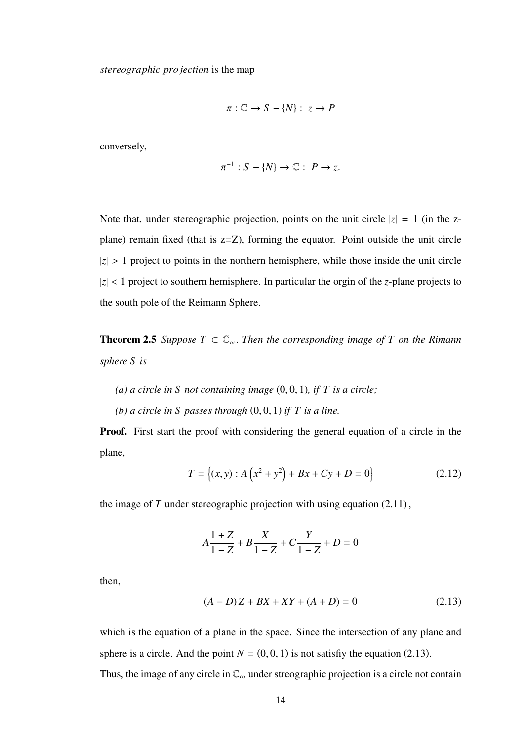*stereographic projection* is the map

$$\pi : \mathbb{C} \to S - \{N\} : \; z \to P$$

conversely,

$$\pi^{-1} : S - \{N\} \to \mathbb{C} : \; P \to z.$$

Note that, under stereographic projection, points on the unit circle $|z| = 1$ (in the z-plane) remain fixed (that is z=Z), forming the equator. Point outside the unit circle $|z| > 1$ project to points in the northern hemisphere, while those inside the unit circle $|z| < 1$ project to southern hemisphere. In particular the orgin of the $z$-plane projects to the south pole of the Reimann Sphere.

**Theorem 2.5** *Suppose $T \subset \mathbb{C}_\infty$. Then the corresponding image of $T$ on the Rimann sphere $S$ is*

*(a) a circle in $S$ not containing image $(0, 0, 1)$, if $T$ is a circle;*

*(b) a circle in $S$ passes through $(0, 0, 1)$ if $T$ is a line.*

**Proof.** First start the proof with considering the general equation of a circle in the plane,

$$T = \left\{(x, y) : A\left(x^2 + y^2\right) + Bx + Cy + D = 0\right\} \tag{2.12}$$

the image of $T$ under stereographic projection with using equation (2.11),

$$A\frac{1 + Z}{1 - Z} + B\frac{X}{1 - Z} + C\frac{Y}{1 - Z} + D = 0$$

then,

$$(A - D)\, Z + BX + XY + (A + D) = 0 \tag{2.13}$$

which is the equation of a plane in the space. Since the intersection of any plane and sphere is a circle. And the point $N = (0, 0, 1)$ is not satisfiy the equation (2.13).

Thus, the image of any circle in $\mathbb{C}_\infty$ under streographic projection is a circle not contain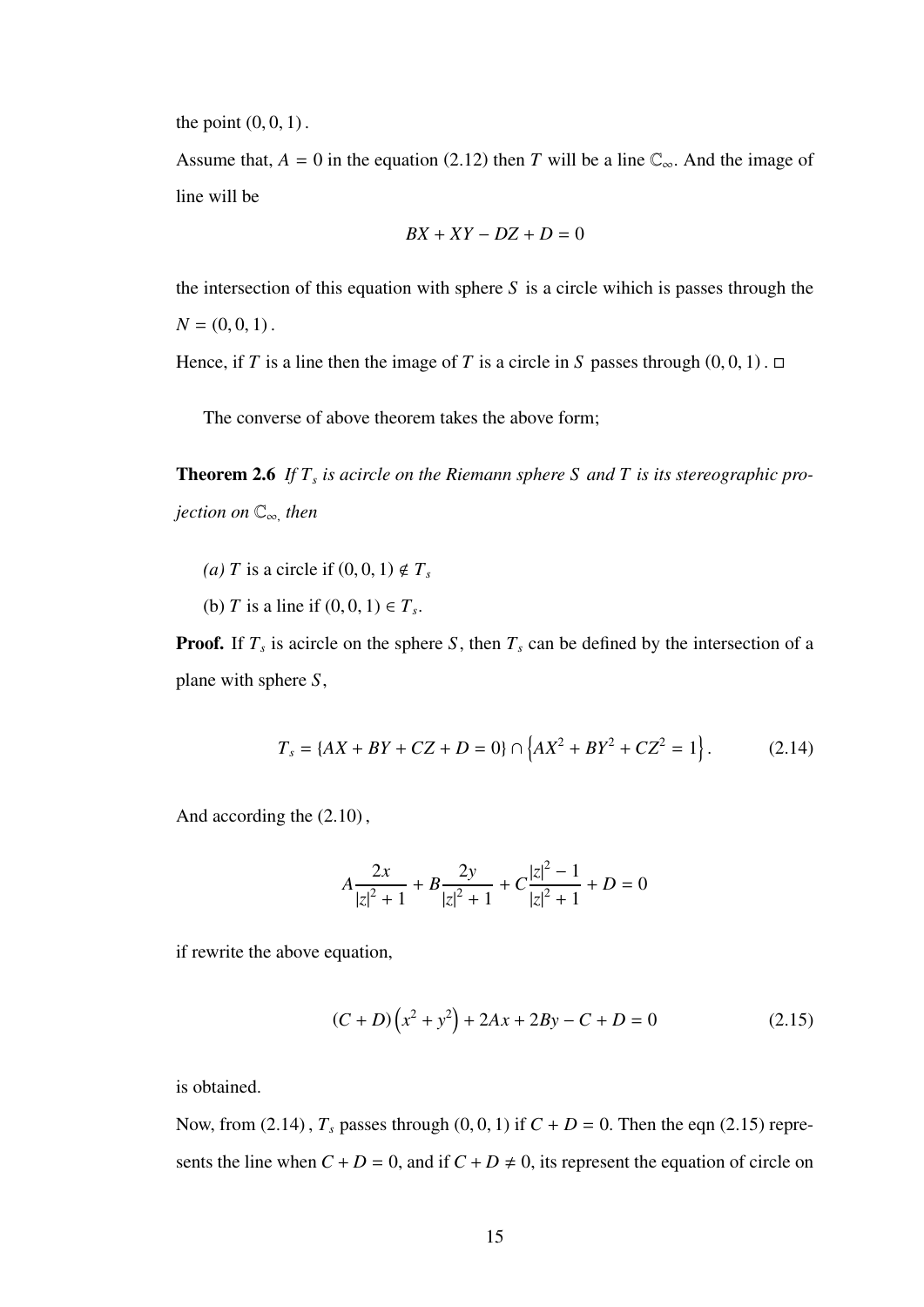the point $(0, 0, 1)$.

Assume that, $A = 0$ in the equation (2.12) then $T$ will be a line $\mathbb{C}_\infty$. And the image of line will be

$$BX + XY - DZ + D = 0$$

the intersection of this equation with sphere $S$ is a circle wihich is passes through the $N = (0, 0, 1)$.

Hence, if $T$ is a line then the image of $T$ is a circle in $S$ passes through $(0, 0, 1)$. □

The converse of above theorem takes the above form;

**Theorem 2.6** *If $T_s$ is acircle on the Riemann sphere $S$ and $T$ is its stereographic projection on $\mathbb{C}_\infty$, then*

*(a)* $T$ is a circle if $(0, 0, 1) \notin T_s$

(b) $T$ is a line if $(0, 0, 1) \in T_s$.

**Proof.** If $T_s$ is acircle on the sphere $S$, then $T_s$ can be defined by the intersection of a plane with sphere $S$,

$$T_s = \{AX + BY + CZ + D = 0\} \cap \left\{AX^2 + BY^2 + CZ^2 = 1\right\}. \tag{2.14}$$

And according the (2.10),

$$A\frac{2x}{|z|^2 + 1} + B\frac{2y}{|z|^2 + 1} + C\frac{|z|^2 - 1}{|z|^2 + 1} + D = 0$$

if rewrite the above equation,

$$(C + D)\left(x^2 + y^2\right) + 2Ax + 2By - C + D = 0 \tag{2.15}$$

is obtained.

Now, from (2.14), $T_s$ passes through $(0, 0, 1)$ if $C + D = 0$. Then the eqn (2.15) represents the line when $C + D = 0$, and if $C + D \neq 0$, its represent the equation of circle on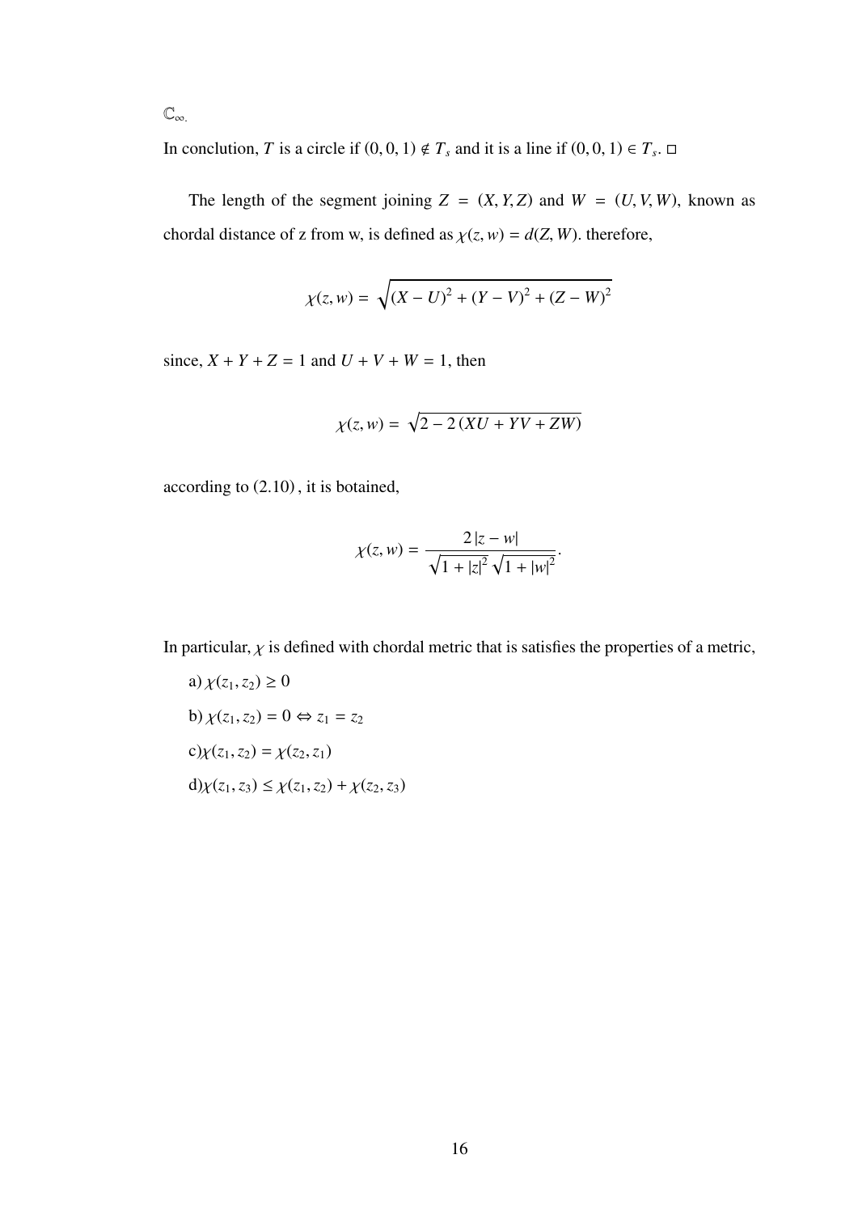$\mathbb{C}_{\infty}$.

In conclution, $T$ is a circle if $(0, 0, 1) \notin T_s$ and it is a line if $(0, 0, 1) \in T_s$. □

The length of the segment joining $Z = (X, Y, Z)$ and $W = (U, V, W)$, known as chordal distance of z from w, is defined as $\chi(z, w) = d(Z, W)$. therefore,

$$\chi(z, w) = \sqrt{(X - U)^2 + (Y - V)^2 + (Z - W)^2}$$

since, $X + Y + Z = 1$ and $U + V + W = 1$, then

$$\chi(z, w) = \sqrt{2 - 2\,(XU + YV + ZW)}$$

according to $(2.10)$, it is botained,

$$\chi(z, w) = \frac{2\,|z - w|}{\sqrt{1 + |z|^2}\,\sqrt{1 + |w|^2}}.$$

In particular, $\chi$ is defined with chordal metric that is satisfies the properties of a metric,

a) $\chi(z_1, z_2) \geq 0$

b) $\chi(z_1, z_2) = 0 \Leftrightarrow z_1 = z_2$

c) $\chi(z_1, z_2) = \chi(z_2, z_1)$

d) $\chi(z_1, z_3) \leq \chi(z_1, z_2) + \chi(z_2, z_3)$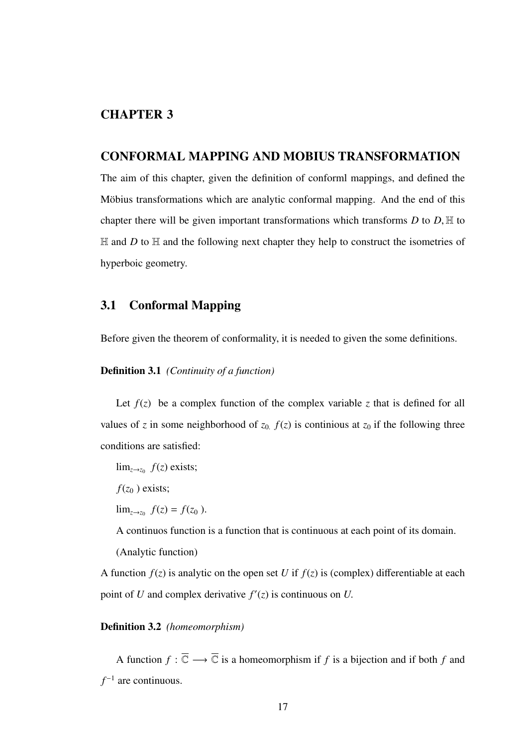# CHAPTER 3

## CONFORMAL MAPPING AND MOBIUS TRANSFORMATION

The aim of this chapter, given the definition of conforml mappings, and defined the Möbius transformations which are analytic conformal mapping. And the end of this chapter there will be given important transformations which transforms $D$ to $D$, $\mathbb{H}$ to $\mathbb{H}$ and $D$ to $\mathbb{H}$ and the following next chapter they help to construct the isometries of hyperboic geometry.

## 3.1 Conformal Mapping

Before given the theorem of conformality, it is needed to given the some definitions.

**Definition 3.1** *(Continuity of a function)*

Let $f(z)$ be a complex function of the complex variable $z$ that is defined for all values of $z$ in some neighborhood of $z_0$. $f(z)$ is continious at $z_0$ if the following three conditions are satisfied:

$\lim_{z \to z_0} f(z)$ exists;

$f(z_0)$ exists;

$\lim_{z \to z_0} f(z) = f(z_0)$.

A continuos function is a function that is continuous at each point of its domain.

(Analytic function)

A function $f(z)$ is analytic on the open set $U$ if $f(z)$ is (complex) differentiable at each point of $U$ and complex derivative $f'(z)$ is continuous on $U$.

**Definition 3.2** *(homeomorphism)*

A function $f : \overline{\mathbb{C}} \longrightarrow \overline{\mathbb{C}}$ is a homeomorphism if $f$ is a bijection and if both $f$ and $f^{-1}$ are continuous.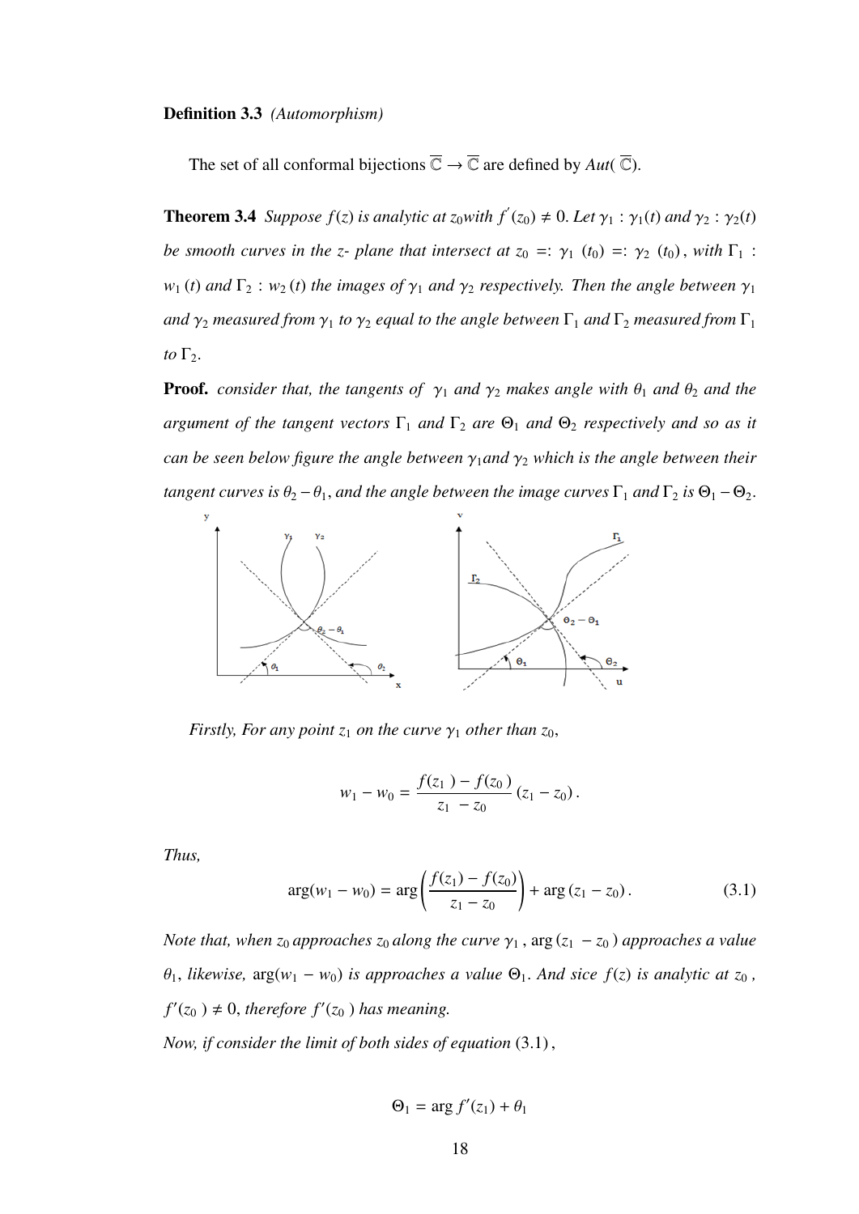**Definition 3.3** *(Automorphism)*

The set of all conformal bijections $\overline{\mathbb{C}} \to \overline{\mathbb{C}}$ are defined by $Aut(\overline{\mathbb{C}})$.

**Theorem 3.4** *Suppose $f(z)$ is analytic at $z_0$with $f'(z_0) \neq 0$. Let $\gamma_1 : \gamma_1(t)$ and $\gamma_2 : \gamma_2(t)$ be smooth curves in the z- plane that intersect at $z_0 =: \gamma_1 (t_0) =: \gamma_2 (t_0)$, with $\Gamma_1 : w_1 (t)$ and $\Gamma_2 : w_2 (t)$ the images of $\gamma_1$ and $\gamma_2$ respectively. Then the angle between $\gamma_1$ and $\gamma_2$ measured from $\gamma_1$ to $\gamma_2$ equal to the angle between $\Gamma_1$ and $\Gamma_2$ measured from $\Gamma_1$ to $\Gamma_2$.*

**Proof.** *consider that, the tangents of $\gamma_1$ and $\gamma_2$ makes angle with $\theta_1$ and $\theta_2$ and the argument of the tangent vectors $\Gamma_1$ and $\Gamma_2$ are $\Theta_1$ and $\Theta_2$ respectively and so as it can be seen below figure the angle between $\gamma_1$and $\gamma_2$ which is the angle between their tangent curves is $\theta_2 - \theta_1$, and the angle between the image curves $\Gamma_1$ and $\Gamma_2$ is $\Theta_1 - \Theta_2$.*

*Firstly, For any point $z_1$ on the curve $\gamma_1$ other than $z_0$,*

$$w_1 - w_0 = \frac{f(z_1) - f(z_0)}{z_1 - z_0} (z_1 - z_0).$$

*Thus,*

$$\arg(w_1 - w_0) = \arg\left(\frac{f(z_1) - f(z_0)}{z_1 - z_0}\right) + \arg(z_1 - z_0). \tag{3.1}$$

*Note that, when $z_0$ approaches $z_0$ along the curve $\gamma_1$, $\arg(z_1 - z_0)$ approaches a value $\theta_1$, likewise, $\arg(w_1 - w_0)$ is approaches a value $\Theta_1$. And sice $f(z)$ is analytic at $z_0$, $f'(z_0) \neq 0$, therefore $f'(z_0)$ has meaning.*

*Now, if consider the limit of both sides of equation (3.1),*

$$\Theta_1 = \arg f'(z_1) + \theta_1$$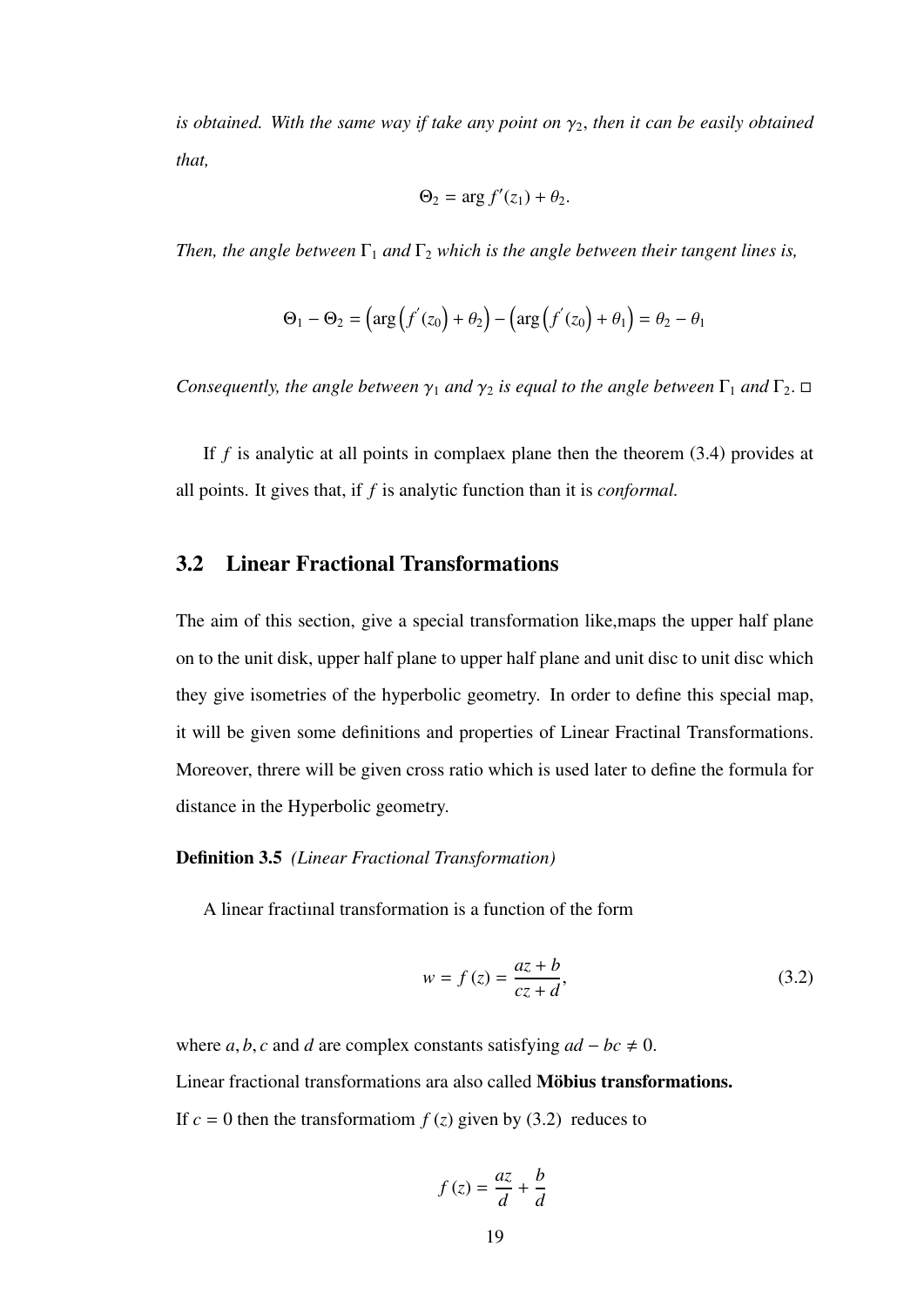*is obtained. With the same way if take any point on* $\gamma_2$*, then it can be easily obtained that,*

$$\Theta_2 = \arg f'(z_1) + \theta_2.$$

*Then, the angle between* $\Gamma_1$ *and* $\Gamma_2$ *which is the angle between their tangent lines is,*

$$\Theta_1 - \Theta_2 = \left(\arg\left(f^{'}(z_0)\right) + \theta_2\right) - \left(\arg\left(f^{'}(z_0)\right) + \theta_1\right) = \theta_2 - \theta_1$$

*Consequently, the angle between* $\gamma_1$ *and* $\gamma_2$ *is equal to the angle between* $\Gamma_1$ *and* $\Gamma_2$*.* □

If $f$ is analytic at all points in complaex plane then the theorem (3.4) provides at all points. It gives that, if $f$ is analytic function than it is *conformal.*

## 3.2 Linear Fractional Transformations

The aim of this section, give a special transformation like,maps the upper half plane on to the unit disk, upper half plane to upper half plane and unit disc to unit disc which they give isometries of the hyperbolic geometry. In order to define this special map, it will be given some definitions and properties of Linear Fractinal Transformations. Moreover, threre will be given cross ratio which is used later to define the formula for distance in the Hyperbolic geometry.

**Definition 3.5** *(Linear Fractional Transformation)*

A linear fractiınal transformation is a function of the form

$$w = f(z) = \frac{az + b}{cz + d}, \tag{3.2}$$

where $a, b, c$ and $d$ are complex constants satisfying $ad - bc \neq 0$.
Linear fractional transformations ara also called **Möbius transformations.**
If $c = 0$ then the transformatiom $f(z)$ given by (3.2) reduces to

$$f(z) = \frac{az}{d} + \frac{b}{d}$$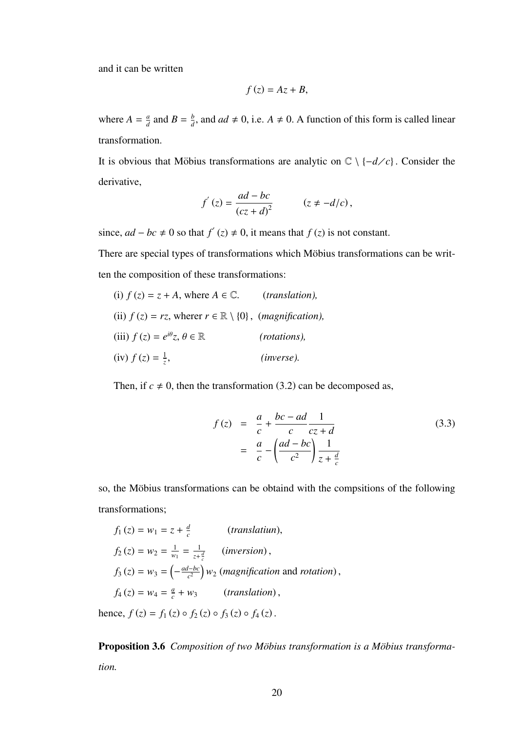and it can be written

$$f(z) = Az + B,$$

where $A = \frac{a}{d}$ and $B = \frac{b}{d}$, and $ad \neq 0$, i.e. $A \neq 0$. A function of this form is called linear transformation.

It is obvious that Möbius transformations are analytic on $\mathbb{C} \setminus \{-d/c\}$. Consider the derivative,

$$f'(z) = \frac{ad - bc}{(cz + d)^2} \qquad (z \neq -d/c),$$

since, $ad - bc \neq 0$ so that $f'(z) \neq 0$, it means that $f(z)$ is not constant.

There are special types of transformations which Möbius transformations can be written the composition of these transformations:

(i) $f(z) = z + A$, where $A \in \mathbb{C}$. (*translation),*

(ii) $f(z) = rz$, wherer $r \in \mathbb{R} \setminus \{0\}$, (*magnification),*

(iii) $f(z) = e^{i\theta}z$, $\theta \in \mathbb{R}$ (*rotations),*

(iv) $f(z) = \frac{1}{z}$, (*inverse).*

Then, if $c \neq 0$, then the transformation (3.2) can be decomposed as,

$$\begin{aligned} f(z) &= \frac{a}{c} + \frac{bc - ad}{c}\frac{1}{cz + d} \\ &= \frac{a}{c} - \left(\frac{ad - bc}{c^2}\right)\frac{1}{z + \frac{d}{c}} \end{aligned} \tag{3.3}$$

so, the Möbius transformations can be obtaind with the compsitions of the following transformations;

$f_1(z) = w_1 = z + \frac{d}{c}$ (*translatiun*),

$f_2(z) = w_2 = \frac{1}{w_1} = \frac{1}{z + \frac{d}{c}}$ (*inversion*),

$f_3(z) = w_3 = \left(-\frac{ad-bc}{c^2}\right)w_2$ (*magnification* and *rotation*),

$f_4(z) = w_4 = \frac{a}{c} + w_3$ (*translation*),

hence, $f(z) = f_1(z) \circ f_2(z) \circ f_3(z) \circ f_4(z)$.

**Proposition 3.6** *Composition of two Möbius transformation is a Möbius transformation.*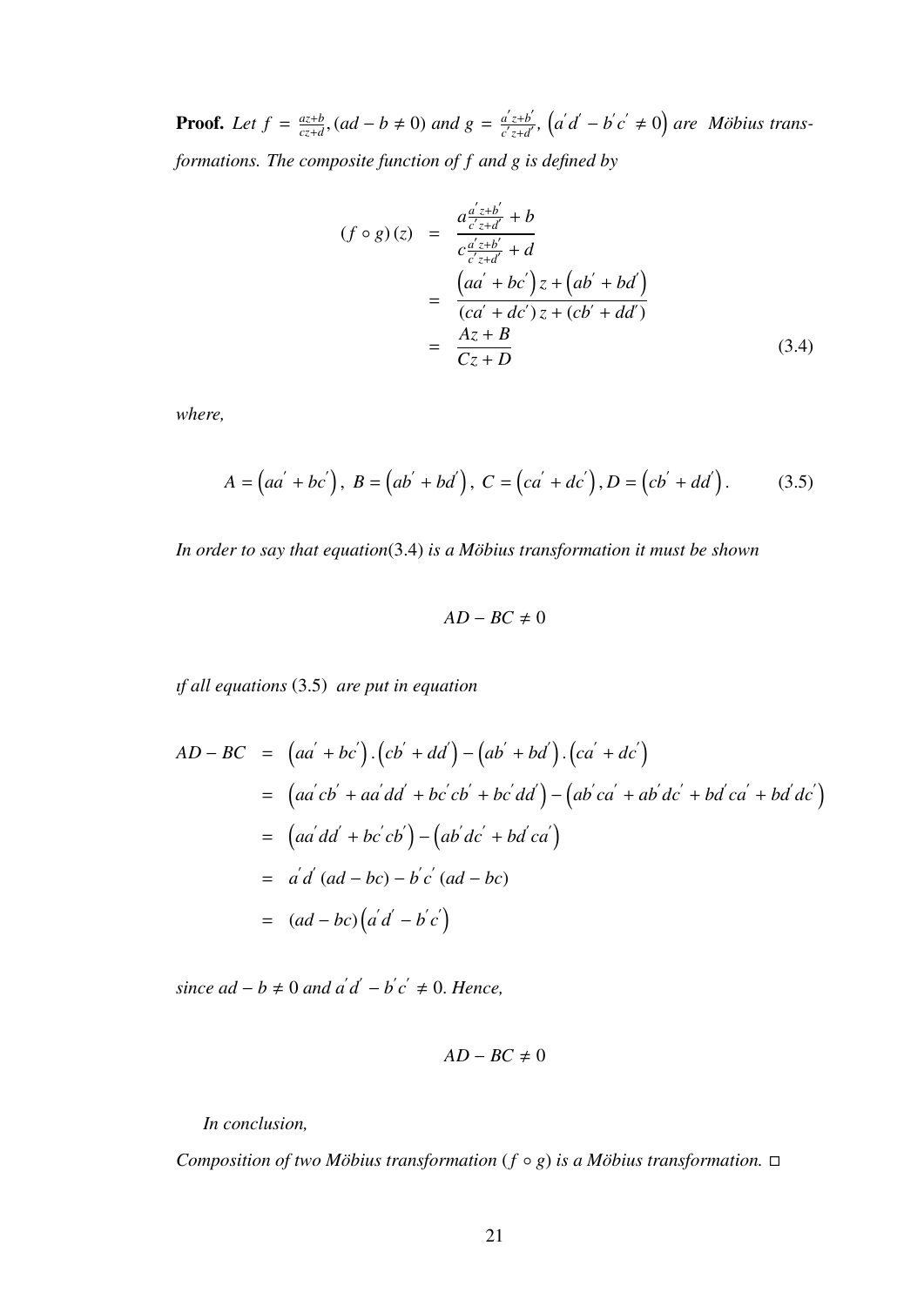**Proof.** *Let* $f = \frac{az+b}{cz+d}, (ad - b \neq 0)$ *and* $g = \frac{a' z+b'}{c' z+d'}, \left(a' d' - b' c' \neq 0\right)$ *are Möbius transformations. The composite function of* $f$ *and* $g$ *is defined by*

$$
\begin{aligned}
(f \circ g)(z) &= \frac{a\frac{a' z+b'}{c' z+d'} + b}{c\frac{a' z+b'}{c' z+d'} + d} \\
&= \frac{\left(aa' + bc'\right) z + \left(ab' + bd'\right)}{(ca' + dc')\, z + (cb' + dd')} \\
&= \frac{Az + B}{Cz + D} \qquad (3.4)
\end{aligned}
$$

*where,*

$$
A = \left(aa' + bc'\right),\ B = \left(ab' + bd'\right),\ C = \left(ca' + dc'\right), D = \left(cb' + dd'\right). \qquad (3.5)
$$

*In order to say that equation*(3.4) *is a Möbius transformation it must be shown*

$$
AD - BC \neq 0
$$

*ıf all equations* (3.5) *are put in equation*

$$
\begin{aligned}
AD - BC &= \left(aa' + bc'\right).\left(cb' + dd'\right) - \left(ab' + bd'\right).\left(ca' + dc'\right) \\
&= \left(aa' cb' + aa' dd' + bc' cb' + bc' dd'\right) - \left(ab' ca' + ab' dc' + bd' ca' + bd' dc'\right) \\
&= \left(aa' dd' + bc' cb'\right) - \left(ab' dc' + bd' ca'\right) \\
&= a' d' (ad - bc) - b' c' (ad - bc) \\
&= (ad - bc)\left(a' d' - b' c'\right)
\end{aligned}
$$

*since* $ad - b \neq 0$ *and* $a' d' - b' c' \neq 0$. *Hence,*

$$
AD - BC \neq 0
$$

*In conclusion,*

*Composition of two Möbius transformation* $(f \circ g)$ *is a Möbius transformation.* □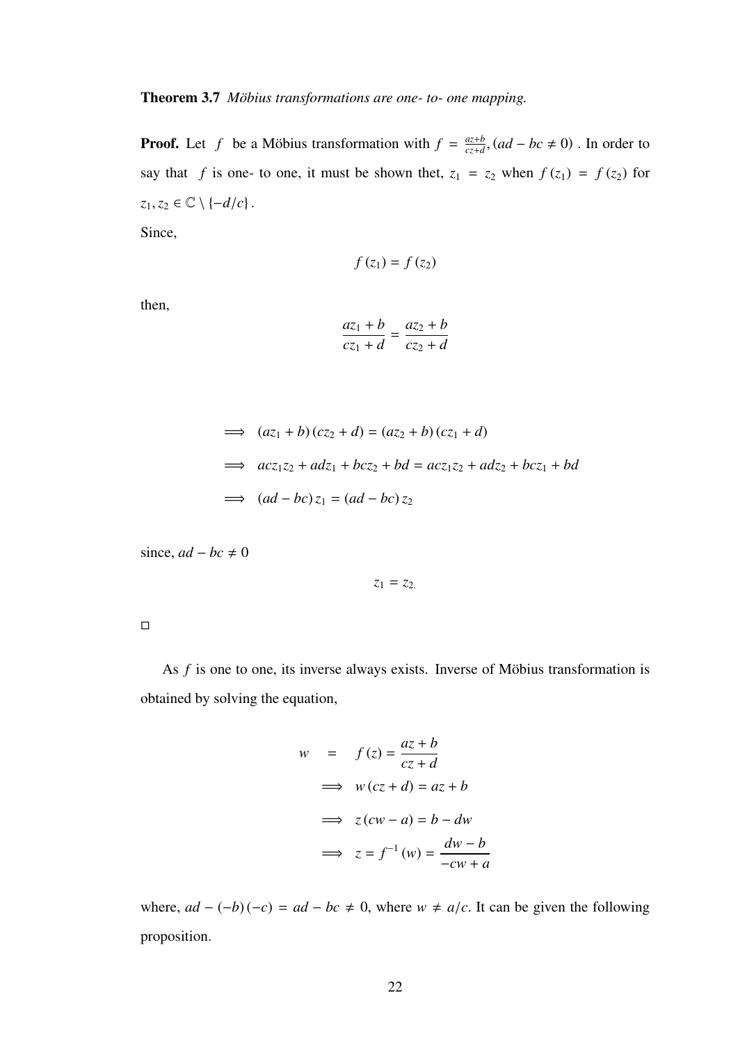**Theorem 3.7** *Möbius transformations are one- to- one mapping.*

**Proof.** Let $f$ be a Möbius transformation with $f = \frac{az+b}{cz+d}, (ad - bc \neq 0)$ . In order to say that $f$ is one- to one, it must be shown thet, $z_1 = z_2$ when $f(z_1) = f(z_2)$ for $z_1, z_2 \in \mathbb{C} \setminus \{-d/c\}$.

Since,

$$f(z_1) = f(z_2)$$

then,

$$\frac{az_1 + b}{cz_1 + d} = \frac{az_2 + b}{cz_2 + d}$$

$$\implies (az_1 + b)(cz_2 + d) = (az_2 + b)(cz_1 + d)$$

$$\implies acz_1z_2 + adz_1 + bcz_2 + bd = acz_1z_2 + adz_2 + bcz_1 + bd$$

$$\implies (ad - bc) z_1 = (ad - bc) z_2$$

since, $ad - bc \neq 0$

$$z_1 = z_2.$$

□

As $f$ is one to one, its inverse always exists. Inverse of Möbius transformation is obtained by solving the equation,

$$w = f(z) = \frac{az + b}{cz + d}$$

$$\implies w(cz + d) = az + b$$

$$\implies z(cw - a) = b - dw$$

$$\implies z = f^{-1}(w) = \frac{dw - b}{-cw + a}$$

where, $ad - (-b)(-c) = ad - bc \neq 0$, where $w \neq a/c$. It can be given the following proposition.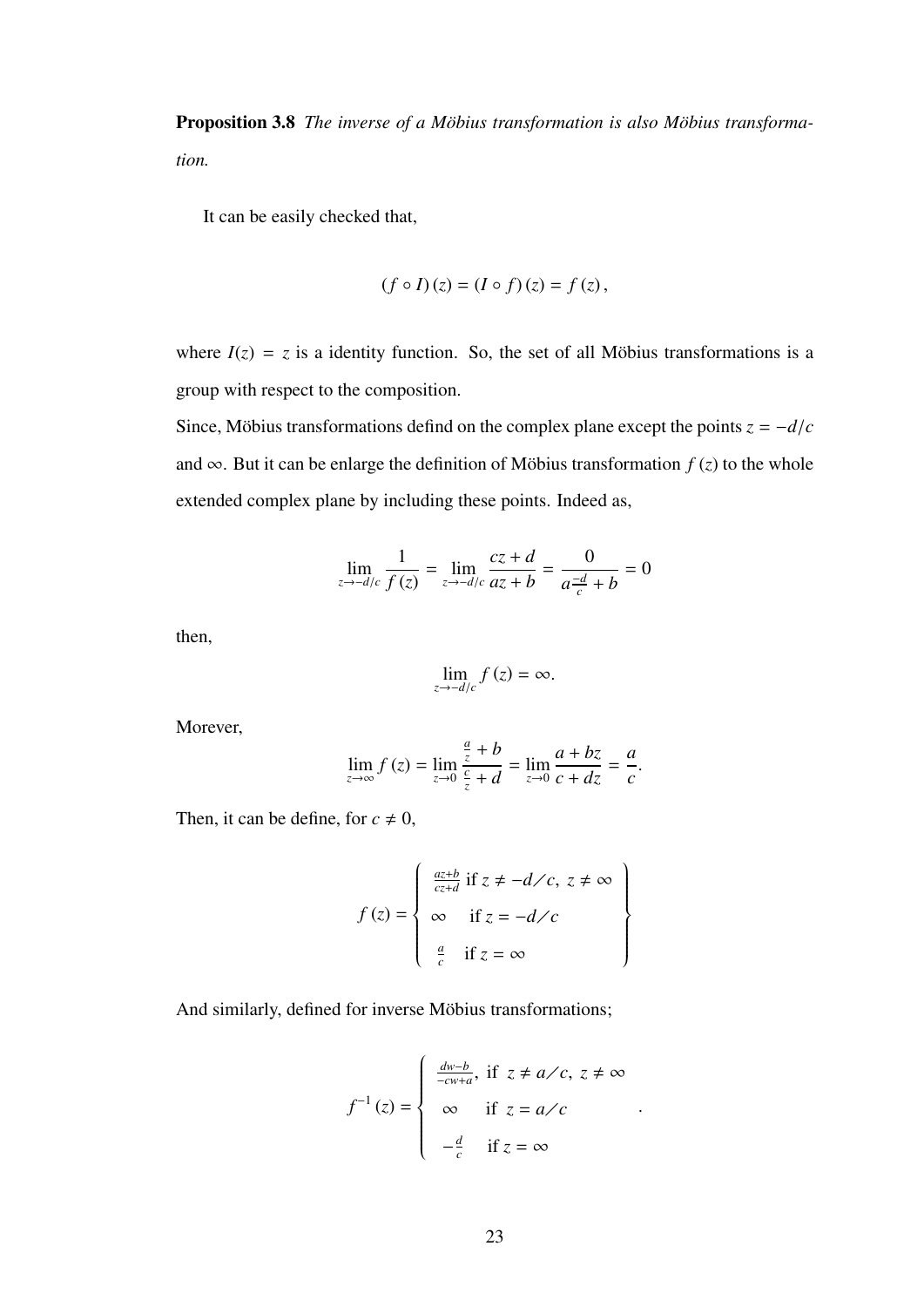**Proposition 3.8** *The inverse of a Möbius transformation is also Möbius transformation.*

It can be easily checked that,

$$(f \circ I)(z) = (I \circ f)(z) = f(z),$$

where $I(z) = z$ is a identity function. So, the set of all Möbius transformations is a group with respect to the composition.

Since, Möbius transformations defind on the complex plane except the points $z = -d/c$ and $\infty$. But it can be enlarge the definition of Möbius transformation $f(z)$ to the whole extended complex plane by including these points. Indeed as,

$$\lim_{z \to -d/c} \frac{1}{f(z)} = \lim_{z \to -d/c} \frac{cz + d}{az + b} = \frac{0}{a\frac{-d}{c} + b} = 0$$

then,

$$\lim_{z \to -d/c} f(z) = \infty.$$

Morever,

$$\lim_{z \to \infty} f(z) = \lim_{z \to 0} \frac{\frac{a}{z} + b}{\frac{c}{z} + d} = \lim_{z \to 0} \frac{a + bz}{c + dz} = \frac{a}{c}.$$

Then, it can be define, for $c \neq 0$,

$$f(z) = \left\{ \begin{array}{ll} \frac{az+b}{cz+d} & \text{if } z \neq -d/c,\ z \neq \infty \\ \infty & \text{if } z = -d/c \\ \frac{a}{c} & \text{if } z = \infty \end{array} \right\}$$

And similarly, defined for inverse Möbius transformations;

$$f^{-1}(z) = \begin{cases} \frac{dw-b}{-cw+a}, & \text{if } z \neq a/c,\ z \neq \infty \\ \infty & \text{if } z = a/c \\ -\frac{d}{c} & \text{if } z = \infty \end{cases}.$$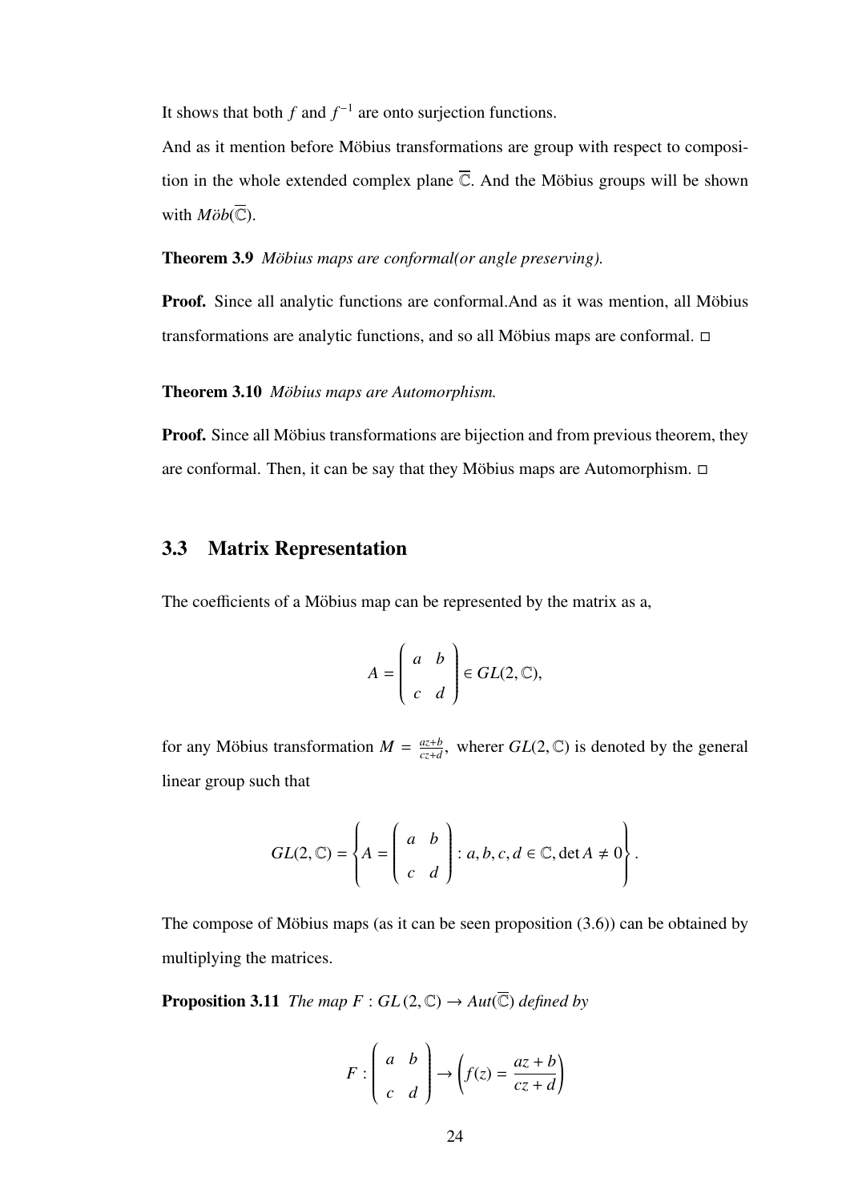It shows that both $f$ and $f^{-1}$ are onto surjection functions.

And as it mention before Möbius transformations are group with respect to composition in the whole extended complex plane $\overline{\mathbb{C}}$. And the Möbius groups will be shown with $M\ddot{o}b(\overline{\mathbb{C}})$.

**Theorem 3.9** *Möbius maps are conformal(or angle preserving).*

**Proof.** Since all analytic functions are conformal.And as it was mention, all Möbius transformations are analytic functions, and so all Möbius maps are conformal. □

**Theorem 3.10** *Möbius maps are Automorphism.*

**Proof.** Since all Möbius transformations are bijection and from previous theorem, they are conformal. Then, it can be say that they Möbius maps are Automorphism. □

## 3.3 Matrix Representation

The coefficients of a Möbius map can be represented by the matrix as a,

$$A = \begin{pmatrix} a & b \\ c & d \end{pmatrix} \in GL(2, \mathbb{C}),$$

for any Möbius transformation $M = \frac{az+b}{cz+d}$, wherer $GL(2, \mathbb{C})$ is denoted by the general linear group such that

$$GL(2, \mathbb{C}) = \left\{ A = \begin{pmatrix} a & b \\ c & d \end{pmatrix} : a, b, c, d \in \mathbb{C}, \det A \neq 0 \right\}.$$

The compose of Möbius maps (as it can be seen proposition (3.6)) can be obtained by multiplying the matrices.

**Proposition 3.11** *The map $F : GL(2, \mathbb{C}) \to Aut(\overline{\mathbb{C}})$ defined by*

$$F : \begin{pmatrix} a & b \\ c & d \end{pmatrix} \to \left( f(z) = \frac{az+b}{cz+d} \right)$$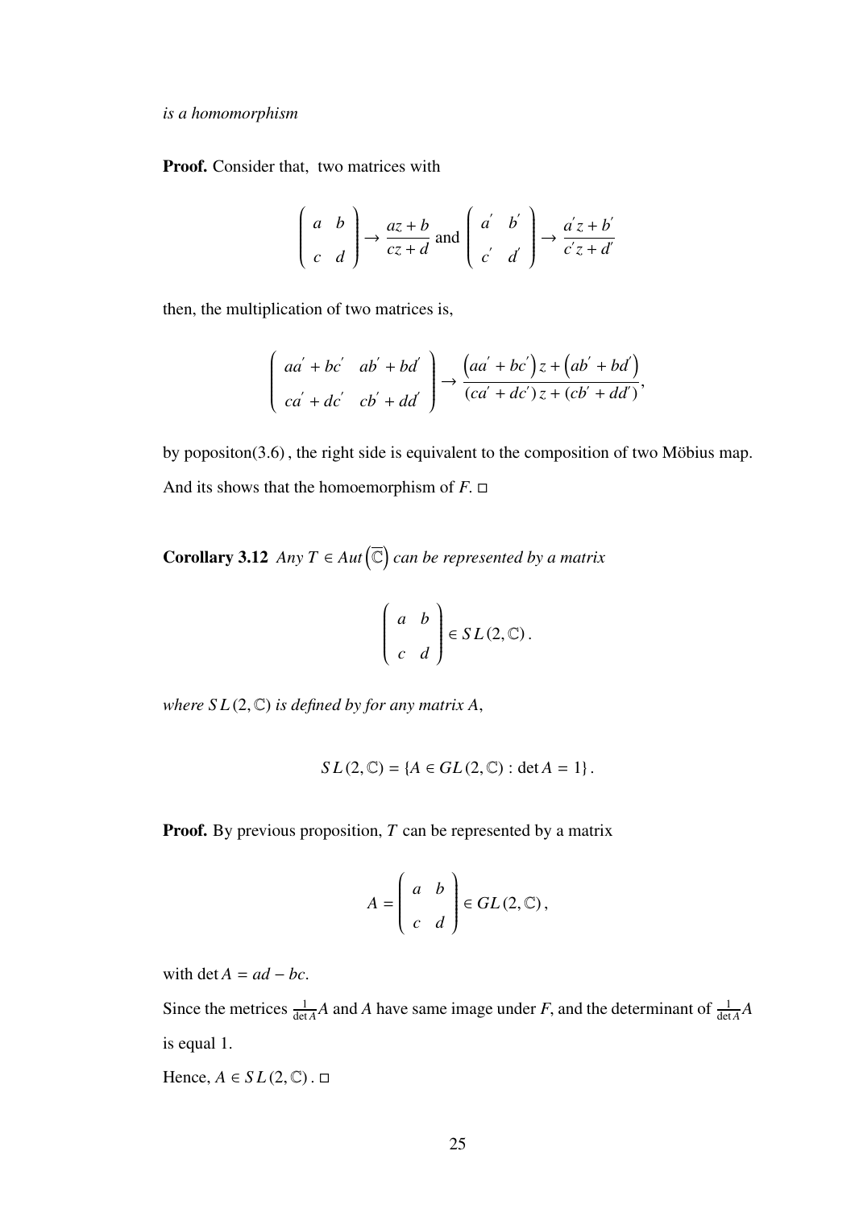*is a homomorphism*

**Proof.** Consider that, two matrices with

$$\begin{pmatrix} a & b \\ c & d \end{pmatrix} \to \frac{az+b}{cz+d} \text{ and } \begin{pmatrix} a' & b' \\ c' & d' \end{pmatrix} \to \frac{a'z+b'}{c'z+d'}$$

then, the multiplication of two matrices is,

$$\begin{pmatrix} aa' + bc' & ab' + bd' \\ ca' + dc' & cb' + dd' \end{pmatrix} \to \frac{\left(aa' + bc'\right)z + \left(ab' + bd'\right)}{(ca' + dc')z + (cb' + dd')},$$

by popositon(3.6) , the right side is equivalent to the composition of two Möbius map. And its shows that the homoemorphism of $F$. □

**Corollary 3.12** *Any $T \in Aut\left(\overline{\mathbb{C}}\right)$ can be represented by a matrix*

$$\begin{pmatrix} a & b \\ c & d \end{pmatrix} \in SL(2, \mathbb{C}).$$

*where $SL(2, \mathbb{C})$ is defined by for any matrix $A$,*

$$SL(2, \mathbb{C}) = \{A \in GL(2, \mathbb{C}) : \det A = 1\}.$$

**Proof.** By previous proposition, $T$ can be represented by a matrix

$$A = \begin{pmatrix} a & b \\ c & d \end{pmatrix} \in GL(2, \mathbb{C}),$$

with $\det A = ad - bc$.

Since the metrices $\frac{1}{\det A}A$ and $A$ have same image under $F$, and the determinant of $\frac{1}{\det A}A$ is equal 1.

Hence, $A \in SL(2, \mathbb{C})$. □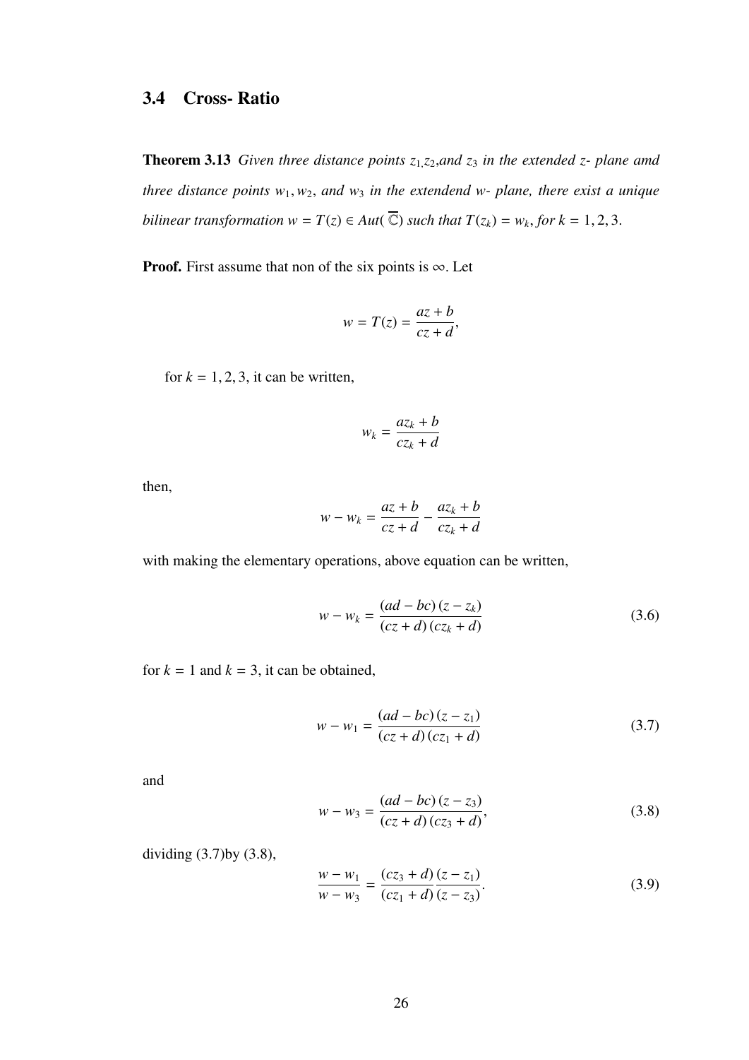## 3.4 Cross- Ratio

**Theorem 3.13** *Given three distance points $z_1$,$z_2$,and $z_3$ in the extended z- plane amd three distance points $w_1, w_2$, and $w_3$ in the extendend w- plane, there exist a unique bilinear transformation $w = T(z) \in Aut(\overline{\mathbb{C}})$ such that $T(z_k) = w_k$, for $k = 1, 2, 3$.*

**Proof.** First assume that non of the six points is $\infty$. Let

$$w = T(z) = \frac{az + b}{cz + d},$$

for $k = 1, 2, 3$, it can be written,

$$w_k = \frac{az_k + b}{cz_k + d}$$

then,

$$w - w_k = \frac{az + b}{cz + d} - \frac{az_k + b}{cz_k + d}$$

with making the elementary operations, above equation can be written,

$$w - w_k = \frac{(ad - bc)(z - z_k)}{(cz + d)(cz_k + d)} \tag{3.6}$$

for $k = 1$ and $k = 3$, it can be obtained,

$$w - w_1 = \frac{(ad - bc)(z - z_1)}{(cz + d)(cz_1 + d)} \tag{3.7}$$

and

$$w - w_3 = \frac{(ad - bc)(z - z_3)}{(cz + d)(cz_3 + d)}, \tag{3.8}$$

dividing (3.7)by (3.8),

$$\frac{w - w_1}{w - w_3} = \frac{(cz_3 + d)}{(cz_1 + d)}\frac{(z - z_1)}{(z - z_3)}. \tag{3.9}$$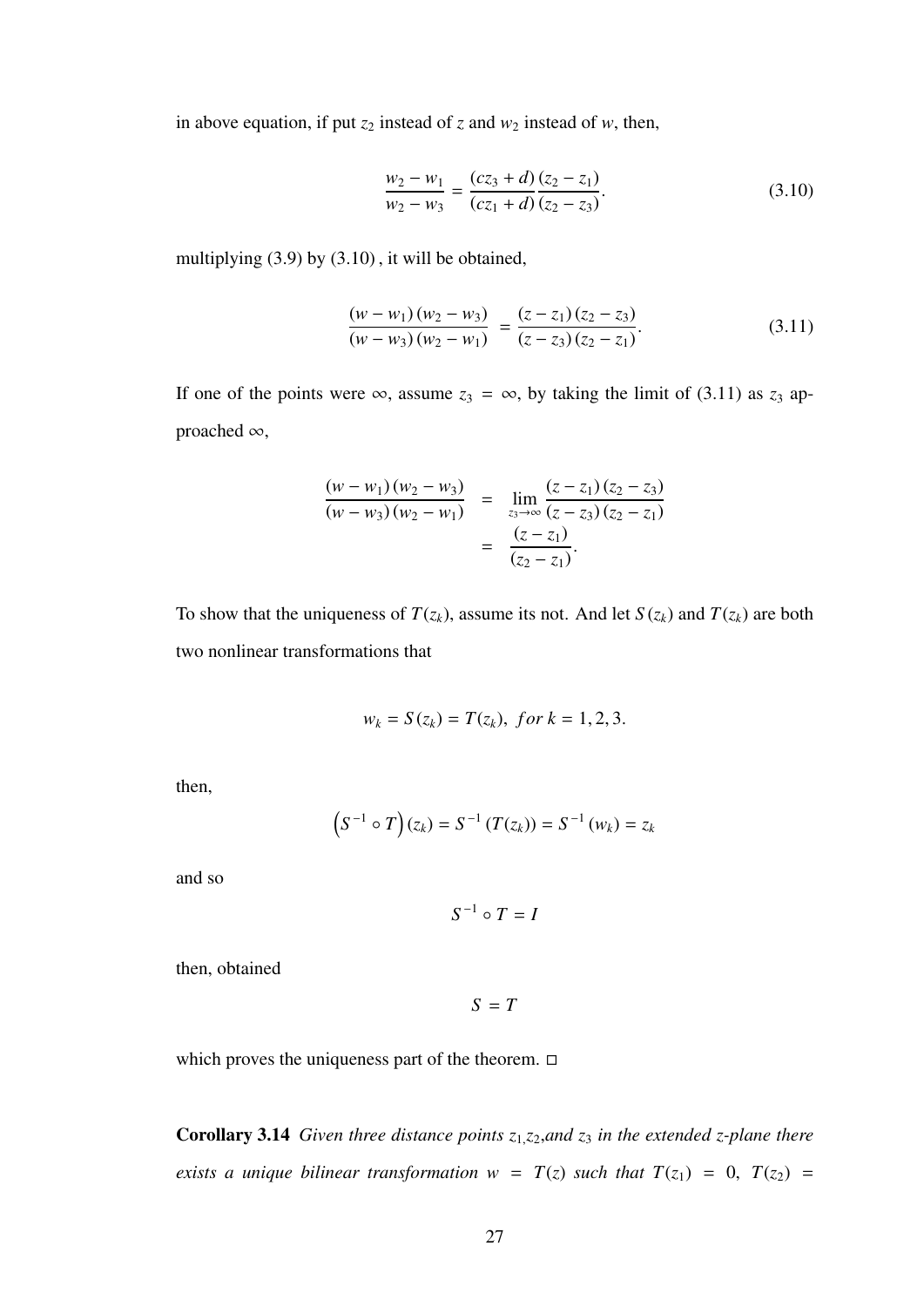in above equation, if put $z_2$ instead of $z$ and $w_2$ instead of $w$, then,

$$\frac{w_2 - w_1}{w_2 - w_3} = \frac{(cz_3 + d)}{(cz_1 + d)} \frac{(z_2 - z_1)}{(z_2 - z_3)}. \tag{3.10}$$

multiplying (3.9) by (3.10) , it will be obtained,

$$\frac{(w - w_1)(w_2 - w_3)}{(w - w_3)(w_2 - w_1)} = \frac{(z - z_1)(z_2 - z_3)}{(z - z_3)(z_2 - z_1)}. \tag{3.11}$$

If one of the points were $\infty$, assume $z_3 = \infty$, by taking the limit of (3.11) as $z_3$ approached $\infty$,

$$\begin{aligned}
\frac{(w - w_1)(w_2 - w_3)}{(w - w_3)(w_2 - w_1)} &= \lim_{z_3 \to \infty} \frac{(z - z_1)(z_2 - z_3)}{(z - z_3)(z_2 - z_1)} \\
&= \frac{(z - z_1)}{(z_2 - z_1)}.
\end{aligned}$$

To show that the uniqueness of $T(z_k)$, assume its not. And let $S(z_k)$ and $T(z_k)$ are both two nonlinear transformations that

$$w_k = S(z_k) = T(z_k), \; for \; k = 1, 2, 3.$$

then,

$$\left(S^{-1} \circ T\right)(z_k) = S^{-1}(T(z_k)) = S^{-1}(w_k) = z_k$$

and so

$$S^{-1} \circ T = I$$

then, obtained

$$S = T$$

which proves the uniqueness part of the theorem. □

**Corollary 3.14** *Given three distance points $z_1$, $z_2$, and $z_3$ in the extended z-plane there exists a unique bilinear transformation $w = T(z)$ such that $T(z_1) = 0$, $T(z_2) =$*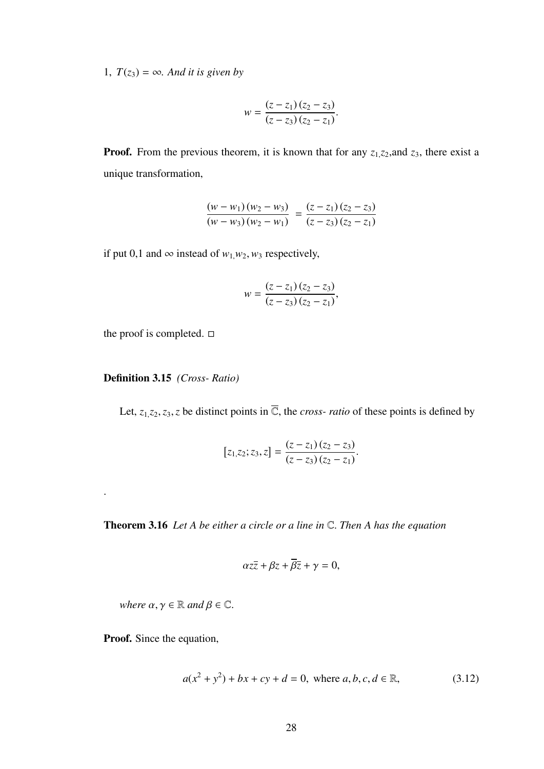1, $T(z_3) = \infty$. *And it is given by*

$$w = \frac{(z - z_1)(z_2 - z_3)}{(z - z_3)(z_2 - z_1)}.$$

**Proof.** From the previous theorem, it is known that for any $z_1, z_2$, and $z_3$, there exist a unique transformation,

$$\frac{(w - w_1)(w_2 - w_3)}{(w - w_3)(w_2 - w_1)} = \frac{(z - z_1)(z_2 - z_3)}{(z - z_3)(z_2 - z_1)}$$

if put 0,1 and $\infty$ instead of $w_1, w_2, w_3$ respectively,

$$w = \frac{(z - z_1)(z_2 - z_3)}{(z - z_3)(z_2 - z_1)},$$

the proof is completed. □

**Definition 3.15** *(Cross- Ratio)*

Let, $z_1, z_2, z_3, z$ be distinct points in $\overline{\mathbb{C}}$, the *cross- ratio* of these points is defined by

$$[z_1, z_2; z_3, z] = \frac{(z - z_1)(z_2 - z_3)}{(z - z_3)(z_2 - z_1)}.$$

.

**Theorem 3.16** *Let A be either a circle or a line in* $\mathbb{C}$. *Then A has the equation*

$$\alpha z\bar{z} + \beta z + \overline{\beta}\bar{z} + \gamma = 0,$$

*where* $\alpha, \gamma \in \mathbb{R}$ *and* $\beta \in \mathbb{C}$.

**Proof.** Since the equation,

$$a(x^2 + y^2) + bx + cy + d = 0, \text{ where } a, b, c, d \in \mathbb{R}, \tag{3.12}$$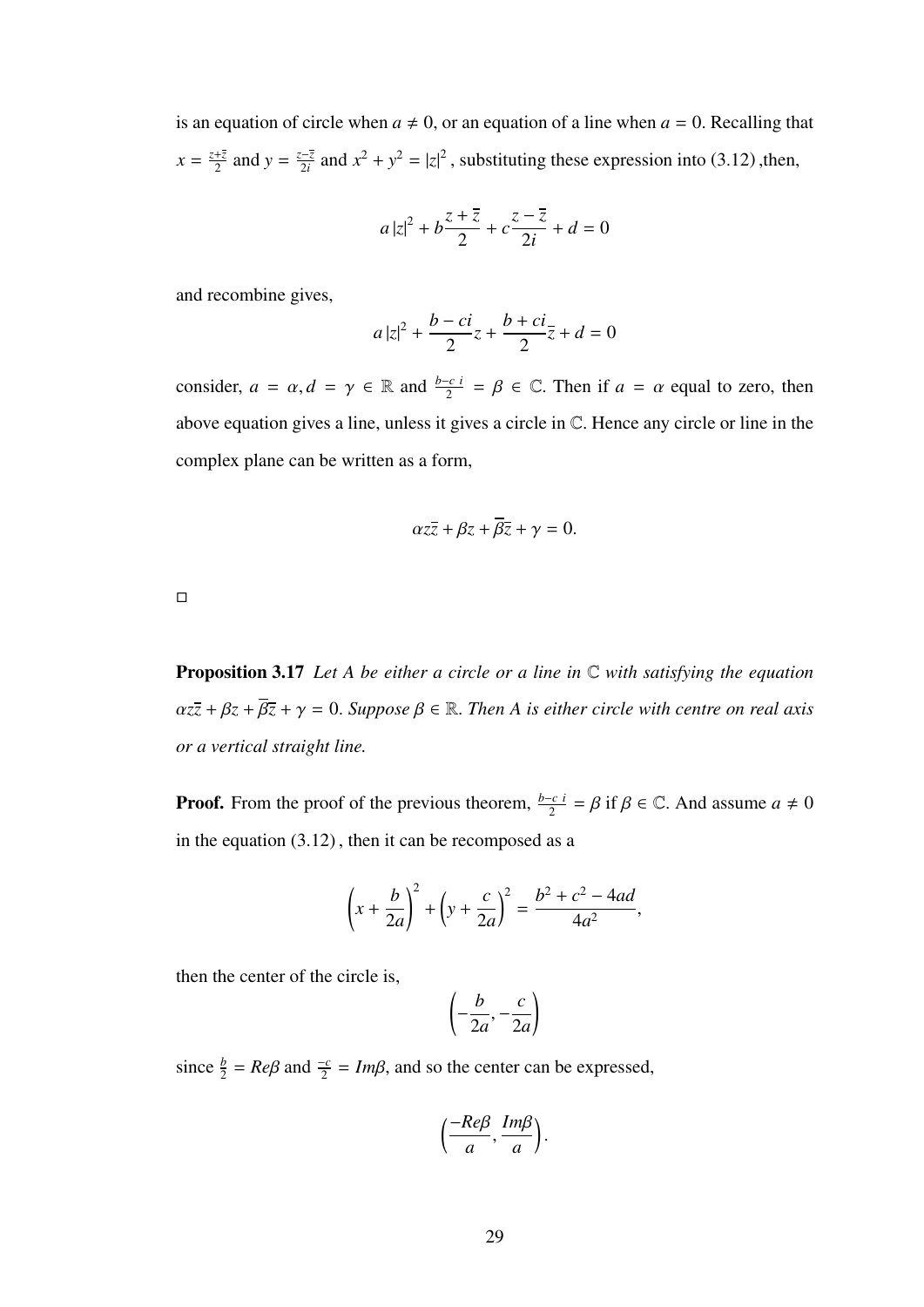is an equation of circle when $a \neq 0$, or an equation of a line when $a = 0$. Recalling that $x = \frac{z+\bar{z}}{2}$ and $y = \frac{z-\bar{z}}{2i}$ and $x^2 + y^2 = |z|^2$ , substituting these expression into (3.12) ,then,

$$a\,|z|^2 + b\frac{z+\bar{z}}{2} + c\frac{z-\bar{z}}{2i} + d = 0$$

and recombine gives,

$$a\,|z|^2 + \frac{b-ci}{2}z + \frac{b+ci}{2}\bar{z} + d = 0$$

consider, $a = \alpha, d = \gamma \in \mathbb{R}$ and $\frac{b-c\;i}{2} = \beta \in \mathbb{C}$. Then if $a = \alpha$ equal to zero, then above equation gives a line, unless it gives a circle in $\mathbb{C}$. Hence any circle or line in the complex plane can be written as a form,

$$\alpha z\bar{z} + \beta z + \overline{\beta}\bar{z} + \gamma = 0.$$

□

**Proposition 3.17** *Let A be either a circle or a line in $\mathbb{C}$ with satisfying the equation $\alpha z\bar{z} + \beta z + \overline{\beta}\bar{z} + \gamma = 0$. Suppose $\beta \in \mathbb{R}$. Then A is either circle with centre on real axis or a vertical straight line.*

**Proof.** From the proof of the previous theorem, $\frac{b-c\;i}{2} = \beta$ if $\beta \in \mathbb{C}$. And assume $a \neq 0$ in the equation (3.12) , then it can be recomposed as a

$$\left(x + \frac{b}{2a}\right)^2 + \left(y + \frac{c}{2a}\right)^2 = \frac{b^2 + c^2 - 4ad}{4a^2},$$

then the center of the circle is,

$$\left(-\frac{b}{2a}, -\frac{c}{2a}\right)$$

since $\frac{b}{2} = Re\beta$ and $\frac{-c}{2} = Im\beta$, and so the center can be expressed,

$$\left(\frac{-Re\beta}{a}, \frac{Im\beta}{a}\right).$$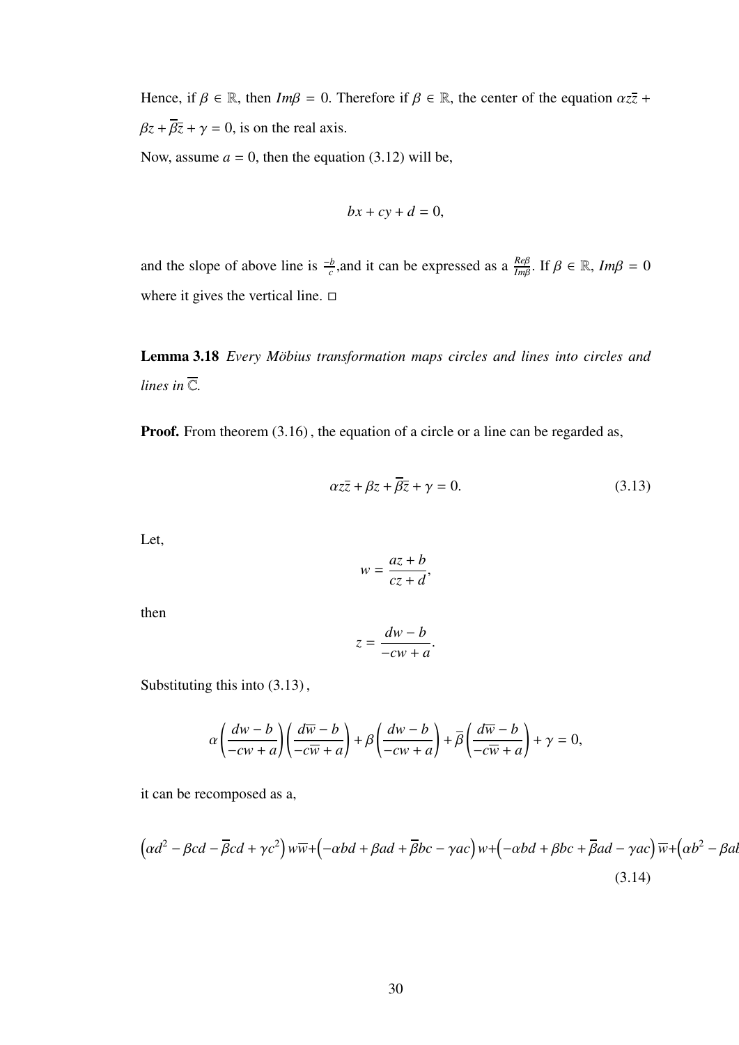Hence, if $\beta \in \mathbb{R}$, then $Im\beta = 0$. Therefore if $\beta \in \mathbb{R}$, the center of the equation $\alpha z\bar{z} + \beta z + \overline{\beta}\bar{z} + \gamma = 0$, is on the real axis.

Now, assume $a = 0$, then the equation (3.12) will be,

$$bx + cy + d = 0,$$

and the slope of above line is $\frac{-b}{c}$,and it can be expressed as a $\frac{Re\beta}{Im\beta}$. If $\beta \in \mathbb{R}$, $Im\beta = 0$ where it gives the vertical line. □

**Lemma 3.18** *Every Möbius transformation maps circles and lines into circles and lines in* $\overline{\mathbb{C}}$.

**Proof.** From theorem (3.16) , the equation of a circle or a line can be regarded as,

$$\alpha z\bar{z} + \beta z + \overline{\beta}\bar{z} + \gamma = 0. \tag{3.13}$$

Let,

$$w = \frac{az + b}{cz + d},$$

then

$$z = \frac{dw - b}{-cw + a}.$$

Substituting this into (3.13) ,

$$\alpha\left(\frac{dw - b}{-cw + a}\right)\left(\frac{d\overline{w} - b}{-c\overline{w} + a}\right) + \beta\left(\frac{dw - b}{-cw + a}\right) + \overline{\beta}\left(\frac{d\overline{w} - b}{-c\overline{w} + a}\right) + \gamma = 0,$$

it can be recomposed as a,

$$\left(\alpha d^2 - \beta cd - \overline{\beta}cd + \gamma c^2\right)w\overline{w} + \left(-\alpha bd + \beta ad + \overline{\beta}bc - \gamma ac\right)w + \left(-\alpha bd + \beta bc + \overline{\beta}ad - \gamma ac\right)\overline{w} + \left(\alpha b^2 - \beta ab\right. \tag{3.14}$$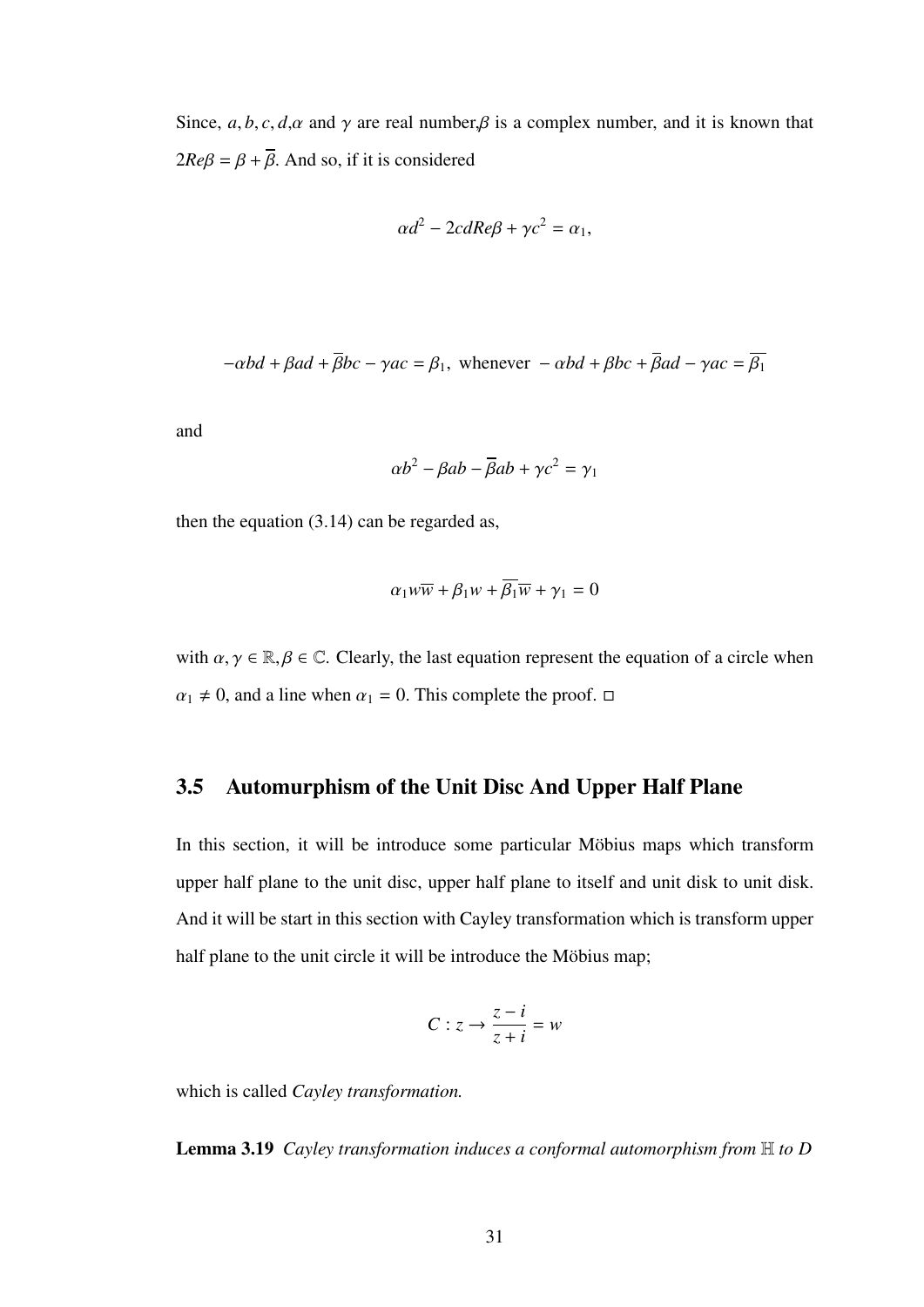Since, $a, b, c, d, \alpha$ and $\gamma$ are real number,$\beta$ is a complex number, and it is known that $2Re\beta = \beta + \overline{\beta}$. And so, if it is considered

$$\alpha d^2 - 2cdRe\beta + \gamma c^2 = \alpha_1,$$

$$-\alpha bd + \beta ad + \overline{\beta}bc - \gamma ac = \beta_1, \text{ whenever } -\alpha bd + \beta bc + \overline{\beta}ad - \gamma ac = \overline{\beta_1}$$

and

$$\alpha b^2 - \beta ab - \overline{\beta}ab + \gamma c^2 = \gamma_1$$

then the equation (3.14) can be regarded as,

$$\alpha_1 w\overline{w} + \beta_1 w + \overline{\beta_1}\overline{w} + \gamma_1 = 0$$

with $\alpha, \gamma \in \mathbb{R}, \beta \in \mathbb{C}$. Clearly, the last equation represent the equation of a circle when $\alpha_1 \neq 0$, and a line when $\alpha_1 = 0$. This complete the proof. □

## 3.5 Automurphism of the Unit Disc And Upper Half Plane

In this section, it will be introduce some particular Möbius maps which transform upper half plane to the unit disc, upper half plane to itself and unit disk to unit disk. And it will be start in this section with Cayley transformation which is transform upper half plane to the unit circle it will be introduce the Möbius map;

$$C : z \to \frac{z - i}{z + i} = w$$

which is called *Cayley transformation.*

**Lemma 3.19** *Cayley transformation induces a conformal automorphism from $\mathbb{H}$ to D*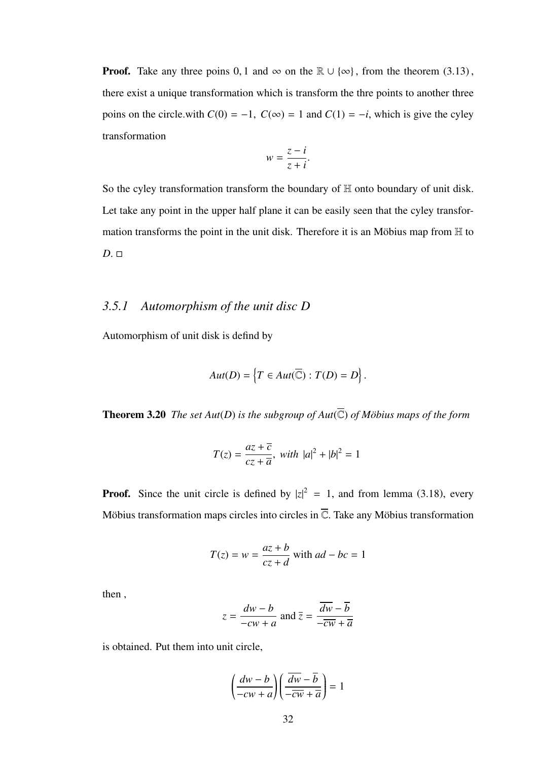**Proof.** Take any three poins $0, 1$ and $\infty$ on the $\mathbb{R} \cup \{\infty\}$, from the theorem (3.13), there exist a unique transformation which is transform the thre points to another three poins on the circle.with $C(0) = -1,\ C(\infty) = 1$ and $C(1) = -i$, which is give the cyley transformation

$$w = \frac{z - i}{z + i}.$$

So the cyley transformation transform the boundary of $\mathbb{H}$ onto boundary of unit disk. Let take any point in the upper half plane it can be easily seen that the cyley transformation transforms the point in the unit disk. Therefore it is an Möbius map from $\mathbb{H}$ to $D$. □

### *3.5.1 Automorphism of the unit disc D*

Automorphism of unit disk is defind by

$$Aut(D) = \left\{T \in Aut(\overline{\mathbb{C}}) : T(D) = D\right\}.$$

**Theorem 3.20** *The set $Aut(D)$ is the subgroup of $Aut(\overline{\mathbb{C}})$ of Möbius maps of the form*

$$T(z) = \frac{az + \overline{c}}{cz + \overline{a}},\ with\ |a|^2 + |b|^2 = 1$$

**Proof.** Since the unit circle is defined by $|z|^2 = 1$, and from lemma (3.18), every Möbius transformation maps circles into circles in $\overline{\mathbb{C}}$. Take any Möbius transformation

$$T(z) = w = \frac{az + b}{cz + d} \text{ with } ad - bc = 1$$

then ,

$$z = \frac{dw - b}{-cw + a} \text{ and } \overline{z} = \frac{\overline{dw} - \overline{b}}{-\overline{cw} + \overline{a}}$$

is obtained. Put them into unit circle,

$$\left(\frac{dw - b}{-cw + a}\right)\left(\frac{\overline{dw} - \overline{b}}{-\overline{cw} + \overline{a}}\right) = 1$$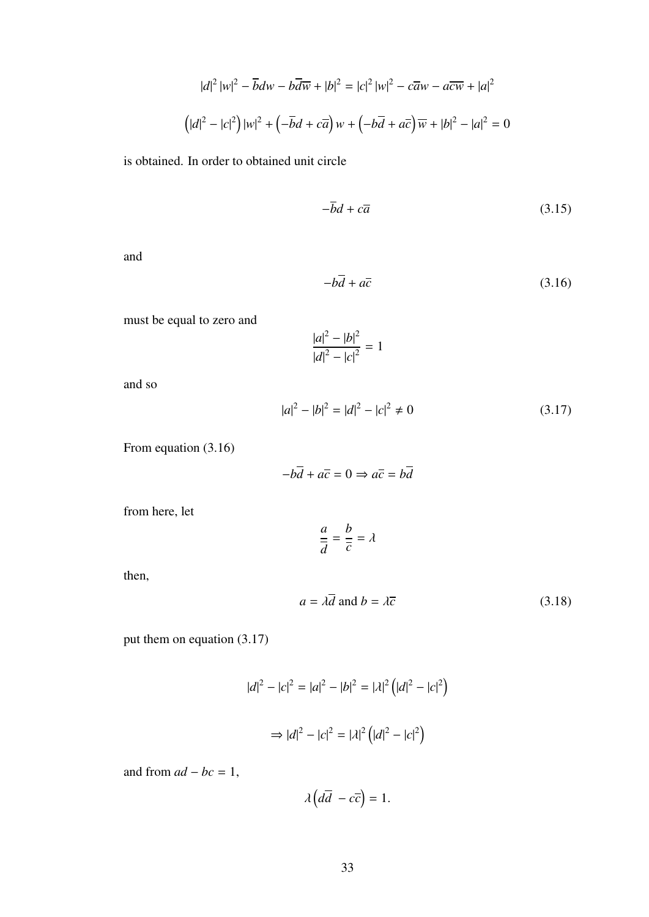$$|d|^2 |w|^2 - \overline{b}dw - b\overline{d}\overline{w} + |b|^2 = |c|^2 |w|^2 - c\overline{a}w - a\overline{cw} + |a|^2$$

$$\left(|d|^2 - |c|^2\right)|w|^2 + \left(-\overline{b}d + c\overline{a}\right)w + \left(-b\overline{d} + a\overline{c}\right)\overline{w} + |b|^2 - |a|^2 = 0$$

is obtained. In order to obtained unit circle

$$-\overline{b}d + c\overline{a} \tag{3.15}$$

and

$$-b\overline{d} + a\overline{c} \tag{3.16}$$

must be equal to zero and

$$\frac{|a|^2 - |b|^2}{|d|^2 - |c|^2} = 1$$

and so

$$|a|^2 - |b|^2 = |d|^2 - |c|^2 \neq 0 \tag{3.17}$$

From equation (3.16)

$$-b\overline{d} + a\overline{c} = 0 \Rightarrow a\overline{c} = b\overline{d}$$

from here, let

$$\frac{a}{\overline{d}} = \frac{b}{\overline{c}} = \lambda$$

then,

$$a = \lambda\overline{d} \text{ and } b = \lambda\overline{c} \tag{3.18}$$

put them on equation (3.17)

$$|d|^2 - |c|^2 = |a|^2 - |b|^2 = |\lambda|^2\left(|d|^2 - |c|^2\right)$$

$$\Rightarrow |d|^2 - |c|^2 = |\lambda|^2\left(|d|^2 - |c|^2\right)$$

and from $ad - bc = 1$,

$$\lambda\left(d\overline{d} - c\overline{c}\right) = 1.$$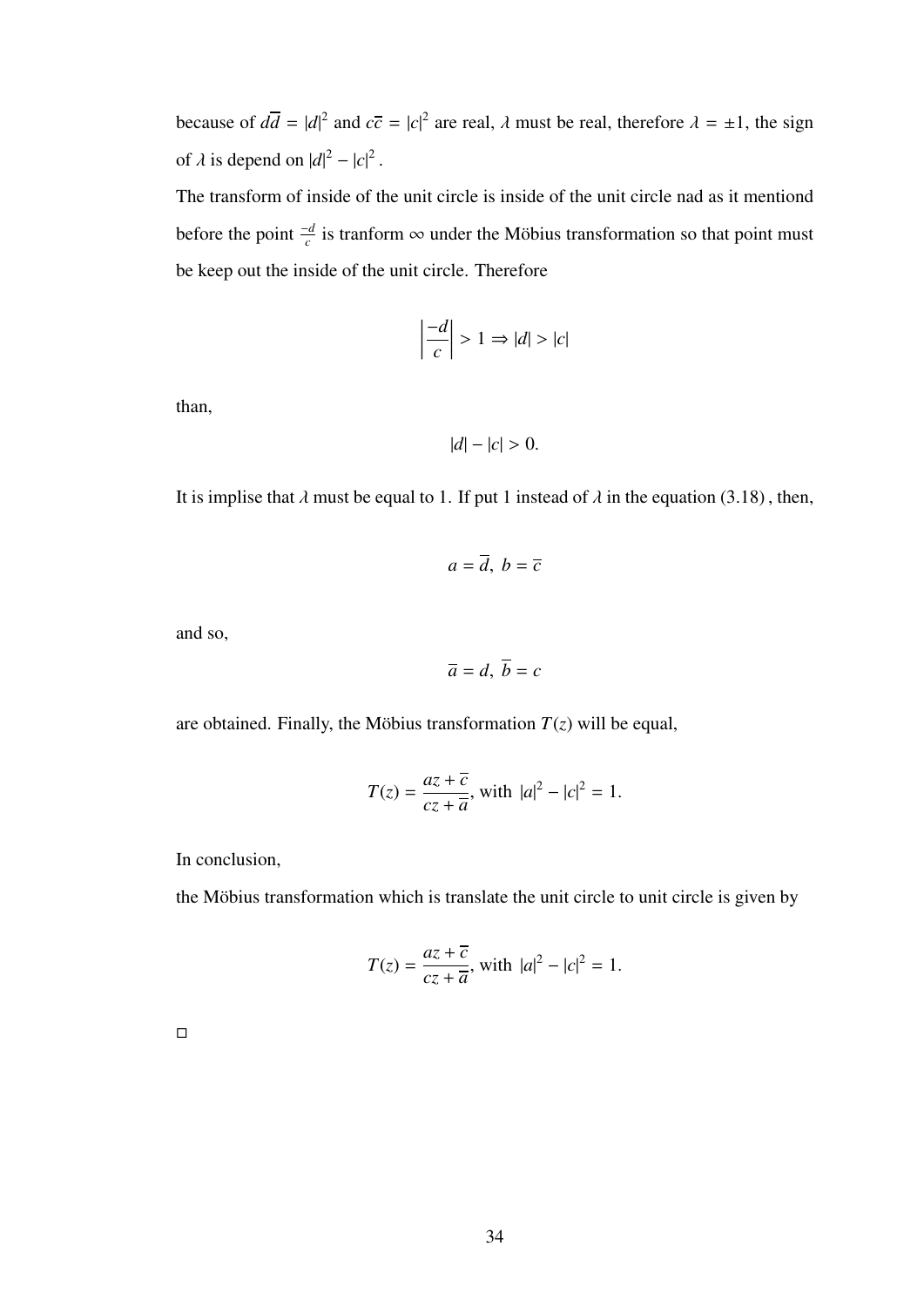because of $d\overline{d} = |d|^2$ and $c\overline{c} = |c|^2$ are real, $\lambda$ must be real, therefore $\lambda = \pm 1$, the sign of $\lambda$ is depend on $|d|^2 - |c|^2$.

The transform of inside of the unit circle is inside of the unit circle nad as it mentiond before the point $\frac{-d}{c}$ is tranform $\infty$ under the Möbius transformation so that point must be keep out the inside of the unit circle. Therefore

$$\left|\frac{-d}{c}\right| > 1 \Rightarrow |d| > |c|$$

than,

$$|d| - |c| > 0.$$

It is implise that $\lambda$ must be equal to 1. If put 1 instead of $\lambda$ in the equation (3.18) , then,

$$a = \overline{d},\ b = \overline{c}$$

and so,

$$\overline{a} = d,\ \overline{b} = c$$

are obtained. Finally, the Möbius transformation $T(z)$ will be equal,

$$T(z) = \frac{az + \overline{c}}{cz + \overline{a}}, \text{ with } |a|^2 - |c|^2 = 1.$$

In conclusion,

the Möbius transformation which is translate the unit circle to unit circle is given by

$$T(z) = \frac{az + \overline{c}}{cz + \overline{a}}, \text{ with } |a|^2 - |c|^2 = 1.$$

□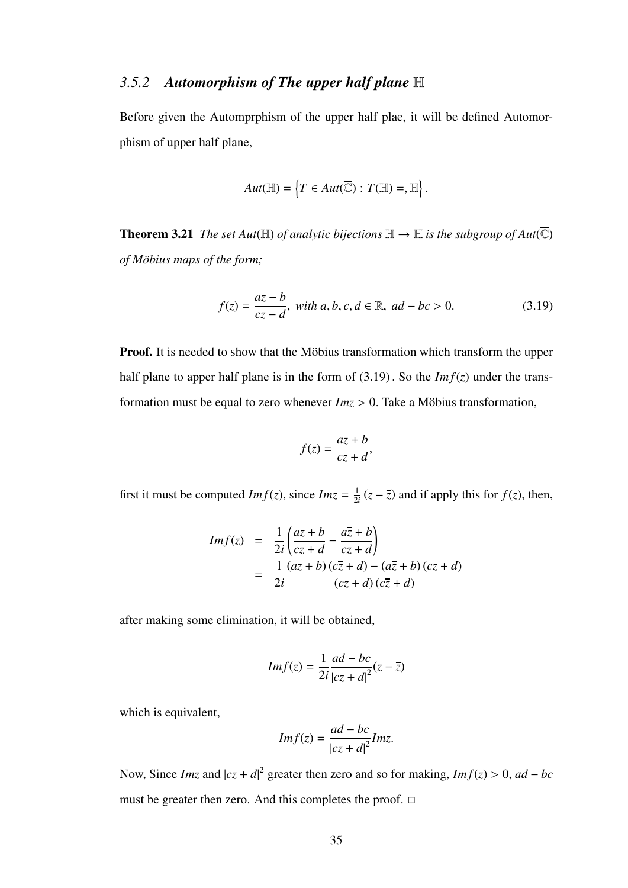### 3.5.2 *Automorphism of The upper half plane* $\mathbb{H}$

Before given the Automprphism of the upper half plae, it will be defined Automorphism of upper half plane,

$$Aut(\mathbb{H}) = \left\{T \in Aut(\overline{\mathbb{C}}) : T(\mathbb{H}) =, \mathbb{H}\right\}.$$

**Theorem 3.21** *The set $Aut(\mathbb{H})$ of analytic bijections $\mathbb{H} \to \mathbb{H}$ is the subgroup of $Aut(\overline{\mathbb{C}})$ of Möbius maps of the form;*

$$f(z) = \frac{az - b}{cz - d}, \text{ with } a, b, c, d \in \mathbb{R}, \ ad - bc > 0. \tag{3.19}$$

**Proof.** It is needed to show that the Möbius transformation which transform the upper half plane to apper half plane is in the form of (3.19) . So the $Imf(z)$ under the transformation must be equal to zero whenever $Imz > 0$. Take a Möbius transformation,

$$f(z) = \frac{az + b}{cz + d},$$

first it must be computed $Imf(z)$, since $Imz = \frac{1}{2i}(z - \bar{z})$ and if apply this for $f(z)$, then,

$$\begin{aligned} Imf(z) &= \frac{1}{2i}\left(\frac{az + b}{cz + d} - \frac{a\bar{z} + b}{c\bar{z} + d}\right) \\ &= \frac{1}{2i}\frac{(az + b)(c\bar{z} + d) - (a\bar{z} + b)(cz + d)}{(cz + d)(c\bar{z} + d)} \end{aligned}$$

after making some elimination, it will be obtained,

$$Imf(z) = \frac{1}{2i}\frac{ad - bc}{|cz + d|^2}(z - \bar{z})$$

which is equivalent,

$$Imf(z) = \frac{ad - bc}{|cz + d|^2}Imz.$$

Now, Since $Imz$ and $|cz + d|^2$ greater then zero and so for making, $Imf(z) > 0$, $ad - bc$ must be greater then zero. And this completes the proof. □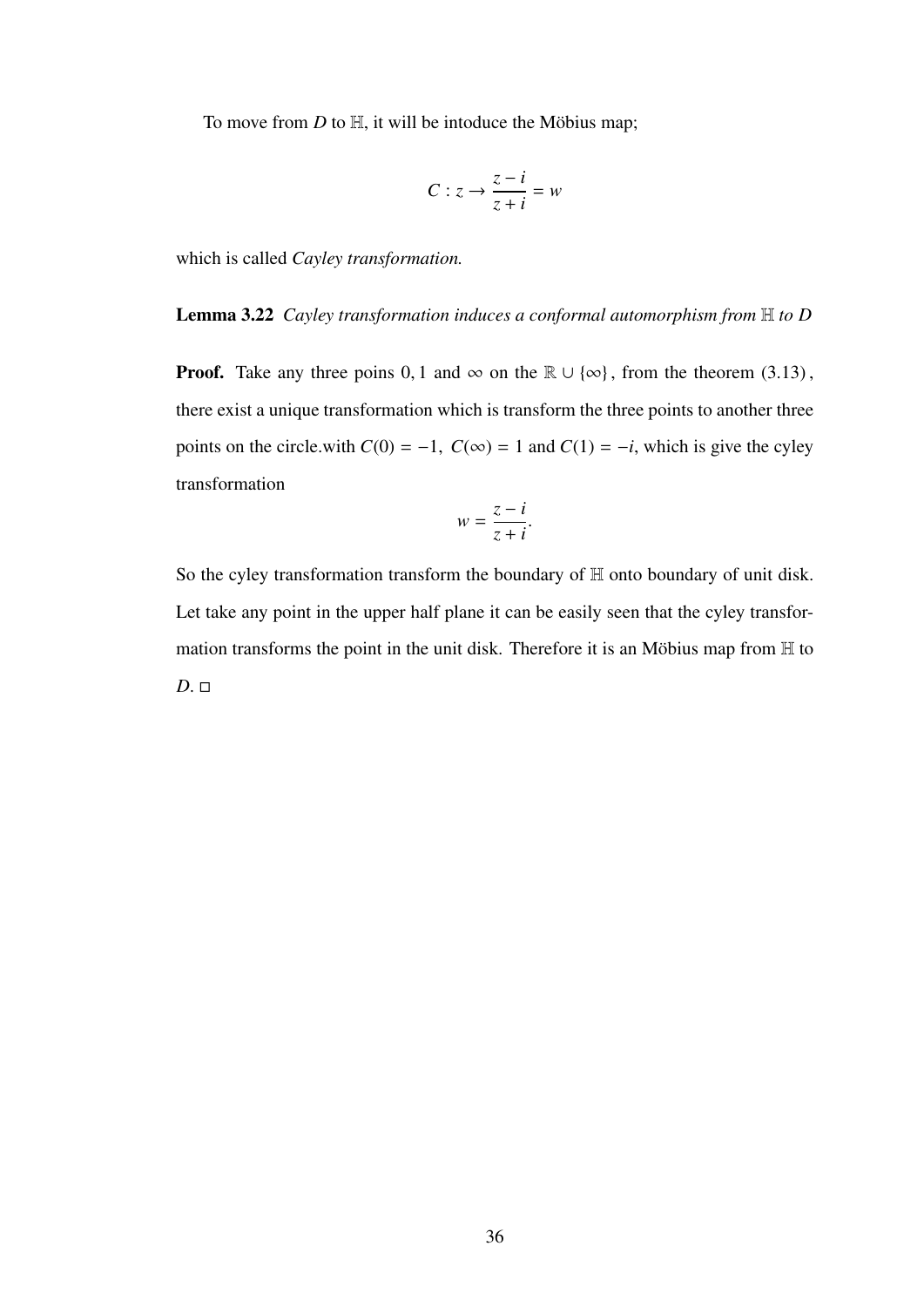To move from $D$ to $\mathbb{H}$, it will be intoduce the Möbius map;

$$C : z \rightarrow \frac{z - i}{z + i} = w$$

which is called *Cayley transformation.*

**Lemma 3.22** *Cayley transformation induces a conformal automorphism from* $\mathbb{H}$ *to* $D$

**Proof.** Take any three poins $0, 1$ and $\infty$ on the $\mathbb{R} \cup \{\infty\}$, from the theorem (3.13), there exist a unique transformation which is transform the three points to another three points on the circle.with $C(0) = -1$, $C(\infty) = 1$ and $C(1) = -i$, which is give the cyley transformation

$$w = \frac{z - i}{z + i}.$$

So the cyley transformation transform the boundary of $\mathbb{H}$ onto boundary of unit disk. Let take any point in the upper half plane it can be easily seen that the cyley transformation transforms the point in the unit disk. Therefore it is an Möbius map from $\mathbb{H}$ to $D$. □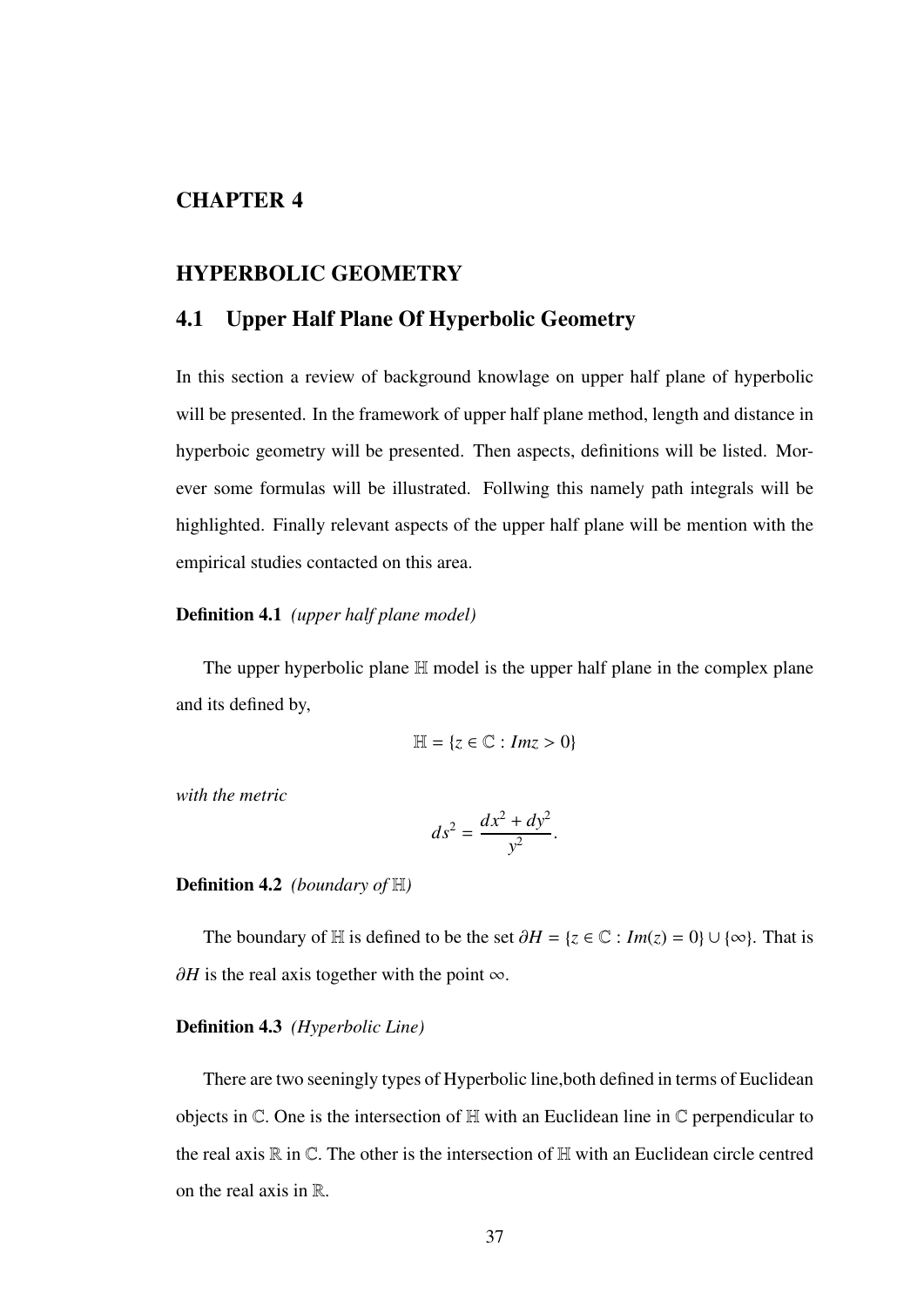# CHAPTER 4

# HYPERBOLIC GEOMETRY

## 4.1 Upper Half Plane Of Hyperbolic Geometry

In this section a review of background knowlage on upper half plane of hyperbolic will be presented. In the framework of upper half plane method, length and distance in hyperboic geometry will be presented. Then aspects, definitions will be listed. Morever some formulas will be illustrated. Follwing this namely path integrals will be highlighted. Finally relevant aspects of the upper half plane will be mention with the empirical studies contacted on this area.

**Definition 4.1** *(upper half plane model)*

The upper hyperbolic plane $\mathbb{H}$ model is the upper half plane in the complex plane and its defined by,

$$\mathbb{H} = \{z \in \mathbb{C} : Imz > 0\}$$

*with the metric*

$$ds^2 = \frac{dx^2 + dy^2}{y^2}.$$

**Definition 4.2** *(boundary of $\mathbb{H}$)*

The boundary of $\mathbb{H}$ is defined to be the set $\partial H = \{z \in \mathbb{C} : Im(z) = 0\} \cup \{\infty\}$. That is $\partial H$ is the real axis together with the point $\infty$.

**Definition 4.3** *(Hyperbolic Line)*

There are two seeningly types of Hyperbolic line,both defined in terms of Euclidean objects in $\mathbb{C}$. One is the intersection of $\mathbb{H}$ with an Euclidean line in $\mathbb{C}$ perpendicular to the real axis $\mathbb{R}$ in $\mathbb{C}$. The other is the intersection of $\mathbb{H}$ with an Euclidean circle centred on the real axis in $\mathbb{R}$.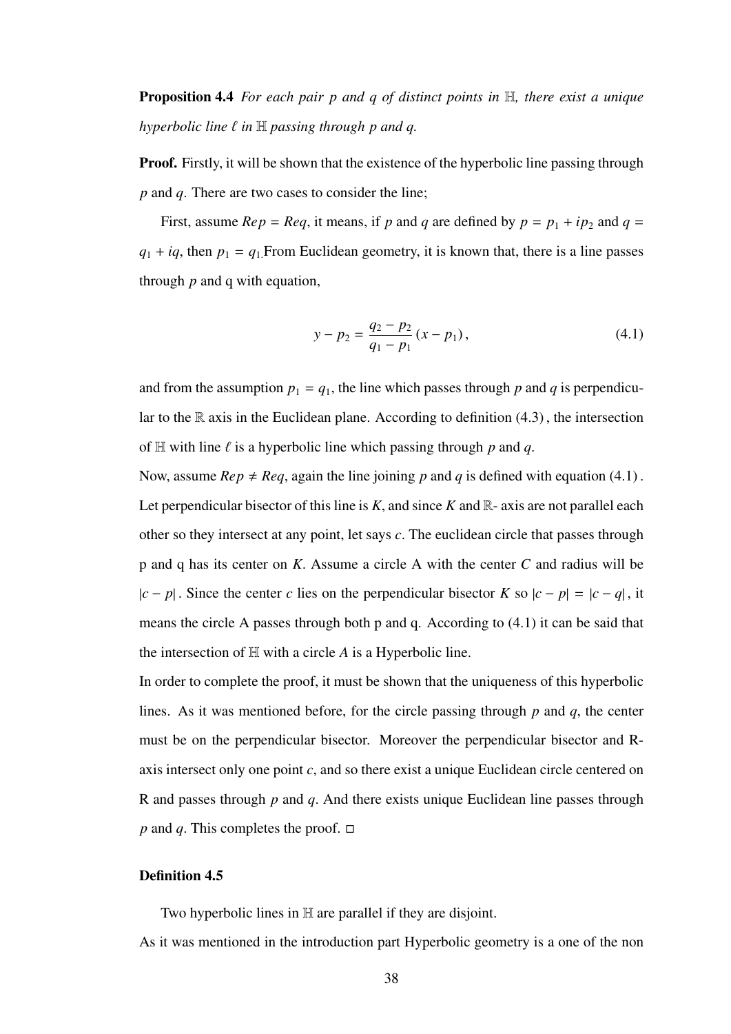**Proposition 4.4** *For each pair $p$ and $q$ of distinct points in $\mathbb{H}$, there exist a unique hyperbolic line $\ell$ in $\mathbb{H}$ passing through $p$ and $q$.*

**Proof.** Firstly, it will be shown that the existence of the hyperbolic line passing through $p$ and $q$. There are two cases to consider the line;

First, assume $Rep = Req$, it means, if $p$ and $q$ are defined by $p = p_1 + ip_2$ and $q = q_1 + iq$, then $p_1 = q_1$. From Euclidean geometry, it is known that, there is a line passes through $p$ and q with equation,

$$y - p_2 = \frac{q_2 - p_2}{q_1 - p_1}(x - p_1), \tag{4.1}$$

and from the assumption $p_1 = q_1$, the line which passes through $p$ and $q$ is perpendicular to the $\mathbb{R}$ axis in the Euclidean plane. According to definition (4.3), the intersection of $\mathbb{H}$ with line $\ell$ is a hyperbolic line which passing through $p$ and $q$.

Now, assume $Rep \neq Req$, again the line joining $p$ and $q$ is defined with equation (4.1). Let perpendicular bisector of this line is $K$, and since $K$ and $\mathbb{R}$- axis are not parallel each other so they intersect at any point, let says $c$. The euclidean circle that passes through p and q has its center on $K$. Assume a circle A with the center $C$ and radius will be $|c - p|$. Since the center $c$ lies on the perpendicular bisector $K$ so $|c - p| = |c - q|$, it means the circle A passes through both p and q. According to (4.1) it can be said that the intersection of $\mathbb{H}$ with a circle $A$ is a Hyperbolic line.

In order to complete the proof, it must be shown that the uniqueness of this hyperbolic lines. As it was mentioned before, for the circle passing through $p$ and $q$, the center must be on the perpendicular bisector. Moreover the perpendicular bisector and R-axis intersect only one point $c$, and so there exist a unique Euclidean circle centered on R and passes through $p$ and $q$. And there exists unique Euclidean line passes through $p$ and $q$. This completes the proof. □

**Definition 4.5**

Two hyperbolic lines in $\mathbb{H}$ are parallel if they are disjoint.

As it was mentioned in the introduction part Hyperbolic geometry is a one of the non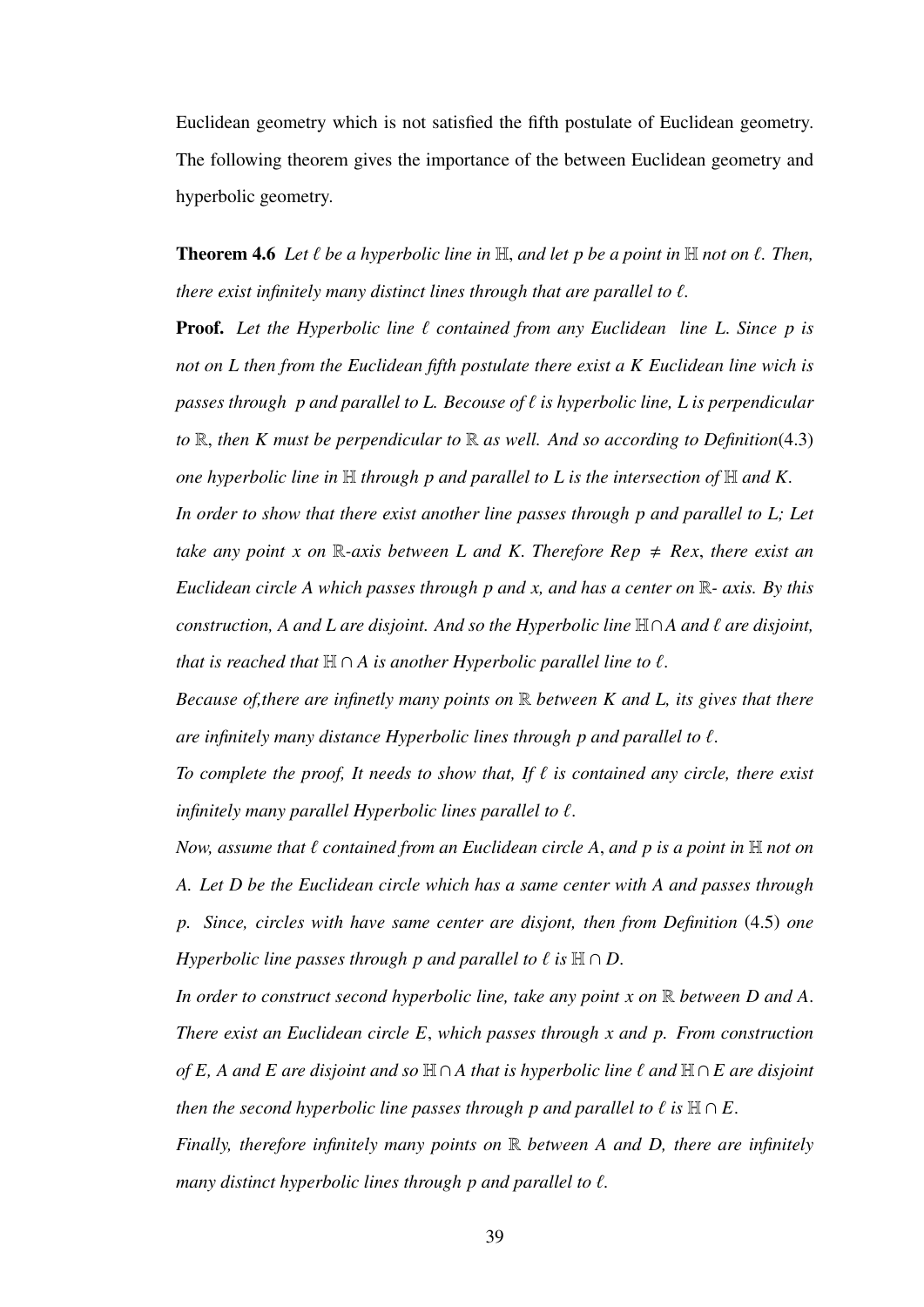Euclidean geometry which is not satisfied the fifth postulate of Euclidean geometry. The following theorem gives the importance of the between Euclidean geometry and hyperbolic geometry.

**Theorem 4.6** *Let $\ell$ be a hyperbolic line in $\mathbb{H}$, and let p be a point in $\mathbb{H}$ not on $\ell$. Then, there exist infinitely many distinct lines through that are parallel to $\ell$.*

**Proof.** *Let the Hyperbolic line $\ell$ contained from any Euclidean line L. Since p is not on L then from the Euclidean fifth postulate there exist a K Euclidean line wich is passes through p and parallel to L. Becouse of $\ell$ is hyperbolic line, L is perpendicular to $\mathbb{R}$, then K must be perpendicular to $\mathbb{R}$ as well. And so according to Definition*(4.3) *one hyperbolic line in $\mathbb{H}$ through p and parallel to L is the intersection of $\mathbb{H}$ and K.*

*In order to show that there exist another line passes through p and parallel to L; Let take any point x on $\mathbb{R}$-axis between L and K. Therefore $Rep \neq Rex$, there exist an Euclidean circle A which passes through p and x, and has a center on $\mathbb{R}$- axis. By this construction, A and L are disjoint. And so the Hyperbolic line $\mathbb{H} \cap A$ and $\ell$ are disjoint, that is reached that $\mathbb{H} \cap A$ is another Hyperbolic parallel line to $\ell$.*

*Because of,there are infinetly many points on $\mathbb{R}$ between K and L, its gives that there are infinitely many distance Hyperbolic lines through p and parallel to $\ell$.*

*To complete the proof, It needs to show that, If $\ell$ is contained any circle, there exist infinitely many parallel Hyperbolic lines parallel to $\ell$.*

*Now, assume that $\ell$ contained from an Euclidean circle A, and p is a point in $\mathbb{H}$ not on A. Let D be the Euclidean circle which has a same center with A and passes through p. Since, circles with have same center are disjont, then from Definition* (4.5) *one Hyperbolic line passes through p and parallel to $\ell$ is $\mathbb{H} \cap D$.*

*In order to construct second hyperbolic line, take any point x on $\mathbb{R}$ between D and A. There exist an Euclidean circle E, which passes through x and p. From construction of E, A and E are disjoint and so $\mathbb{H} \cap A$ that is hyperbolic line $\ell$ and $\mathbb{H} \cap E$ are disjoint then the second hyperbolic line passes through p and parallel to $\ell$ is $\mathbb{H} \cap E$.*

*Finally, therefore infinitely many points on $\mathbb{R}$ between A and D, there are infinitely many distinct hyperbolic lines through p and parallel to $\ell$.*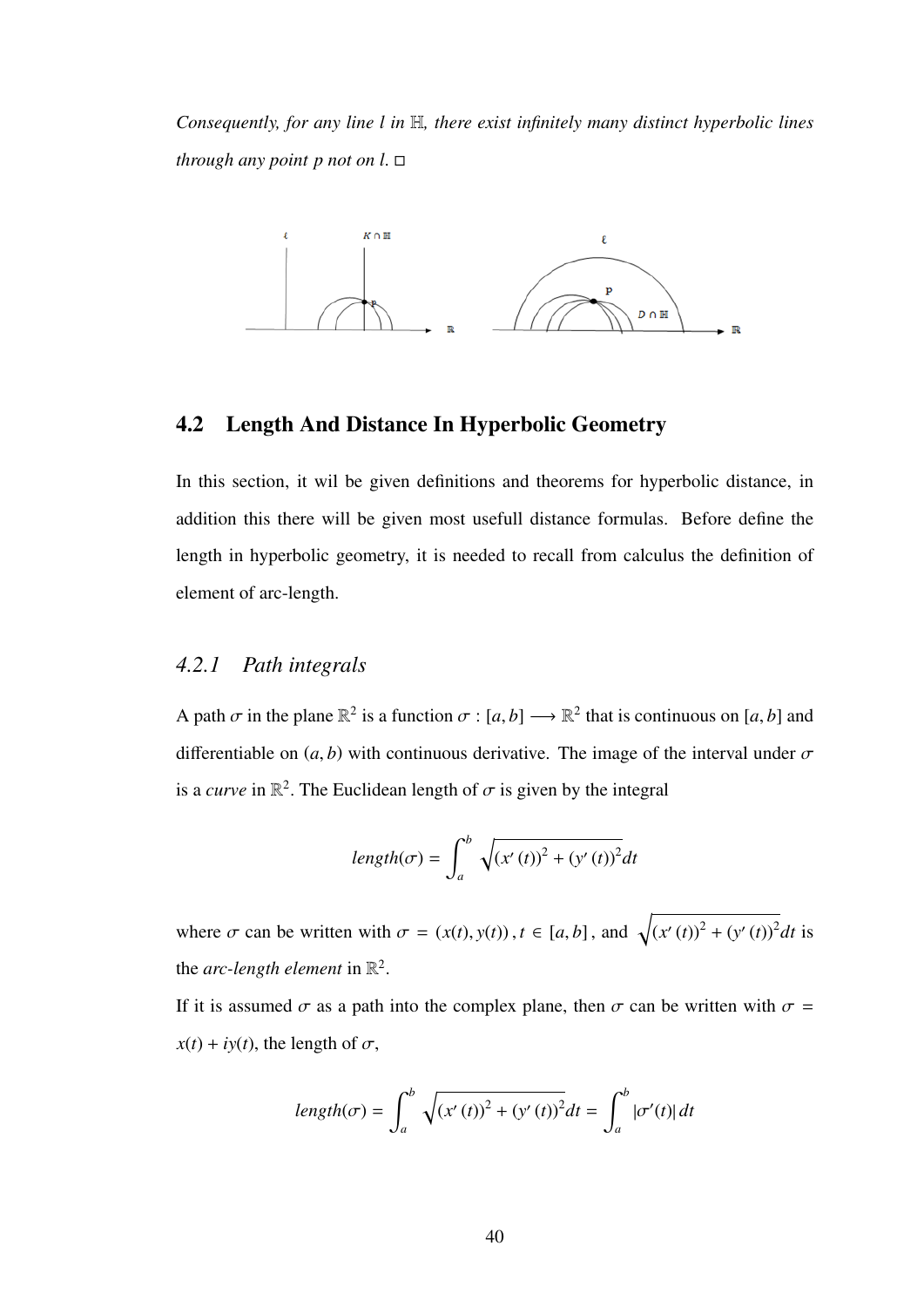*Consequently, for any line $l$ in $\mathbb{H}$, there exist infinitely many distinct hyperbolic lines through any point $p$ not on $l$.* □

## 4.2 Length And Distance In Hyperbolic Geometry

In this section, it wil be given definitions and theorems for hyperbolic distance, in addition this there will be given most usefull distance formulas. Before define the length in hyperbolic geometry, it is needed to recall from calculus the definition of element of arc-length.

### *4.2.1 Path integrals*

A path $\sigma$ in the plane $\mathbb{R}^2$ is a function $\sigma : [a, b] \longrightarrow \mathbb{R}^2$ that is continuous on $[a, b]$ and differentiable on $(a, b)$ with continuous derivative. The image of the interval under $\sigma$ is a *curve* in $\mathbb{R}^2$. The Euclidean length of $\sigma$ is given by the integral

$$length(\sigma) = \int_a^b \sqrt{(x'(t))^2 + (y'(t))^2}dt$$

where $\sigma$ can be written with $\sigma = (x(t), y(t)), t \in [a, b]$, and $\sqrt{(x'(t))^2 + (y'(t))^2}dt$ is the *arc-length element* in $\mathbb{R}^2$.

If it is assumed $\sigma$ as a path into the complex plane, then $\sigma$ can be written with $\sigma = x(t) + iy(t)$, the length of $\sigma$,

$$length(\sigma) = \int_a^b \sqrt{(x'(t))^2 + (y'(t))^2}dt = \int_a^b |\sigma'(t)|\, dt$$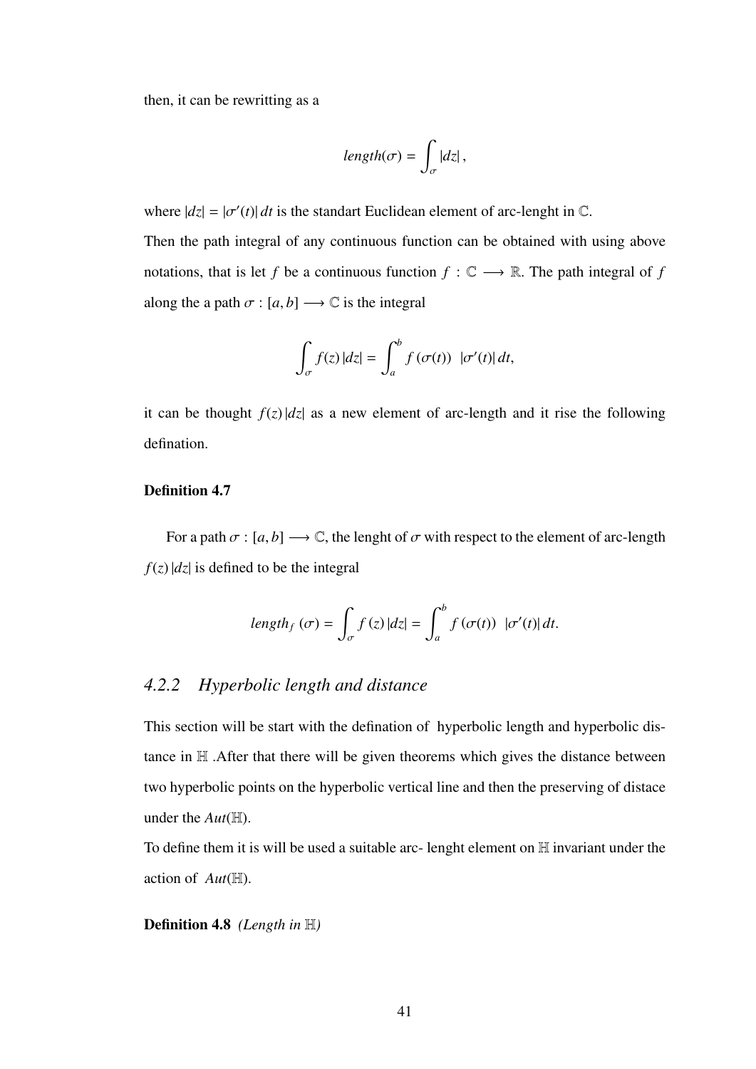then, it can be rewritting as a

$$length(\sigma) = \int_{\sigma} |dz|,$$

where $|dz| = |\sigma'(t)|\, dt$ is the standart Euclidean element of arc-lenght in $\mathbb{C}$.

Then the path integral of any continuous function can be obtained with using above notations, that is let $f$ be a continuous function $f : \mathbb{C} \longrightarrow \mathbb{R}$. The path integral of $f$ along the a path $\sigma : [a, b] \longrightarrow \mathbb{C}$ is the integral

$$\int_{\sigma} f(z)\, |dz| = \int_{a}^{b} f(\sigma(t))\ \ |\sigma'(t)|\, dt,$$

it can be thought $f(z)\,|dz|$ as a new element of arc-length and it rise the following defination.

#### Definition 4.7

For a path $\sigma : [a, b] \longrightarrow \mathbb{C}$, the lenght of $\sigma$ with respect to the element of arc-length $f(z)\,|dz|$ is defined to be the integral

$$length_f\,(\sigma) = \int_{\sigma} f(z)\, |dz| = \int_{a}^{b} f(\sigma(t))\ \ |\sigma'(t)|\, dt.$$

### *4.2.2 Hyperbolic length and distance*

This section will be start with the defination of hyperbolic length and hyperbolic distance in $\mathbb{H}$ .After that there will be given theorems which gives the distance between two hyperbolic points on the hyperbolic vertical line and then the preserving of distace under the $Aut(\mathbb{H})$.

To define them it is will be used a suitable arc- lenght element on $\mathbb{H}$ invariant under the action of $Aut(\mathbb{H})$.

**Definition 4.8** *(Length in $\mathbb{H}$)*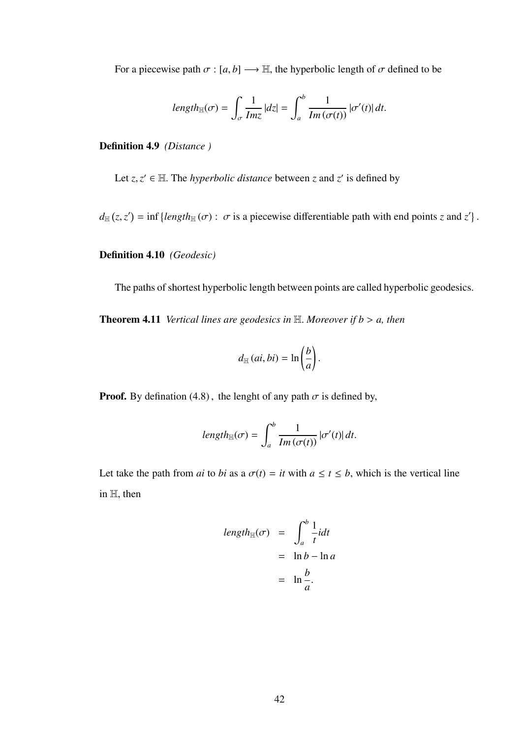For a piecewise path $\sigma : [a,b] \longrightarrow \mathbb{H}$, the hyperbolic length of $\sigma$ defined to be

$$length_{\mathbb{H}}(\sigma) = \int_{\sigma} \frac{1}{Im z} |dz| = \int_a^b \frac{1}{Im(\sigma(t))} |\sigma'(t)| \, dt.$$

**Definition 4.9** *(Distance )*

Let $z, z' \in \mathbb{H}$. The *hyperbolic distance* between $z$ and $z'$ is defined by

$$d_{\mathbb{H}}(z, z') = \inf \{ length_{\mathbb{H}}(\sigma) : \ \sigma \text{ is a piecewise differentiable path with end points } z \text{ and } z' \}.$$

**Definition 4.10** *(Geodesic)*

The paths of shortest hyperbolic length between points are called hyperbolic geodesics.

**Theorem 4.11** *Vertical lines are geodesics in $\mathbb{H}$. Moreover if $b > a$, then*

$$d_{\mathbb{H}}(ai, bi) = \ln\left(\frac{b}{a}\right).$$

**Proof.** By defination (4.8) , the lenght of any path $\sigma$ is defined by,

$$length_{\mathbb{H}}(\sigma) = \int_a^b \frac{1}{Im(\sigma(t))} |\sigma'(t)| \, dt.$$

Let take the path from $ai$ to $bi$ as a $\sigma(t) = it$ with $a \leq t \leq b$, which is the vertical line in $\mathbb{H}$, then

$$\begin{aligned} length_{\mathbb{H}}(\sigma) &= \int_a^b \frac{1}{t} i dt \\ &= \ln b - \ln a \\ &= \ln \frac{b}{a}. \end{aligned}$$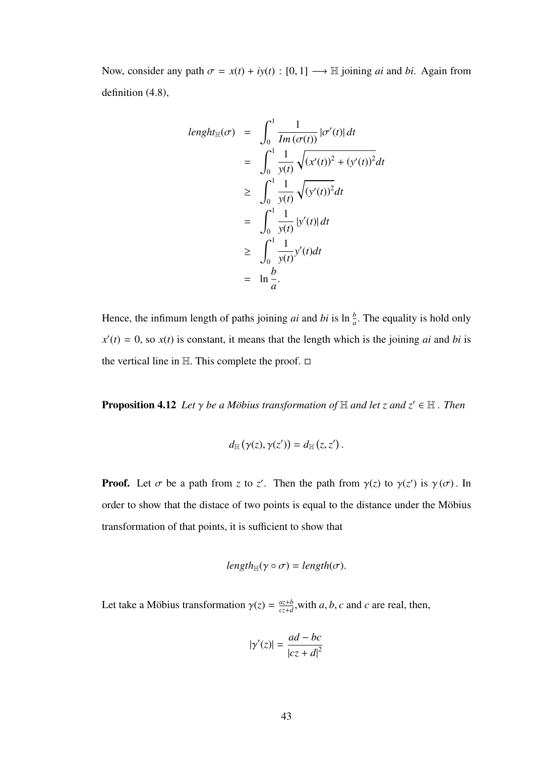Now, consider any path $\sigma = x(t) + iy(t) : [0, 1] \longrightarrow \mathbb{H}$ joining $ai$ and $bi$. Again from definition (4.8),

$$
\begin{aligned}
lenght_{\mathbb{H}}(\sigma) &= \int_0^1 \frac{1}{Im\,(\sigma(t))}\,|\sigma'(t)|\,dt \\
&= \int_0^1 \frac{1}{y(t)}\sqrt{(x'(t))^2 + (y'(t))^2}dt \\
&\geq \int_0^1 \frac{1}{y(t)}\sqrt{(y'(t))^2}dt \\
&= \int_0^1 \frac{1}{y(t)}\,|y'(t)|\,dt \\
&\geq \int_0^1 \frac{1}{y(t)}y'(t)dt \\
&= \ln\frac{b}{a}.
\end{aligned}
$$

Hence, the infimum length of paths joining $ai$ and $bi$ is $\ln\frac{b}{a}$. The equality is hold only $x'(t) = 0$, so $x(t)$ is constant, it means that the length which is the joining $ai$ and $bi$ is the vertical line in $\mathbb{H}$. This complete the proof. □

**Proposition 4.12** *Let $\gamma$ be a Möbius transformation of $\mathbb{H}$ and let $z$ and $z' \in \mathbb{H}$ . Then*

$$
d_{\mathbb{H}}\left(\gamma(z), \gamma(z')\right) = d_{\mathbb{H}}\left(z, z'\right).
$$

**Proof.** Let $\sigma$ be a path from $z$ to $z'$. Then the path from $\gamma(z)$ to $\gamma(z')$ is $\gamma\,(\sigma)$. In order to show that the distace of two points is equal to the distance under the Möbius transformation of that points, it is sufficient to show that

$$
length_{\mathbb{H}}(\gamma \circ \sigma) = length(\sigma).
$$

Let take a Möbius transformation $\gamma(z) = \frac{az+b}{cz+d}$,with $a, b, c$ and $c$ are real, then,

$$
|\gamma'(z)| = \frac{ad - bc}{|cz + d|^2}
$$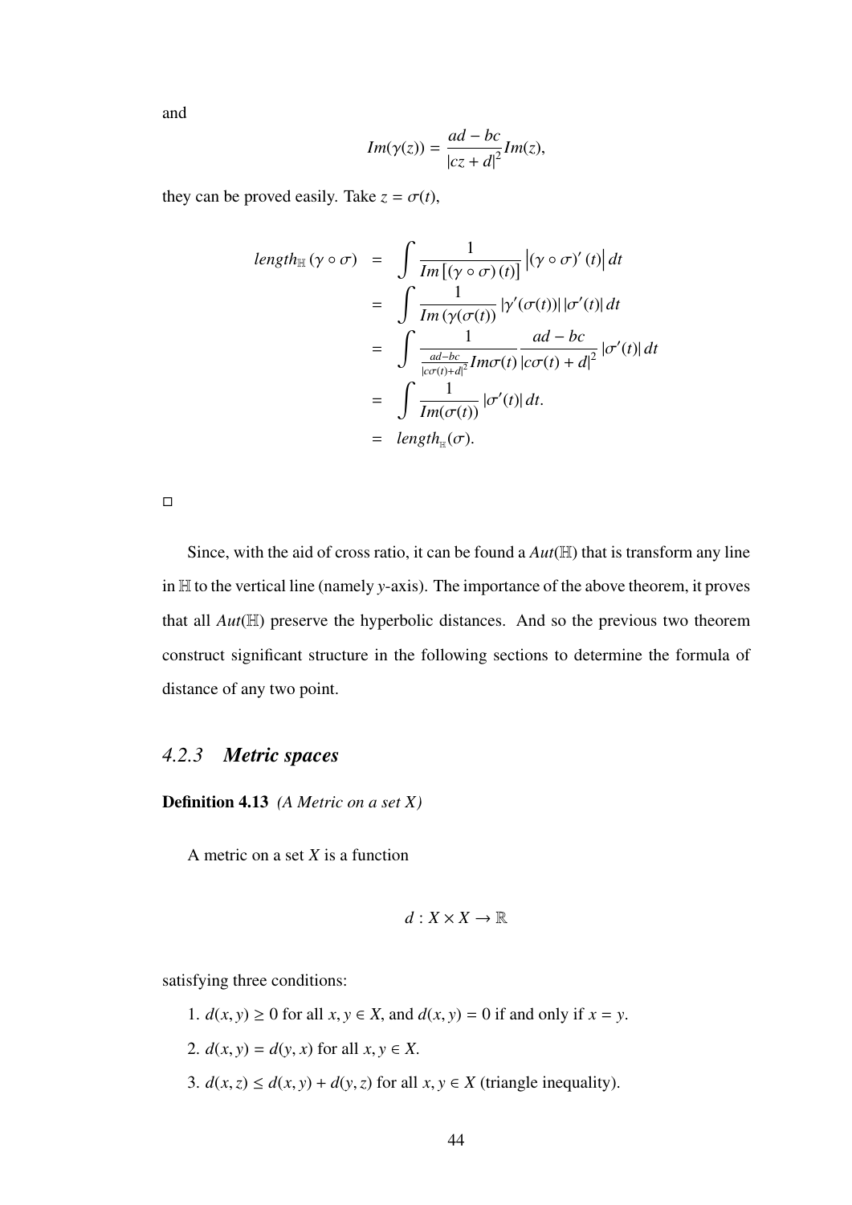and

$$Im(\gamma(z)) = \frac{ad - bc}{|cz + d|^2} Im(z),$$

they can be proved easily. Take $z = \sigma(t)$,

$$\begin{aligned}
length_{\mathbb{H}}(\gamma \circ \sigma) &= \int \frac{1}{Im\left[(\gamma \circ \sigma)(t)\right]} \left|(\gamma \circ \sigma)'(t)\right| dt \\
&= \int \frac{1}{Im\left(\gamma(\sigma(t))\right)} \left|\gamma'(\sigma(t))\right| \left|\sigma'(t)\right| dt \\
&= \int \frac{1}{\frac{ad-bc}{|c\sigma(t)+d|^2} Im\sigma(t)} \frac{ad - bc}{|c\sigma(t) + d|^2} \left|\sigma'(t)\right| dt \\
&= \int \frac{1}{Im(\sigma(t))} \left|\sigma'(t)\right| dt. \\
&= length_{\mathbb{H}}(\sigma).
\end{aligned}$$

□

Since, with the aid of cross ratio, it can be found a $Aut(\mathbb{H})$ that is transform any line in $\mathbb{H}$ to the vertical line (namely $y$-axis). The importance of the above theorem, it proves that all $Aut(\mathbb{H})$ preserve the hyperbolic distances. And so the previous two theorem construct significant structure in the following sections to determine the formula of distance of any two point.

### 4.2.3 *Metric spaces*

**Definition 4.13** *(A Metric on a set X)*

A metric on a set $X$ is a function

$$d : X \times X \to \mathbb{R}$$

satisfying three conditions:

1. $d(x, y) \geq 0$ for all $x, y \in X$, and $d(x, y) = 0$ if and only if $x = y$.
2. $d(x, y) = d(y, x)$ for all $x, y \in X$.
3. $d(x, z) \leq d(x, y) + d(y, z)$ for all $x, y \in X$ (triangle inequality).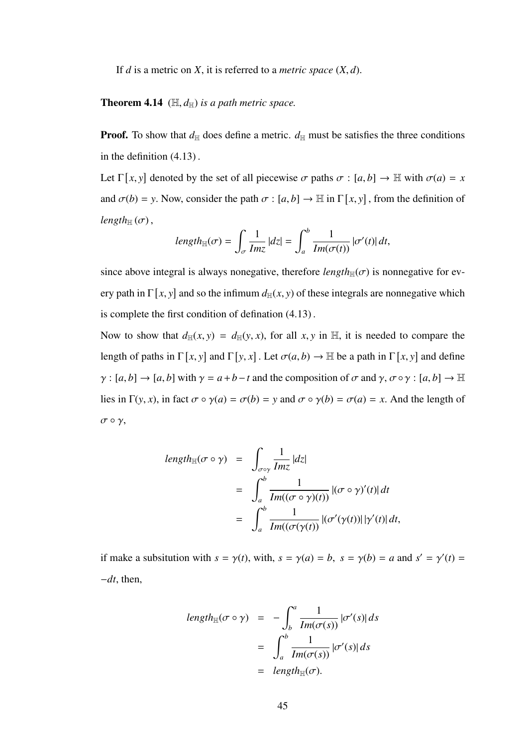If $d$ is a metric on $X$, it is referred to a *metric space* $(X, d)$.

**Theorem 4.14** $(\mathbb{H}, d_{\mathbb{H}})$ *is a path metric space.*

**Proof.** To show that $d_{\mathbb{H}}$ does define a metric. $d_{\mathbb{H}}$ must be satisfies the three conditions in the definition (4.13) .

Let $\Gamma[x, y]$ denoted by the set of all piecewise $\sigma$ paths $\sigma : [a, b] \to \mathbb{H}$ with $\sigma(a) = x$ and $\sigma(b) = y$. Now, consider the path $\sigma : [a, b] \to \mathbb{H}$ in $\Gamma[x, y]$ , from the definition of $length_{\mathbb{H}}(\sigma)$ ,

$$length_{\mathbb{H}}(\sigma) = \int_{\sigma} \frac{1}{Imz} |dz| = \int_{a}^{b} \frac{1}{Im(\sigma(t))} |\sigma'(t)| \, dt,$$

since above integral is always nonegative, therefore $length_{\mathbb{H}}(\sigma)$ is nonnegative for every path in $\Gamma[x, y]$ and so the infimum $d_{\mathbb{H}}(x, y)$ of these integrals are nonnegative which is complete the first condition of defination (4.13) .

Now to show that $d_{\mathbb{H}}(x, y) = d_{\mathbb{H}}(y, x)$, for all $x, y$ in $\mathbb{H}$, it is needed to compare the length of paths in $\Gamma[x, y]$ and $\Gamma[y, x]$ . Let $\sigma(a, b) \to \mathbb{H}$ be a path in $\Gamma[x, y]$ and define $\gamma : [a, b] \to [a, b]$ with $\gamma = a + b - t$ and the composition of $\sigma$ and $\gamma$, $\sigma \circ \gamma : [a, b] \to \mathbb{H}$ lies in $\Gamma(y, x)$, in fact $\sigma \circ \gamma(a) = \sigma(b) = y$ and $\sigma \circ \gamma(b) = \sigma(a) = x$. And the length of $\sigma \circ \gamma$,

$$\begin{aligned}
length_{\mathbb{H}}(\sigma \circ \gamma) &= \int_{\sigma \circ \gamma} \frac{1}{Imz} |dz| \\
&= \int_{a}^{b} \frac{1}{Im((\sigma \circ \gamma)(t))} |(\sigma \circ \gamma)'(t)| \, dt \\
&= \int_{a}^{b} \frac{1}{Im((\sigma(\gamma(t))} |(\sigma'(\gamma(t))| \, |\gamma'(t)| \, dt,
\end{aligned}$$

if make a subsitution with $s = \gamma(t)$, with, $s = \gamma(a) = b$, $s = \gamma(b) = a$ and $s' = \gamma'(t) = -dt$, then,

$$\begin{aligned}
length_{\mathbb{H}}(\sigma \circ \gamma) &= -\int_{b}^{a} \frac{1}{Im(\sigma(s))} |\sigma'(s)| \, ds \\
&= \int_{a}^{b} \frac{1}{Im(\sigma(s))} |\sigma'(s)| \, ds \\
&= length_{\mathbb{H}}(\sigma).
\end{aligned}$$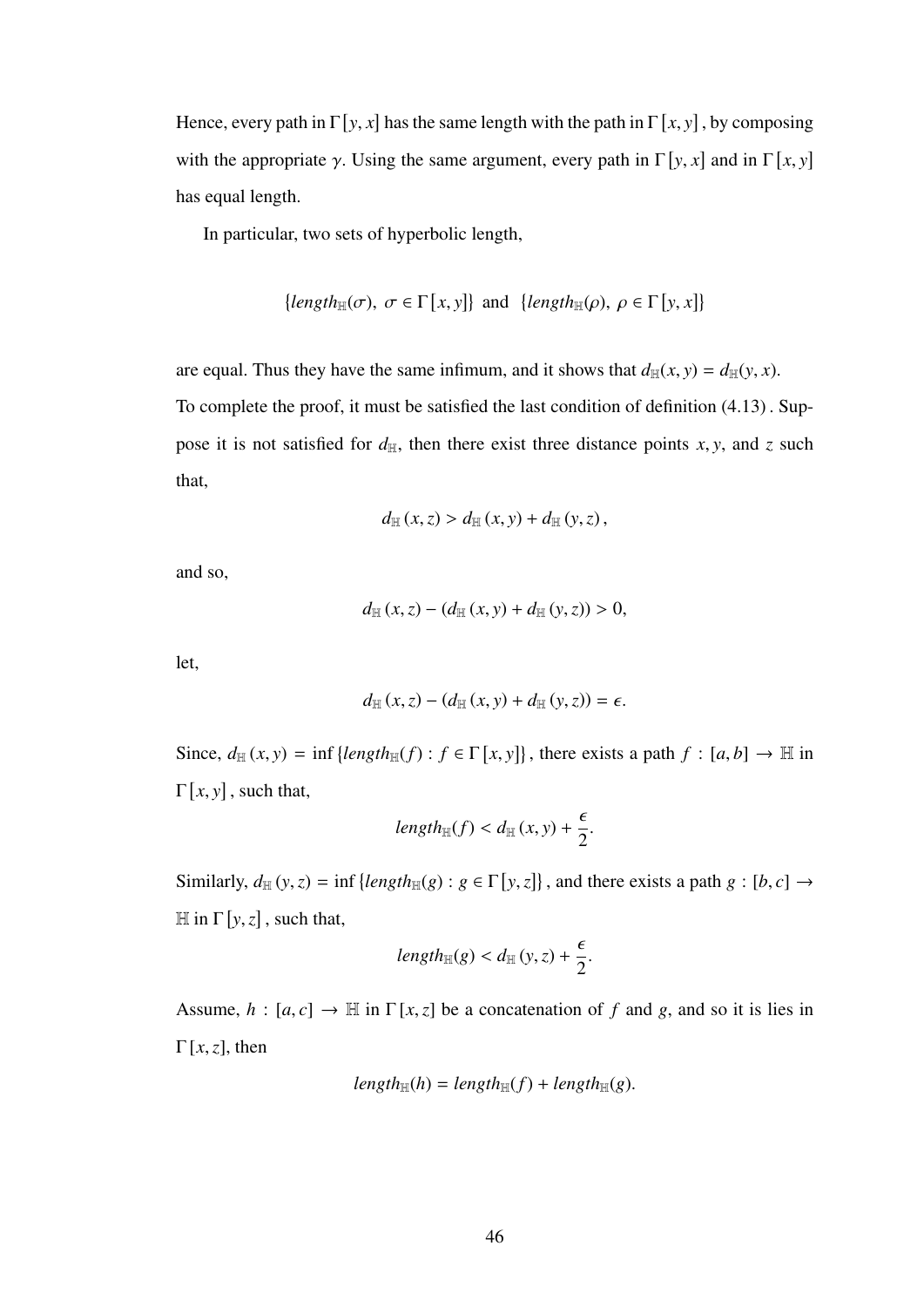Hence, every path in $\Gamma[y, x]$ has the same length with the path in $\Gamma[x, y]$, by composing with the appropriate $\gamma$. Using the same argument, every path in $\Gamma[y, x]$ and in $\Gamma[x, y]$ has equal length.

In particular, two sets of hyperbolic length,

$$\{length_{\mathbb{H}}(\sigma),\ \sigma \in \Gamma[x, y]\} \text{ and } \{length_{\mathbb{H}}(\rho),\ \rho \in \Gamma[y, x]\}$$

are equal. Thus they have the same infimum, and it shows that $d_{\mathbb{H}}(x, y) = d_{\mathbb{H}}(y, x)$.
To complete the proof, it must be satisfied the last condition of definition (4.13). Suppose it is not satisfied for $d_{\mathbb{H}}$, then there exist three distance points $x, y$, and $z$ such that,

$$d_{\mathbb{H}}(x, z) > d_{\mathbb{H}}(x, y) + d_{\mathbb{H}}(y, z),$$

and so,

$$d_{\mathbb{H}}(x, z) - (d_{\mathbb{H}}(x, y) + d_{\mathbb{H}}(y, z)) > 0,$$

let,

$$d_{\mathbb{H}}(x, z) - (d_{\mathbb{H}}(x, y) + d_{\mathbb{H}}(y, z)) = \epsilon.$$

Since, $d_{\mathbb{H}}(x, y) = \inf\{length_{\mathbb{H}}(f) : f \in \Gamma[x, y]\}$, there exists a path $f : [a, b] \to \mathbb{H}$ in $\Gamma[x, y]$, such that,

$$length_{\mathbb{H}}(f) < d_{\mathbb{H}}(x, y) + \frac{\epsilon}{2}.$$

Similarly, $d_{\mathbb{H}}(y, z) = \inf\{length_{\mathbb{H}}(g) : g \in \Gamma[y, z]\}$, and there exists a path $g : [b, c] \to \mathbb{H}$ in $\Gamma[y, z]$, such that,

$$length_{\mathbb{H}}(g) < d_{\mathbb{H}}(y, z) + \frac{\epsilon}{2}.$$

Assume, $h : [a, c] \to \mathbb{H}$ in $\Gamma[x, z]$ be a concatenation of $f$ and $g$, and so it is lies in $\Gamma[x, z]$, then

$$length_{\mathbb{H}}(h) = length_{\mathbb{H}}(f) + length_{\mathbb{H}}(g).$$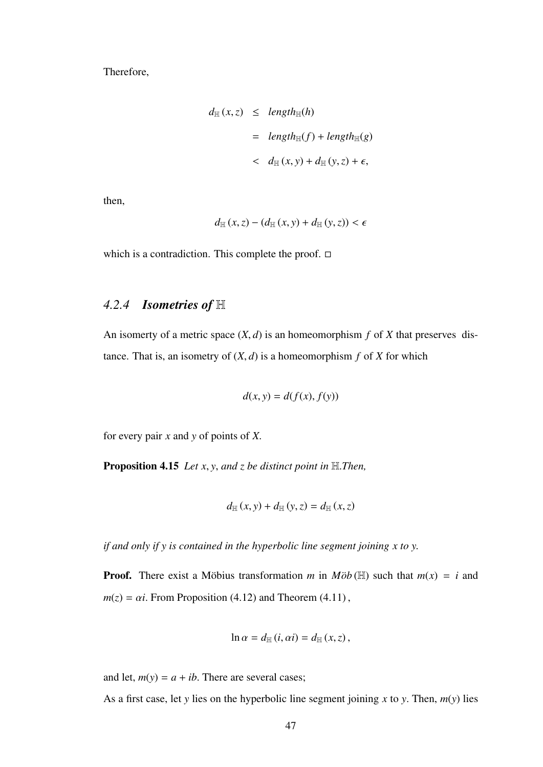Therefore,

$$
\begin{aligned}
d_{\mathbb{H}}(x,z) &\leq length_{\mathbb{H}}(h) \\
&= length_{\mathbb{H}}(f) + length_{\mathbb{H}}(g) \\
&< d_{\mathbb{H}}(x,y) + d_{\mathbb{H}}(y,z) + \epsilon,
\end{aligned}
$$

then,

$$
d_{\mathbb{H}}(x,z) - (d_{\mathbb{H}}(x,y) + d_{\mathbb{H}}(y,z)) < \epsilon
$$

which is a contradiction. This complete the proof. □

### *4.2.4 Isometries of* $\mathbb{H}$

An isomerty of a metric space $(X, d)$ is an homeomorphism $f$ of $X$ that preserves distance. That is, an isometry of $(X, d)$ is a homeomorphism $f$ of $X$ for which

$$
d(x,y) = d(f(x), f(y))
$$

for every pair $x$ and $y$ of points of $X$.

**Proposition 4.15** *Let $x, y$, and $z$ be distinct point in $\mathbb{H}$.Then,*

$$
d_{\mathbb{H}}(x,y) + d_{\mathbb{H}}(y,z) = d_{\mathbb{H}}(x,z)
$$

*if and only if $y$ is contained in the hyperbolic line segment joining $x$ to $y$.*

**Proof.** There exist a Möbius transformation $m$ in $M\ddot{o}b(\mathbb{H})$ such that $m(x) = i$ and $m(z) = \alpha i$. From Proposition (4.12) and Theorem (4.11) ,

$$
\ln\alpha = d_{\mathbb{H}}(i, \alpha i) = d_{\mathbb{H}}(x,z),
$$

and let, $m(y) = a + ib$. There are several cases;

As a first case, let $y$ lies on the hyperbolic line segment joining $x$ to $y$. Then, $m(y)$ lies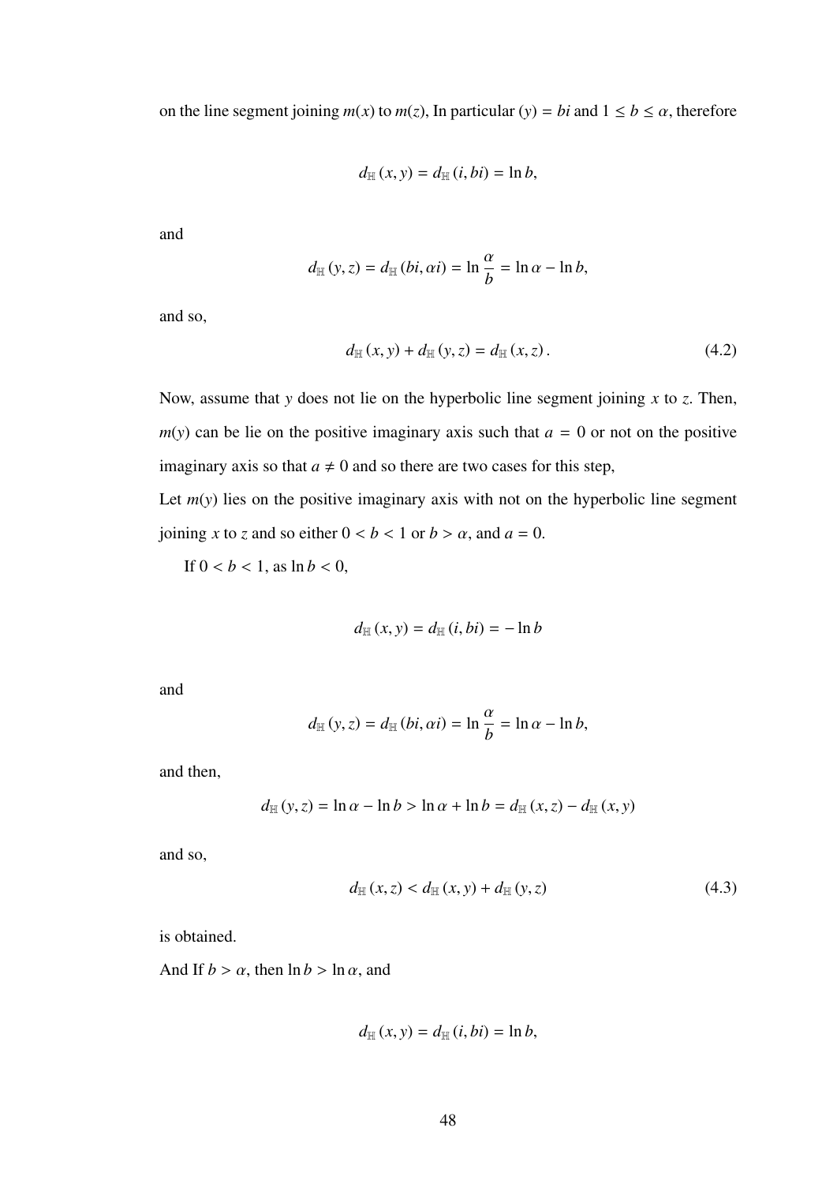on the line segment joining $m(x)$ to $m(z)$, In particular $(y) = bi$ and $1 \leq b \leq \alpha$, therefore

$$d_{\mathbb{H}}(x, y) = d_{\mathbb{H}}(i, bi) = \ln b,$$

and

$$d_{\mathbb{H}}(y, z) = d_{\mathbb{H}}(bi, \alpha i) = \ln \frac{\alpha}{b} = \ln \alpha - \ln b,$$

and so,

$$d_{\mathbb{H}}(x, y) + d_{\mathbb{H}}(y, z) = d_{\mathbb{H}}(x, z). \tag{4.2}$$

Now, assume that $y$ does not lie on the hyperbolic line segment joining $x$ to $z$. Then, $m(y)$ can be lie on the positive imaginary axis such that $a = 0$ or not on the positive imaginary axis so that $a \neq 0$ and so there are two cases for this step,

Let $m(y)$ lies on the positive imaginary axis with not on the hyperbolic line segment joining $x$ to $z$ and so either $0 < b < 1$ or $b > \alpha$, and $a = 0$.

If $0 < b < 1$, as $\ln b < 0$,

$$d_{\mathbb{H}}(x, y) = d_{\mathbb{H}}(i, bi) = -\ln b$$

and

$$d_{\mathbb{H}}(y, z) = d_{\mathbb{H}}(bi, \alpha i) = \ln \frac{\alpha}{b} = \ln \alpha - \ln b,$$

and then,

$$d_{\mathbb{H}}(y, z) = \ln \alpha - \ln b > \ln \alpha + \ln b = d_{\mathbb{H}}(x, z) - d_{\mathbb{H}}(x, y)$$

and so,

$$d_{\mathbb{H}}(x, z) < d_{\mathbb{H}}(x, y) + d_{\mathbb{H}}(y, z) \tag{4.3}$$

is obtained.

And If $b > \alpha$, then $\ln b > \ln \alpha$, and

$$d_{\mathbb{H}}(x, y) = d_{\mathbb{H}}(i, bi) = \ln b,$$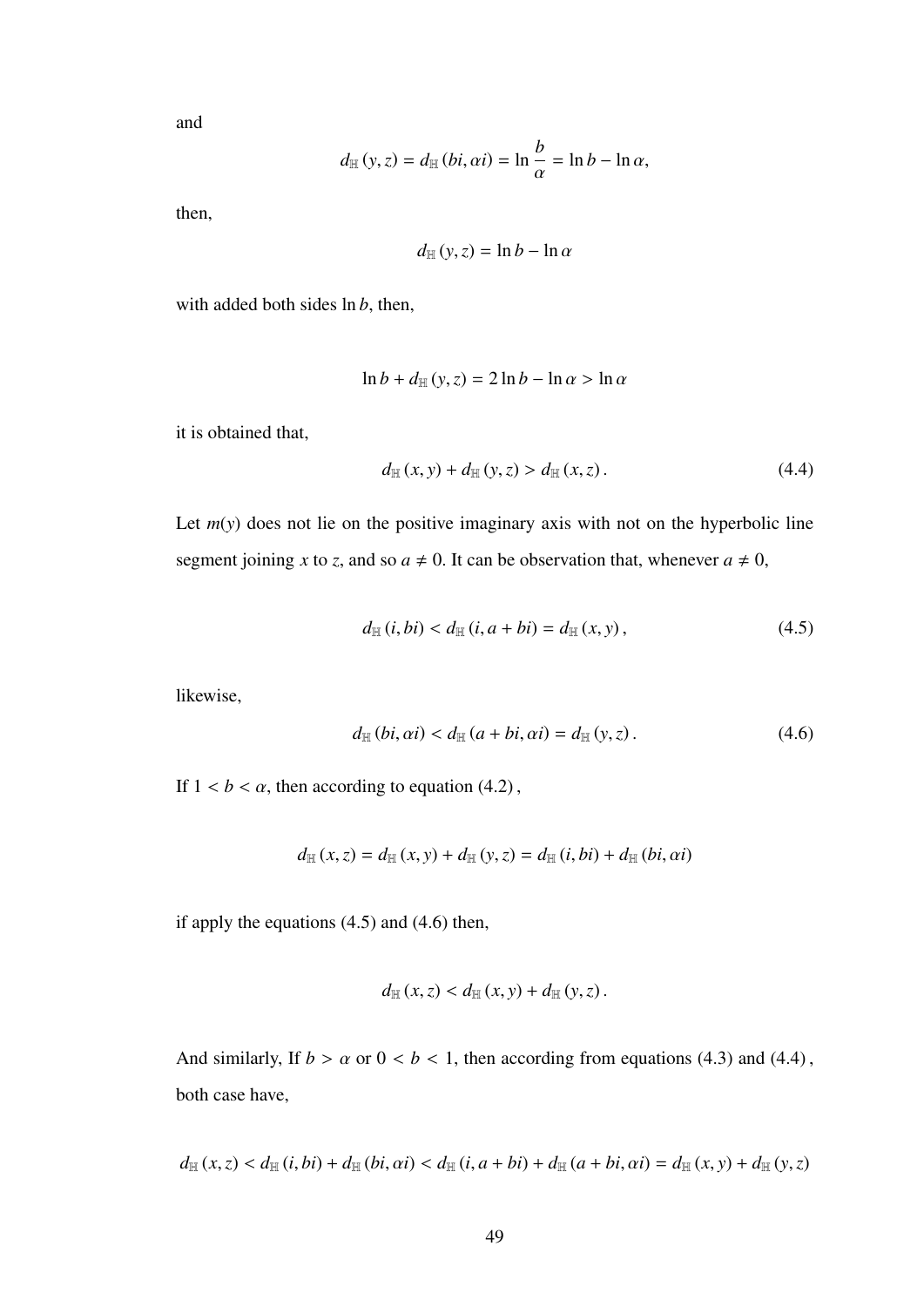and

$$d_{\mathbb{H}}(y,z) = d_{\mathbb{H}}(bi, \alpha i) = \ln \frac{b}{\alpha} = \ln b - \ln \alpha,$$

then,

$$d_{\mathbb{H}}(y,z) = \ln b - \ln \alpha$$

with added both sides $\ln b$, then,

$$\ln b + d_{\mathbb{H}}(y,z) = 2\ln b - \ln \alpha > \ln \alpha$$

it is obtained that,

$$d_{\mathbb{H}}(x,y) + d_{\mathbb{H}}(y,z) > d_{\mathbb{H}}(x,z). \tag{4.4}$$

Let $m(y)$ does not lie on the positive imaginary axis with not on the hyperbolic line segment joining $x$ to $z$, and so $a \neq 0$. It can be observation that, whenever $a \neq 0$,

$$d_{\mathbb{H}}(i, bi) < d_{\mathbb{H}}(i, a+bi) = d_{\mathbb{H}}(x,y), \tag{4.5}$$

likewise,

$$d_{\mathbb{H}}(bi, \alpha i) < d_{\mathbb{H}}(a+bi, \alpha i) = d_{\mathbb{H}}(y,z). \tag{4.6}$$

If $1 < b < \alpha$, then according to equation (4.2),

$$d_{\mathbb{H}}(x,z) = d_{\mathbb{H}}(x,y) + d_{\mathbb{H}}(y,z) = d_{\mathbb{H}}(i,bi) + d_{\mathbb{H}}(bi,\alpha i)$$

if apply the equations (4.5) and (4.6) then,

$$d_{\mathbb{H}}(x,z) < d_{\mathbb{H}}(x,y) + d_{\mathbb{H}}(y,z).$$

And similarly, If $b > \alpha$ or $0 < b < 1$, then according from equations (4.3) and (4.4), both case have,

$$d_{\mathbb{H}}(x,z) < d_{\mathbb{H}}(i,bi) + d_{\mathbb{H}}(bi,\alpha i) < d_{\mathbb{H}}(i,a+bi) + d_{\mathbb{H}}(a+bi,\alpha i) = d_{\mathbb{H}}(x,y) + d_{\mathbb{H}}(y,z)$$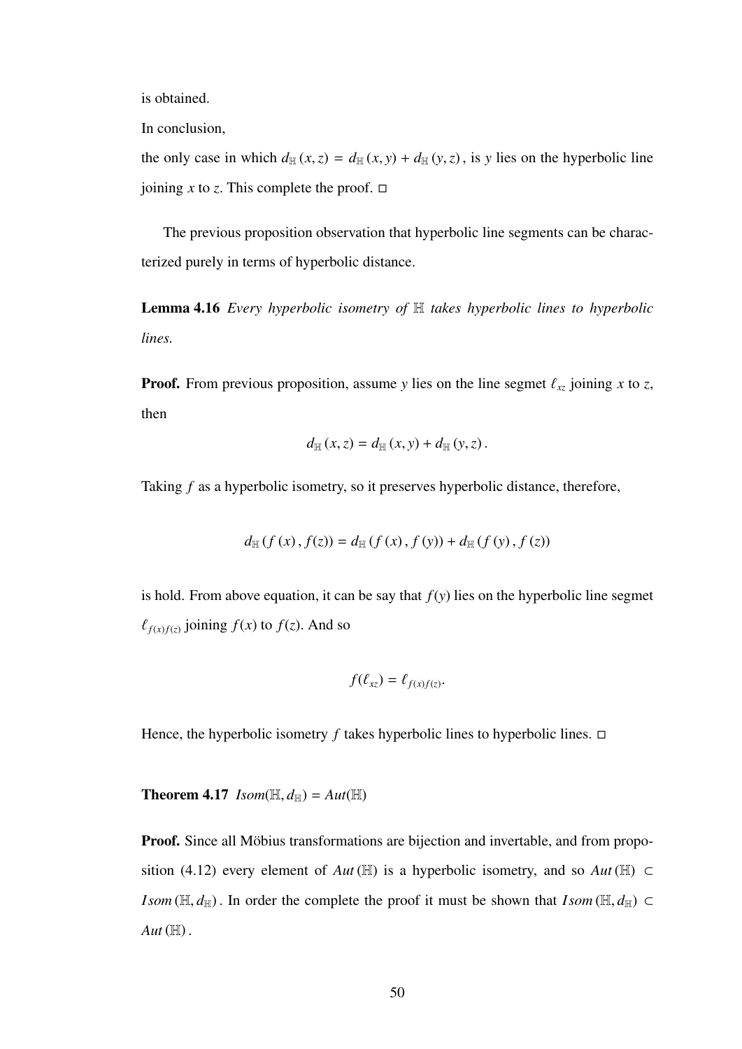is obtained.

In conclusion,

the only case in which $d_{\mathbb{H}}(x,z) = d_{\mathbb{H}}(x,y) + d_{\mathbb{H}}(y,z)$, is $y$ lies on the hyperbolic line joining $x$ to $z$. This complete the proof. □

The previous proposition observation that hyperbolic line segments can be characterized purely in terms of hyperbolic distance.

**Lemma 4.16** *Every hyperbolic isometry of* $\mathbb{H}$ *takes hyperbolic lines to hyperbolic lines.*

**Proof.** From previous proposition, assume $y$ lies on the line segmet $\ell_{xz}$ joining $x$ to $z$, then

$$d_{\mathbb{H}}(x,z) = d_{\mathbb{H}}(x,y) + d_{\mathbb{H}}(y,z).$$

Taking $f$ as a hyperbolic isometry, so it preserves hyperbolic distance, therefore,

$$d_{\mathbb{H}}(f(x), f(z)) = d_{\mathbb{H}}(f(x), f(y)) + d_{\mathbb{H}}(f(y), f(z))$$

is hold. From above equation, it can be say that $f(y)$ lies on the hyperbolic line segmet $\ell_{f(x)f(z)}$ joining $f(x)$ to $f(z)$. And so

$$f(\ell_{xz}) = \ell_{f(x)f(z)}.$$

Hence, the hyperbolic isometry $f$ takes hyperbolic lines to hyperbolic lines. □

**Theorem 4.17** $Isom(\mathbb{H}, d_{\mathbb{H}}) = Aut(\mathbb{H})$

**Proof.** Since all Möbius transformations are bijection and invertable, and from proposition (4.12) every element of $Aut(\mathbb{H})$ is a hyperbolic isometry, and so $Aut(\mathbb{H}) \subset Isom(\mathbb{H}, d_{\mathbb{H}})$. In order the complete the proof it must be shown that $Isom(\mathbb{H}, d_{\mathbb{H}}) \subset Aut(\mathbb{H})$.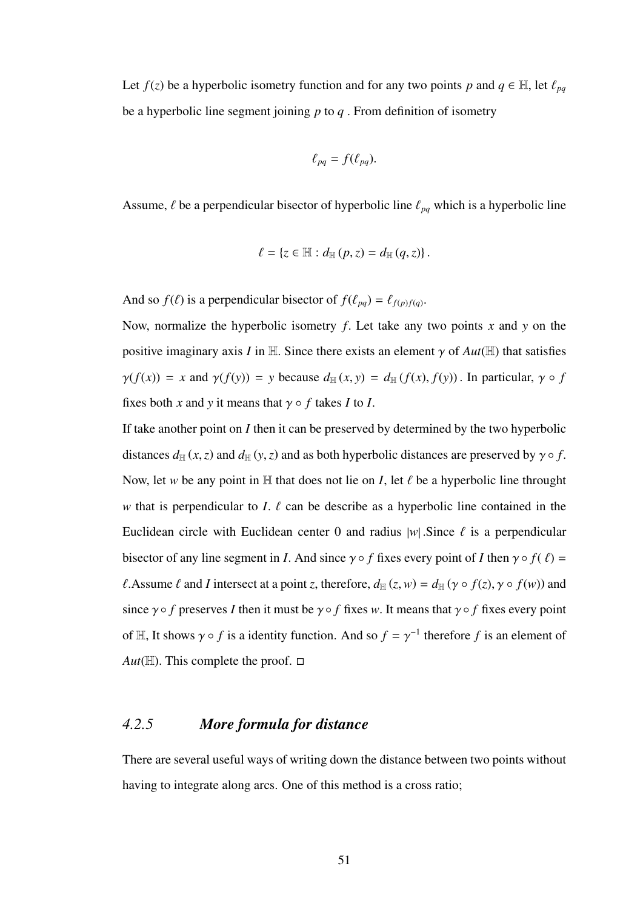Let $f(z)$ be a hyperbolic isometry function and for any two points $p$ and $q \in \mathbb{H}$, let $\ell_{pq}$ be a hyperbolic line segment joining $p$ to $q$ . From definition of isometry

$$\ell_{pq} = f(\ell_{pq}).$$

Assume, $\ell$ be a perpendicular bisector of hyperbolic line $\ell_{pq}$ which is a hyperbolic line

$$\ell = \{z \in \mathbb{H} : d_{\mathbb{H}}(p, z) = d_{\mathbb{H}}(q, z)\}.$$

And so $f(\ell)$ is a perpendicular bisector of $f(\ell_{pq}) = \ell_{f(p)f(q)}$.

Now, normalize the hyperbolic isometry $f$. Let take any two points $x$ and $y$ on the positive imaginary axis $I$ in $\mathbb{H}$. Since there exists an element $\gamma$ of $Aut(\mathbb{H})$ that satisfies $\gamma(f(x)) = x$ and $\gamma(f(y)) = y$ because $d_{\mathbb{H}}(x, y) = d_{\mathbb{H}}(f(x), f(y))$. In particular, $\gamma \circ f$ fixes both $x$ and $y$ it means that $\gamma \circ f$ takes $I$ to $I$.

If take another point on $I$ then it can be preserved by determined by the two hyperbolic distances $d_{\mathbb{H}}(x, z)$ and $d_{\mathbb{H}}(y, z)$ and as both hyperbolic distances are preserved by $\gamma \circ f$.

Now, let $w$ be any point in $\mathbb{H}$ that does not lie on $I$, let $\ell$ be a hyperbolic line throught $w$ that is perpendicular to $I$. $\ell$ can be describe as a hyperbolic line contained in the Euclidean circle with Euclidean center 0 and radius $|w|$ .Since $\ell$ is a perpendicular bisector of any line segment in $I$. And since $\gamma \circ f$ fixes every point of $I$ then $\gamma \circ f(\ell) = \ell$.Assume $\ell$ and $I$ intersect at a point $z$, therefore, $d_{\mathbb{H}}(z, w) = d_{\mathbb{H}}(\gamma \circ f(z), \gamma \circ f(w))$ and since $\gamma \circ f$ preserves $I$ then it must be $\gamma \circ f$ fixes $w$. It means that $\gamma \circ f$ fixes every point of $\mathbb{H}$, It shows $\gamma \circ f$ is a identity function. And so $f = \gamma^{-1}$ therefore $f$ is an element of $Aut(\mathbb{H})$. This complete the proof. □

### 4.2.5 *More formula for distance*

There are several useful ways of writing down the distance between two points without having to integrate along arcs. One of this method is a cross ratio;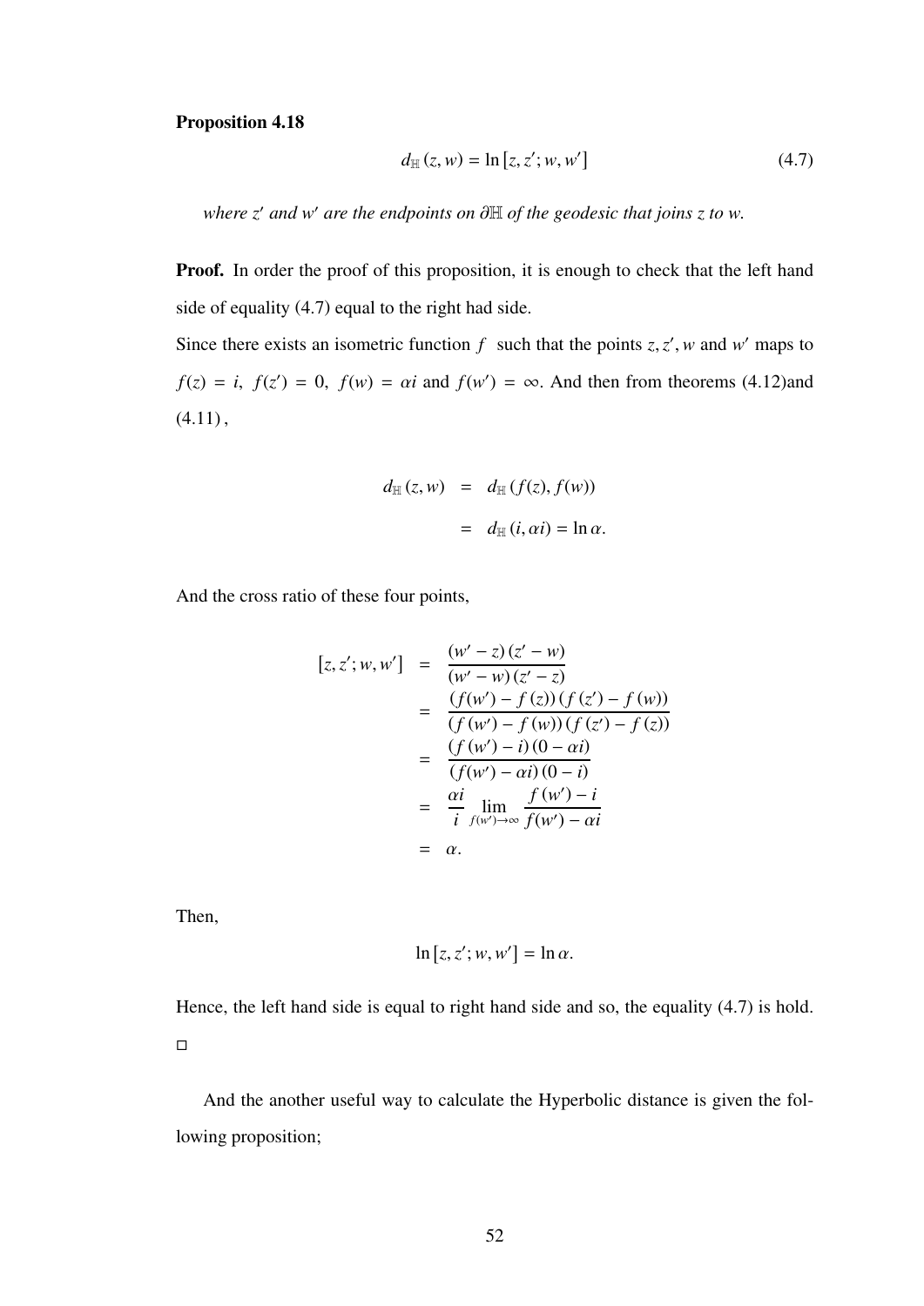**Proposition 4.18**

$$d_{\mathbb{H}}(z,w) = \ln[z, z'; w, w'] \tag{4.7}$$

*where $z'$ and $w'$ are the endpoints on $\partial\mathbb{H}$ of the geodesic that joins $z$ to $w$.*

**Proof.** In order the proof of this proposition, it is enough to check that the left hand side of equality (4.7) equal to the right had side.

Since there exists an isometric function $f$ such that the points $z, z', w$ and $w'$ maps to $f(z) = i$, $f(z') = 0$, $f(w) = \alpha i$ and $f(w') = \infty$. And then from theorems (4.12)and (4.11) ,

$$\begin{aligned} d_{\mathbb{H}}(z,w) &= d_{\mathbb{H}}(f(z), f(w)) \\ &= d_{\mathbb{H}}(i, \alpha i) = \ln \alpha. \end{aligned}$$

And the cross ratio of these four points,

$$\begin{aligned} [z, z'; w, w'] &= \frac{(w' - z)(z' - w)}{(w' - w)(z' - z)} \\ &= \frac{(f(w') - f(z))(f(z') - f(w))}{(f(w') - f(w))(f(z') - f(z))} \\ &= \frac{(f(w') - i)(0 - \alpha i)}{(f(w') - \alpha i)(0 - i)} \\ &= \frac{\alpha i}{i} \lim_{f(w') \to \infty} \frac{f(w') - i}{f(w') - \alpha i} \\ &= \alpha. \end{aligned}$$

Then,

$$\ln[z, z'; w, w'] = \ln \alpha.$$

Hence, the left hand side is equal to right hand side and so, the equality (4.7) is hold. □

And the another useful way to calculate the Hyperbolic distance is given the following proposition;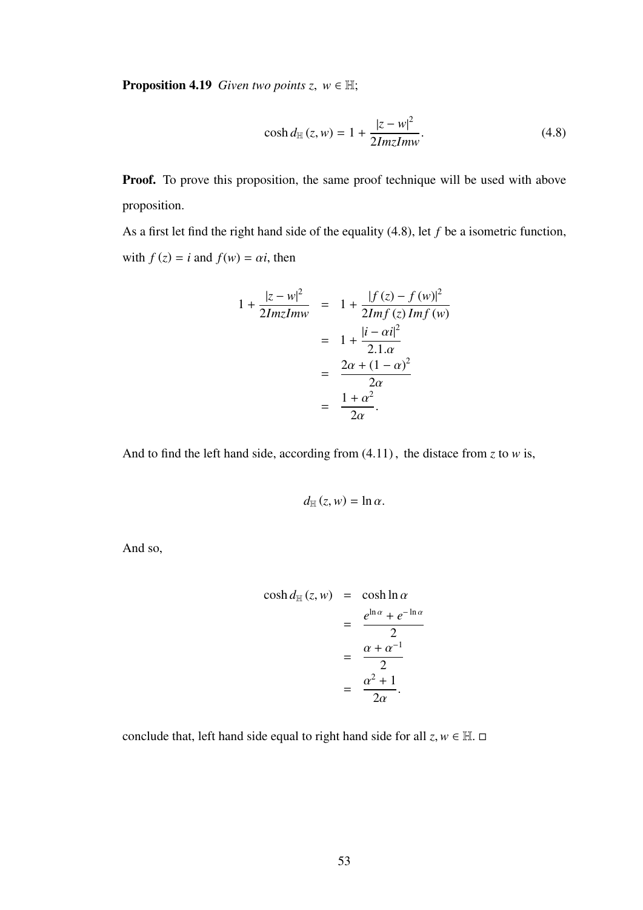**Proposition 4.19** *Given two points $z,\ w \in \mathbb{H}$;*

$$\cosh d_{\mathbb{H}}(z,w) = 1 + \frac{|z-w|^2}{2ImzImw}. \tag{4.8}$$

**Proof.** To prove this proposition, the same proof technique will be used with above proposition.

As a first let find the right hand side of the equality (4.8), let $f$ be a isometric function, with $f(z) = i$ and $f(w) = \alpha i$, then

$$\begin{aligned}
1 + \frac{|z-w|^2}{2ImzImw} &= 1 + \frac{|f(z) - f(w)|^2}{2Imf(z)\,Imf(w)} \\
&= 1 + \frac{|i - \alpha i|^2}{2.1.\alpha} \\
&= \frac{2\alpha + (1-\alpha)^2}{2\alpha} \\
&= \frac{1+\alpha^2}{2\alpha}.
\end{aligned}$$

And to find the left hand side, according from (4.11) , the distace from $z$ to $w$ is,

$$d_{\mathbb{H}}(z,w) = \ln \alpha.$$

And so,

$$\begin{aligned}
\cosh d_{\mathbb{H}}(z,w) &= \cosh \ln \alpha \\
&= \frac{e^{\ln \alpha} + e^{-\ln \alpha}}{2} \\
&= \frac{\alpha + \alpha^{-1}}{2} \\
&= \frac{\alpha^2 + 1}{2\alpha}.
\end{aligned}$$

conclude that, left hand side equal to right hand side for all $z, w \in \mathbb{H}$. □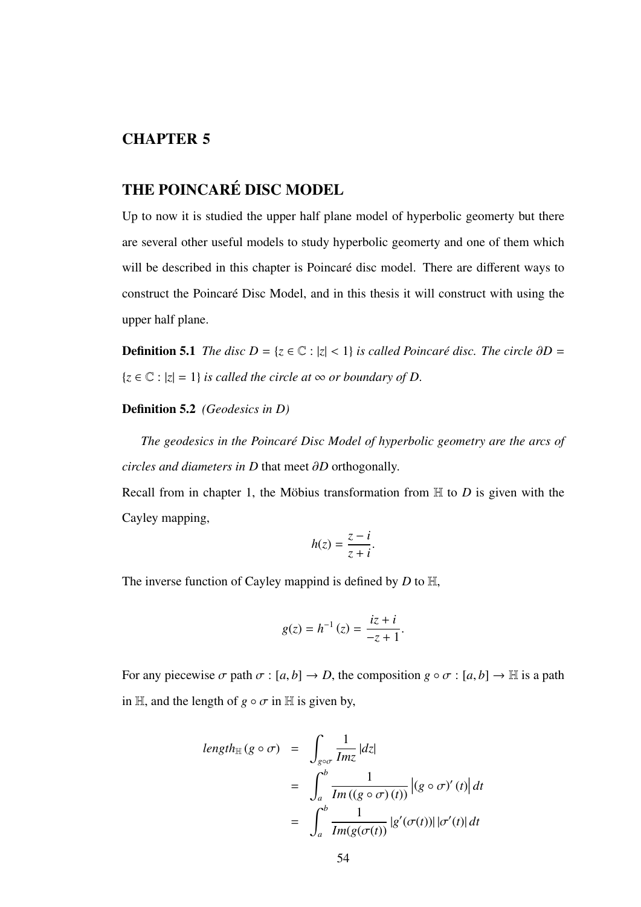# CHAPTER 5

## THE POINCARÉ DISC MODEL

Up to now it is studied the upper half plane model of hyperbolic geomerty but there are several other useful models to study hyperbolic geomerty and one of them which will be described in this chapter is Poincaré disc model. There are different ways to construct the Poincaré Disc Model, and in this thesis it will construct with using the upper half plane.

**Definition 5.1** *The disc $D = \{z \in \mathbb{C} : |z| < 1\}$ is called Poincaré disc. The circle $\partial D = \{z \in \mathbb{C} : |z| = 1\}$ is called the circle at $\infty$ or boundary of $D$.*

**Definition 5.2** *(Geodesics in D)*

*The geodesics in the Poincaré Disc Model of hyperbolic geometry are the arcs of circles and diameters in $D$ that meet $\partial D$* orthogonally.

Recall from in chapter 1, the Möbius transformation from $\mathbb{H}$ to $D$ is given with the Cayley mapping,

$$h(z) = \frac{z - i}{z + i}.$$

The inverse function of Cayley mappind is defined by $D$ to $\mathbb{H}$,

$$g(z) = h^{-1}(z) = \frac{iz + i}{-z + 1}.$$

For any piecewise $\sigma$ path $\sigma : [a, b] \to D$, the composition $g \circ \sigma : [a, b] \to \mathbb{H}$ is a path in $\mathbb{H}$, and the length of $g \circ \sigma$ in $\mathbb{H}$ is given by,

$$\begin{aligned}
length_{\mathbb{H}}(g \circ \sigma) &= \int_{g \circ \sigma} \frac{1}{Im z} |dz| \\
&= \int_a^b \frac{1}{Im((g \circ \sigma)(t))} \left|(g \circ \sigma)'(t)\right| dt \\
&= \int_a^b \frac{1}{Im(g(\sigma(t)))} |g'(\sigma(t))| |\sigma'(t)| dt
\end{aligned}$$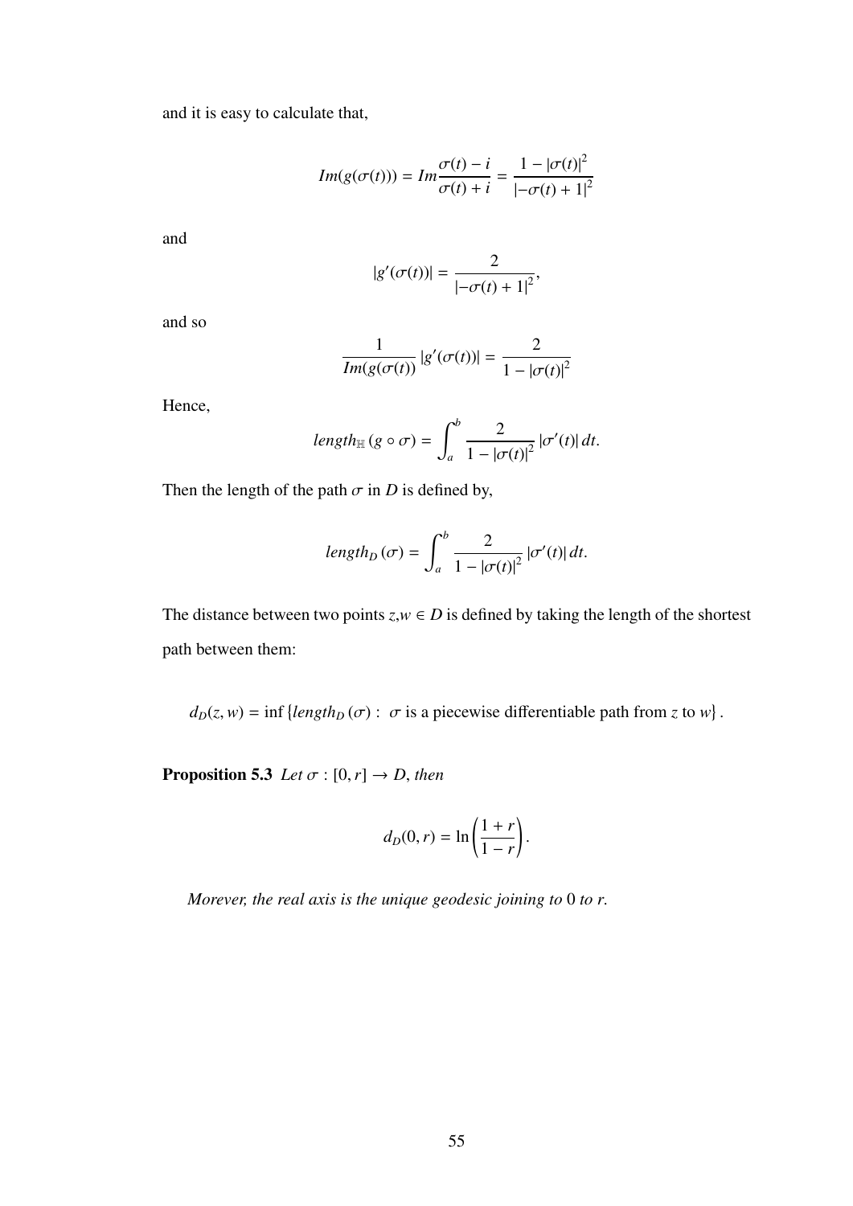and it is easy to calculate that,

$$Im(g(\sigma(t))) = Im\frac{\sigma(t) - i}{\sigma(t) + i} = \frac{1 - |\sigma(t)|^2}{|-\sigma(t) + 1|^2}$$

and

$$|g'(\sigma(t))| = \frac{2}{|-\sigma(t) + 1|^2},$$

and so

$$\frac{1}{Im(g(\sigma(t))} |g'(\sigma(t))| = \frac{2}{1 - |\sigma(t)|^2}$$

Hence,

$$length_{\mathbb{H}}(g \circ \sigma) = \int_a^b \frac{2}{1 - |\sigma(t)|^2} |\sigma'(t)| \, dt.$$

Then the length of the path $\sigma$ in $D$ is defined by,

$$length_D(\sigma) = \int_a^b \frac{2}{1 - |\sigma(t)|^2} |\sigma'(t)| \, dt.$$

The distance between two points $z, w \in D$ is defined by taking the length of the shortest path between them:

$$d_D(z, w) = \inf \{length_D(\sigma) : \ \sigma \text{ is a piecewise differentiable path from } z \text{ to } w\}.$$

**Proposition 5.3** *Let* $\sigma : [0, r] \to D$, *then*

$$d_D(0, r) = \ln\left(\frac{1 + r}{1 - r}\right).$$

*Morever, the real axis is the unique geodesic joining to* 0 *to* $r$.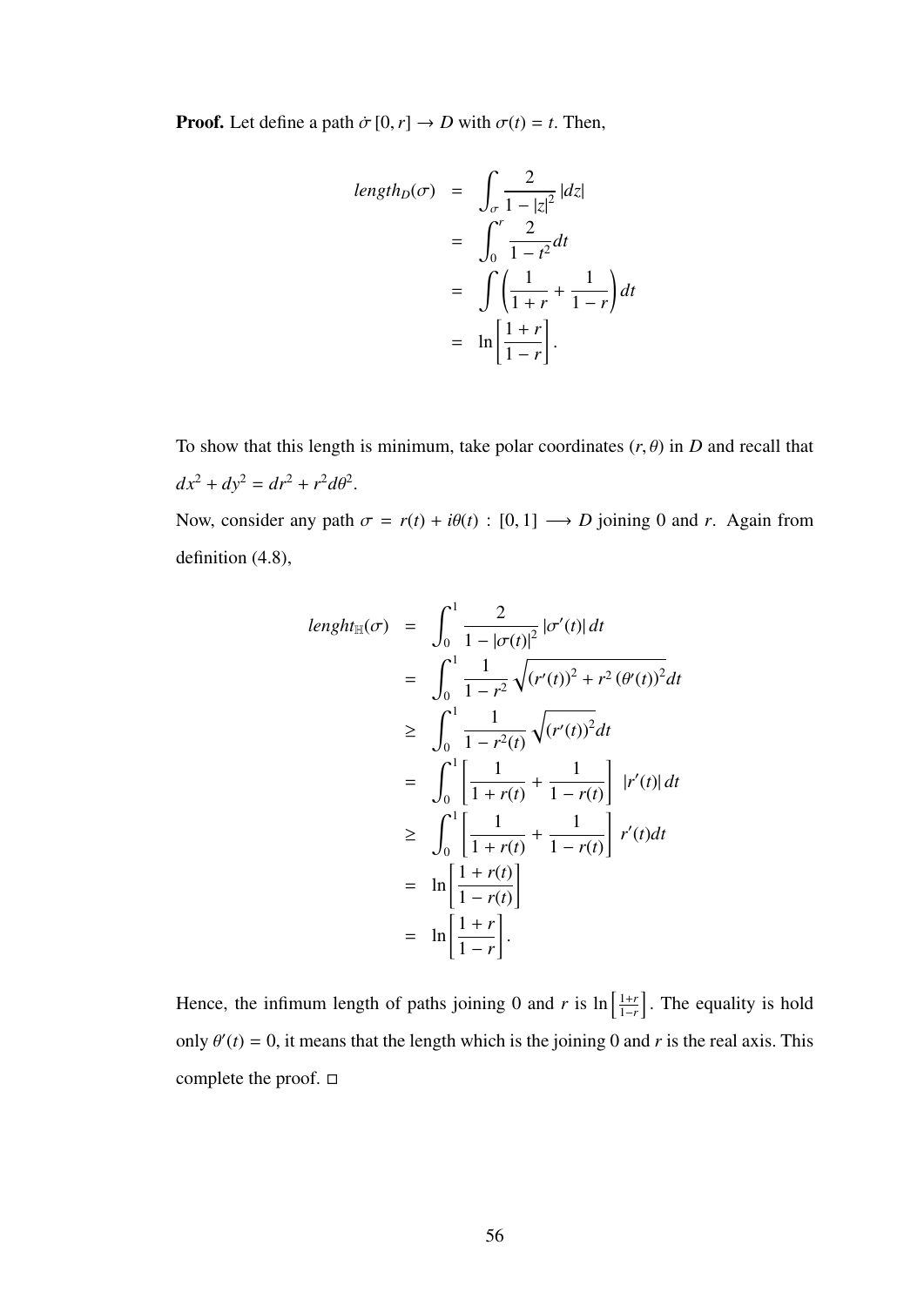**Proof.** Let define a path $\dot{\sigma}\,[0, r] \to D$ with $\sigma(t) = t$. Then,

$$
\begin{aligned}
length_D(\sigma) &= \int_{\sigma} \frac{2}{1 - |z|^2} |dz| \\
&= \int_0^r \frac{2}{1 - t^2} dt \\
&= \int \left( \frac{1}{1 + r} + \frac{1}{1 - r} \right) dt \\
&= \ln \left[ \frac{1 + r}{1 - r} \right].
\end{aligned}
$$

To show that this length is minimum, take polar coordinates $(r, \theta)$ in $D$ and recall that $dx^2 + dy^2 = dr^2 + r^2 d\theta^2$.

Now, consider any path $\sigma = r(t) + i\theta(t) : [0, 1] \longrightarrow D$ joining 0 and $r$. Again from definition (4.8),

$$
\begin{aligned}
lenght_{\mathbb{H}}(\sigma) &= \int_0^1 \frac{2}{1 - |\sigma(t)|^2} |\sigma'(t)|\, dt \\
&= \int_0^1 \frac{1}{1 - r^2} \sqrt{(r'(t))^2 + r^2 (\theta'(t))^2} dt \\
&\geq \int_0^1 \frac{1}{1 - r^2(t)} \sqrt{(r'(t))^2} dt \\
&= \int_0^1 \left[ \frac{1}{1 + r(t)} + \frac{1}{1 - r(t)} \right] |r'(t)|\, dt \\
&\geq \int_0^1 \left[ \frac{1}{1 + r(t)} + \frac{1}{1 - r(t)} \right] r'(t) dt \\
&= \ln \left[ \frac{1 + r(t)}{1 - r(t)} \right] \\
&= \ln \left[ \frac{1 + r}{1 - r} \right].
\end{aligned}
$$

Hence, the infimum length of paths joining 0 and $r$ is $\ln \left[ \frac{1+r}{1-r} \right]$. The equality is hold only $\theta'(t) = 0$, it means that the length which is the joining 0 and $r$ is the real axis. This complete the proof. □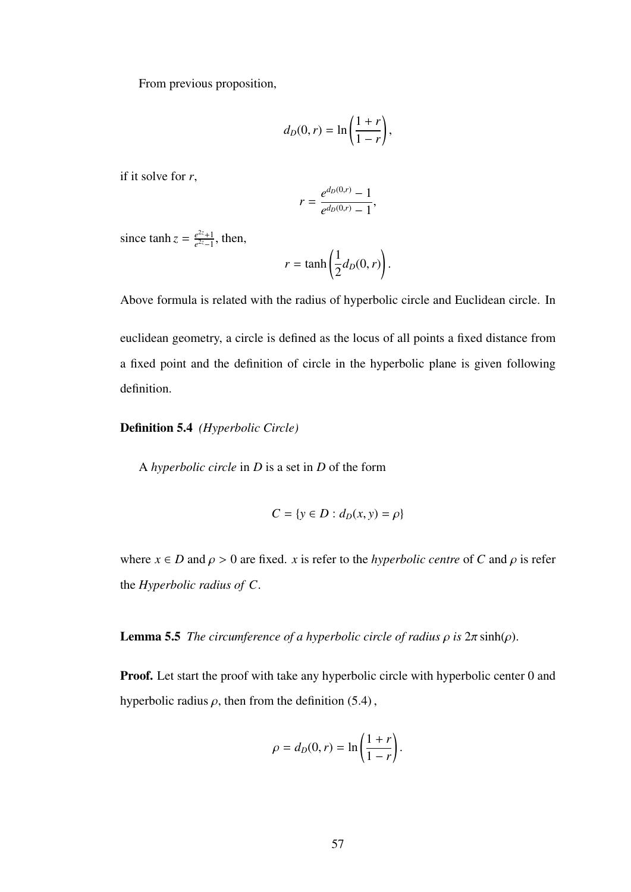From previous proposition,

$$d_D(0, r) = \ln\left(\frac{1+r}{1-r}\right),$$

if it solve for $r$,

$$r = \frac{e^{d_D(0,r)} - 1}{e^{d_D(0,r)} - 1},$$

since $\tanh z = \frac{e^{2z}+1}{e^{2z}-1}$, then,

$$r = \tanh\left(\frac{1}{2}d_D(0, r)\right).$$

Above formula is related with the radius of hyperbolic circle and Euclidean circle. In euclidean geometry, a circle is defined as the locus of all points a fixed distance from a fixed point and the definition of circle in the hyperbolic plane is given following definition.

**Definition 5.4** *(Hyperbolic Circle)*

A *hyperbolic circle* in $D$ is a set in $D$ of the form

$$C = \{y \in D : d_D(x, y) = \rho\}$$

where $x \in D$ and $\rho > 0$ are fixed. $x$ is refer to the *hyperbolic centre* of $C$ and $\rho$ is refer the *Hyperbolic radius of* $C$.

**Lemma 5.5** *The circumference of a hyperbolic circle of radius $\rho$ is $2\pi \sinh(\rho)$.*

**Proof.** Let start the proof with take any hyperbolic circle with hyperbolic center 0 and hyperbolic radius $\rho$, then from the definition (5.4) ,

$$\rho = d_D(0, r) = \ln\left(\frac{1+r}{1-r}\right).$$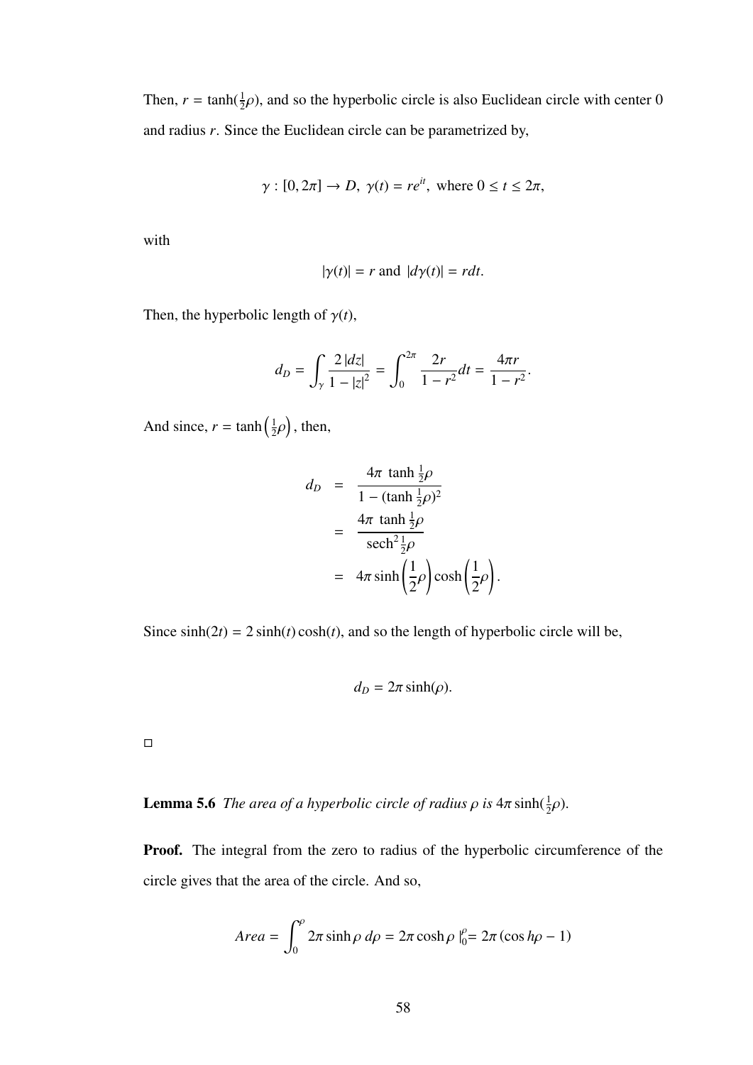Then, $r = \tanh(\frac{1}{2}\rho)$, and so the hyperbolic circle is also Euclidean circle with center 0 and radius $r$. Since the Euclidean circle can be parametrized by,

$$\gamma : [0, 2\pi] \to D, \ \gamma(t) = re^{it}, \text{ where } 0 \leq t \leq 2\pi,$$

with

$$|\gamma(t)| = r \text{ and } |d\gamma(t)| = rdt.$$

Then, the hyperbolic length of $\gamma(t)$,

$$d_D = \int_\gamma \frac{2\,|dz|}{1 - |z|^2} = \int_0^{2\pi} \frac{2r}{1 - r^2} dt = \frac{4\pi r}{1 - r^2}.$$

And since, $r = \tanh\left(\frac{1}{2}\rho\right)$, then,

$$\begin{aligned} d_D &= \frac{4\pi \ \tanh \frac{1}{2}\rho}{1 - (\tanh \frac{1}{2}\rho)^2} \\ &= \frac{4\pi \ \tanh \frac{1}{2}\rho}{\operatorname{sech}^2 \frac{1}{2}\rho} \\ &= 4\pi \sinh\left(\frac{1}{2}\rho\right) \cosh\left(\frac{1}{2}\rho\right). \end{aligned}$$

Since $\sinh(2t) = 2\sinh(t)\cosh(t)$, and so the length of hyperbolic circle will be,

$$d_D = 2\pi \sinh(\rho).$$

□

**Lemma 5.6** *The area of a hyperbolic circle of radius $\rho$ is $4\pi \sinh(\frac{1}{2}\rho)$.*

**Proof.** The integral from the zero to radius of the hyperbolic circumference of the circle gives that the area of the circle. And so,

$$Area = \int_0^\rho 2\pi \sinh \rho \ d\rho = 2\pi \cosh \rho \ |_0^\rho = 2\pi\,(\cos h\rho - 1)$$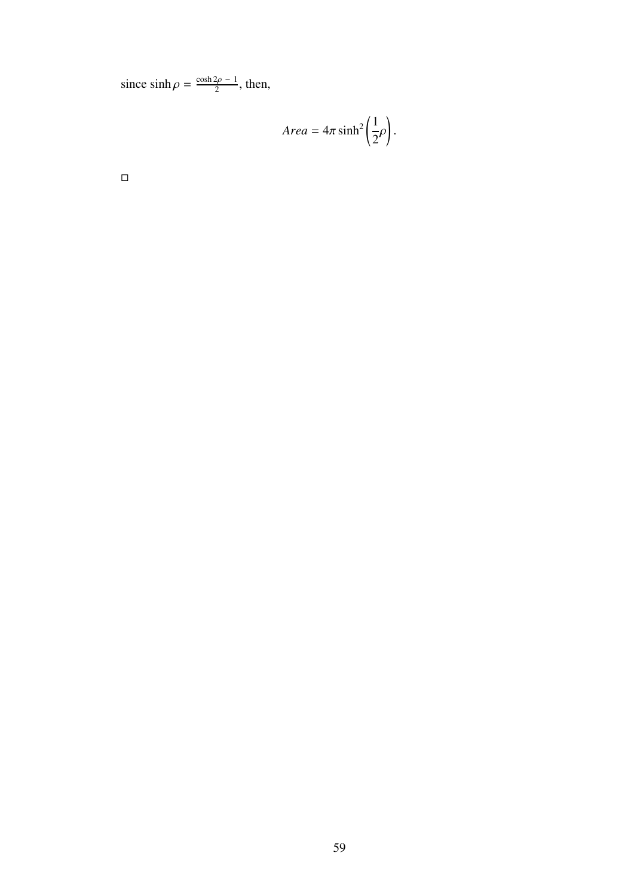since $\sinh\rho = \frac{\cosh 2\rho - 1}{2}$, then,

$$Area = 4\pi \sinh^2\left(\frac{1}{2}\rho\right).$$

□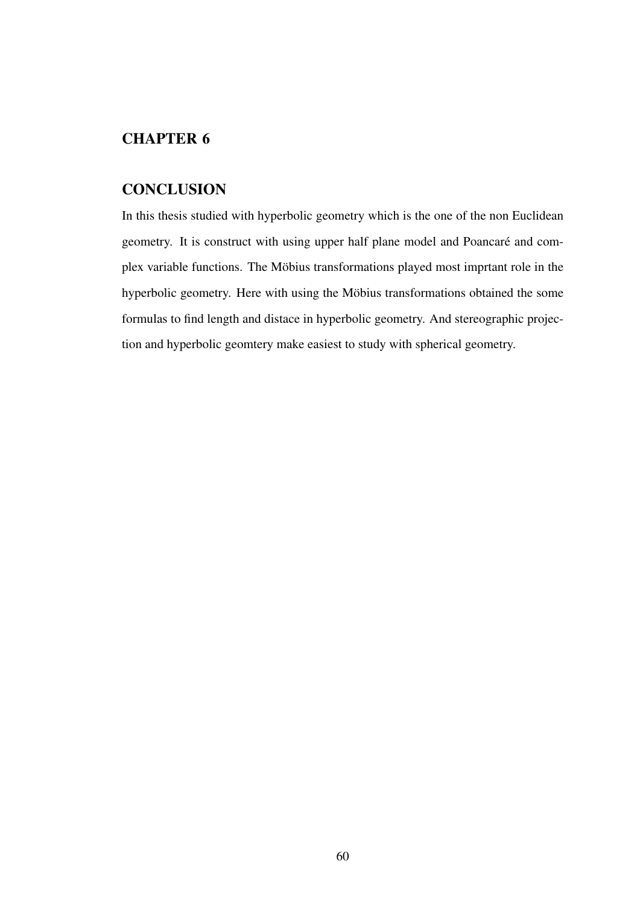# CHAPTER 6

## CONCLUSION

In this thesis studied with hyperbolic geometry which is the one of the non Euclidean geometry. It is construct with using upper half plane model and Poancaré and complex variable functions. The Möbius transformations played most imprtant role in the hyperbolic geometry. Here with using the Möbius transformations obtained the some formulas to find length and distace in hyperbolic geometry. And stereographic projection and hyperbolic geomtery make easiest to study with spherical geometry.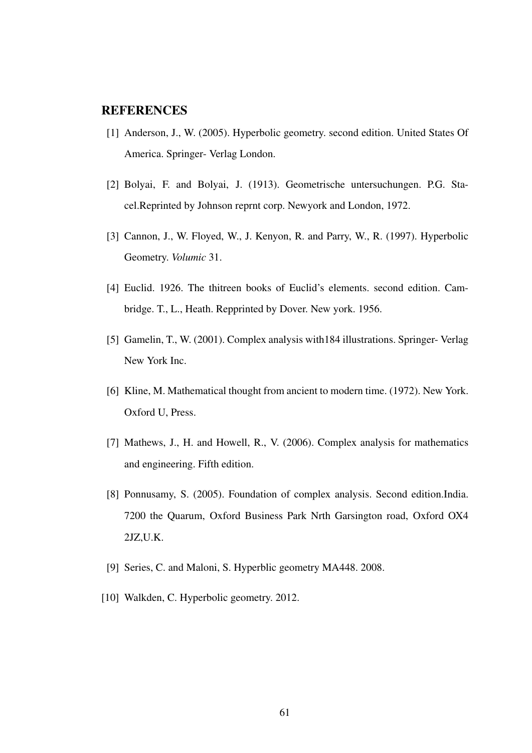## REFERENCES

[1] Anderson, J., W. (2005). Hyperbolic geometry. second edition. United States Of America. Springer- Verlag London.

[2] Bolyai, F. and Bolyai, J. (1913). Geometrische untersuchungen. P.G. Stacel.Reprinted by Johnson reprnt corp. Newyork and London, 1972.

[3] Cannon, J., W. Floyed, W., J. Kenyon, R. and Parry, W., R. (1997). Hyperbolic Geometry. *Volumic* 31.

[4] Euclid. 1926. The thitreen books of Euclid's elements. second edition. Cambridge. T., L., Heath. Repprinted by Dover. New york. 1956.

[5] Gamelin, T., W. (2001). Complex analysis with184 illustrations. Springer- Verlag New York Inc.

[6] Kline, M. Mathematical thought from ancient to modern time. (1972). New York. Oxford U, Press.

[7] Mathews, J., H. and Howell, R., V. (2006). Complex analysis for mathematics and engineering. Fifth edition.

[8] Ponnusamy, S. (2005). Foundation of complex analysis. Second edition.India. 7200 the Quarum, Oxford Business Park Nrth Garsington road, Oxford OX4 2JZ,U.K.

[9] Series, C. and Maloni, S. Hyperblic geometry MA448. 2008.

[10] Walkden, C. Hyperbolic geometry. 2012.